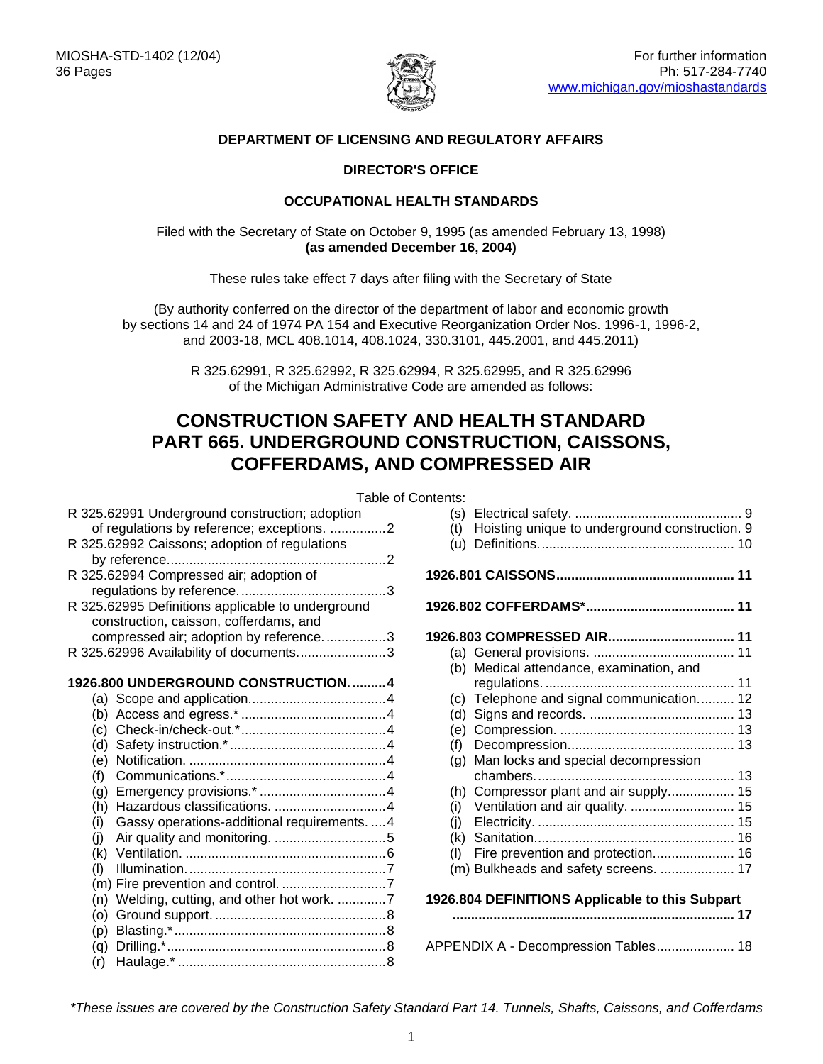MIOSHA-STD-1402 (12/04)
36 Pages

For further information
Ph: 517-284-7740
www.michigan.gov/mioshastandards

**DEPARTMENT OF LICENSING AND REGULATORY AFFAIRS**

**DIRECTOR'S OFFICE**

**OCCUPATIONAL HEALTH STANDARDS**

Filed with the Secretary of State on October 9, 1995 (as amended February 13, 1998)
**(as amended December 16, 2004)**

These rules take effect 7 days after filing with the Secretary of State

(By authority conferred on the director of the department of labor and economic growth by sections 14 and 24 of 1974 PA 154 and Executive Reorganization Order Nos. 1996-1, 1996-2, and 2003-18, MCL 408.1014, 408.1024, 330.3101, 445.2001, and 445.2011)

R 325.62991, R 325.62992, R 325.62994, R 325.62995, and R 325.62996 of the Michigan Administrative Code are amended as follows:

# CONSTRUCTION SAFETY AND HEALTH STANDARD PART 665. UNDERGROUND CONSTRUCTION, CAISSONS, COFFERDAMS, AND COMPRESSED AIR

Table of Contents:

R 325.62991 Underground construction; adoption of regulations by reference; exceptions. ...............2
R 325.62992 Caissons; adoption of regulations by reference. ...............2
R 325.62994 Compressed air; adoption of regulations by reference. ...............3
R 325.62995 Definitions applicable to underground construction, caisson, cofferdams, and compressed air; adoption by reference. ...............3
R 325.62996 Availability of documents. ...............3

**1926.800 UNDERGROUND CONSTRUCTION. .........4**

- (a) Scope and application. ...............4
- (b) Access and egress.* ...............4
- (c) Check-in/check-out.* ...............4
- (d) Safety instruction.* ...............4
- (e) Notification. ...............4
- (f) Communications.* ...............4
- (g) Emergency provisions.* ...............4
- (h) Hazardous classifications. ...............4
- (i) Gassy operations-additional requirements. ....4
- (j) Air quality and monitoring. ...............5
- (k) Ventilation. ...............6
- (l) Illumination. ...............7
- (m) Fire prevention and control. ...............7
- (n) Welding, cutting, and other hot work. .............7
- (o) Ground support. ...............8
- (p) Blasting.* ...............8
- (q) Drilling.* ...............8
- (r) Haulage.* ...............8
- (s) Electrical safety. ...............9
- (t) Hoisting unique to underground construction. 9
- (u) Definitions. ...............10

**1926.801 CAISSONS. ...............11**

**1926.802 COFFERDAMS*. ...............11**

**1926.803 COMPRESSED AIR. ...............11**

- (a) General provisions. ...............11
- (b) Medical attendance, examination, and regulations. ...............11
- (c) Telephone and signal communication. .........12
- (d) Signs and records. ...............13
- (e) Compression. ...............13
- (f) Decompression. ...............13
- (g) Man locks and special decompression chambers. ...............13
- (h) Compressor plant and air supply. ...............15
- (i) Ventilation and air quality. ...............15
- (j) Electricity. ...............15
- (k) Sanitation. ...............16
- (l) Fire prevention and protection. ...............16
- (m) Bulkheads and safety screens. ...............17

**1926.804 DEFINITIONS Applicable to this Subpart ...............17**

APPENDIX A - Decompression Tables ...............18

*\*These issues are covered by the Construction Safety Standard Part 14. Tunnels, Shafts, Caissons, and Cofferdams*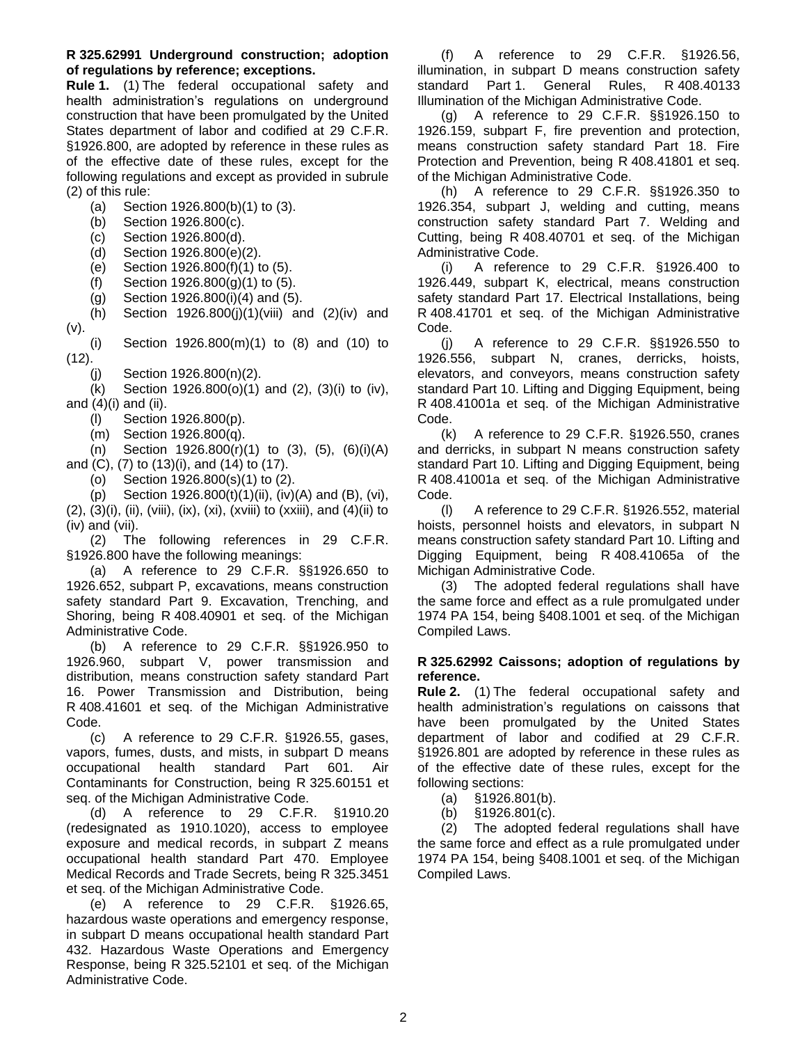**R 325.62991 Underground construction; adoption of regulations by reference; exceptions.**

**Rule 1.** (1) The federal occupational safety and health administration's regulations on underground construction that have been promulgated by the United States department of labor and codified at 29 C.F.R. §1926.800, are adopted by reference in these rules as of the effective date of these rules, except for the following regulations and except as provided in subrule (2) of this rule:

(a) Section 1926.800(b)(1) to (3).

(b) Section 1926.800(c).

(c) Section 1926.800(d).

(d) Section 1926.800(e)(2).

(e) Section 1926.800(f)(1) to (5).

(f) Section 1926.800(g)(1) to (5).

(g) Section 1926.800(i)(4) and (5).

(h) Section 1926.800(j)(1)(viii) and (2)(iv) and (v).

(i) Section 1926.800(m)(1) to (8) and (10) to (12).

(j) Section 1926.800(n)(2).

(k) Section 1926.800(o)(1) and (2), (3)(i) to (iv), and (4)(i) and (ii).

(l) Section 1926.800(p).

(m) Section 1926.800(q).

(n) Section 1926.800(r)(1) to (3), (5), (6)(i)(A) and (C), (7) to (13)(i), and (14) to (17).

(o) Section 1926.800(s)(1) to (2).

(p) Section 1926.800(t)(1)(ii), (iv)(A) and (B), (vi), (2), (3)(i), (ii), (viii), (ix), (xi), (xviii) to (xxiii), and (4)(ii) to (iv) and (vii).

(2) The following references in 29 C.F.R. §1926.800 have the following meanings:

(a) A reference to 29 C.F.R. §§1926.650 to 1926.652, subpart P, excavations, means construction safety standard Part 9. Excavation, Trenching, and Shoring, being R 408.40901 et seq. of the Michigan Administrative Code.

(b) A reference to 29 C.F.R. §§1926.950 to 1926.960, subpart V, power transmission and distribution, means construction safety standard Part 16. Power Transmission and Distribution, being R 408.41601 et seq. of the Michigan Administrative Code.

(c) A reference to 29 C.F.R. §1926.55, gases, vapors, fumes, dusts, and mists, in subpart D means occupational health standard Part 601. Air Contaminants for Construction, being R 325.60151 et seq. of the Michigan Administrative Code.

(d) A reference to 29 C.F.R. §1910.20 (redesignated as 1910.1020), access to employee exposure and medical records, in subpart Z means occupational health standard Part 470. Employee Medical Records and Trade Secrets, being R 325.3451 et seq. of the Michigan Administrative Code.

(e) A reference to 29 C.F.R. §1926.65, hazardous waste operations and emergency response, in subpart D means occupational health standard Part 432. Hazardous Waste Operations and Emergency Response, being R 325.52101 et seq. of the Michigan Administrative Code.

(f) A reference to 29 C.F.R. §1926.56, illumination, in subpart D means construction safety standard Part 1. General Rules, R 408.40133 Illumination of the Michigan Administrative Code.

(g) A reference to 29 C.F.R. §§1926.150 to 1926.159, subpart F, fire prevention and protection, means construction safety standard Part 18. Fire Protection and Prevention, being R 408.41801 et seq. of the Michigan Administrative Code.

(h) A reference to 29 C.F.R. §§1926.350 to 1926.354, subpart J, welding and cutting, means construction safety standard Part 7. Welding and Cutting, being R 408.40701 et seq. of the Michigan Administrative Code.

(i) A reference to 29 C.F.R. §1926.400 to 1926.449, subpart K, electrical, means construction safety standard Part 17. Electrical Installations, being R 408.41701 et seq. of the Michigan Administrative Code.

(j) A reference to 29 C.F.R. §§1926.550 to 1926.556, subpart N, cranes, derricks, hoists, elevators, and conveyors, means construction safety standard Part 10. Lifting and Digging Equipment, being R 408.41001a et seq. of the Michigan Administrative Code.

(k) A reference to 29 C.F.R. §1926.550, cranes and derricks, in subpart N means construction safety standard Part 10. Lifting and Digging Equipment, being R 408.41001a et seq. of the Michigan Administrative Code.

(l) A reference to 29 C.F.R. §1926.552, material hoists, personnel hoists and elevators, in subpart N means construction safety standard Part 10. Lifting and Digging Equipment, being R 408.41065a of the Michigan Administrative Code.

(3) The adopted federal regulations shall have the same force and effect as a rule promulgated under 1974 PA 154, being §408.1001 et seq. of the Michigan Compiled Laws.

**R 325.62992 Caissons; adoption of regulations by reference.**

**Rule 2.** (1) The federal occupational safety and health administration's regulations on caissons that have been promulgated by the United States department of labor and codified at 29 C.F.R. §1926.801 are adopted by reference in these rules as of the effective date of these rules, except for the following sections:

(a) §1926.801(b).

(b) §1926.801(c).

(2) The adopted federal regulations shall have the same force and effect as a rule promulgated under 1974 PA 154, being §408.1001 et seq. of the Michigan Compiled Laws.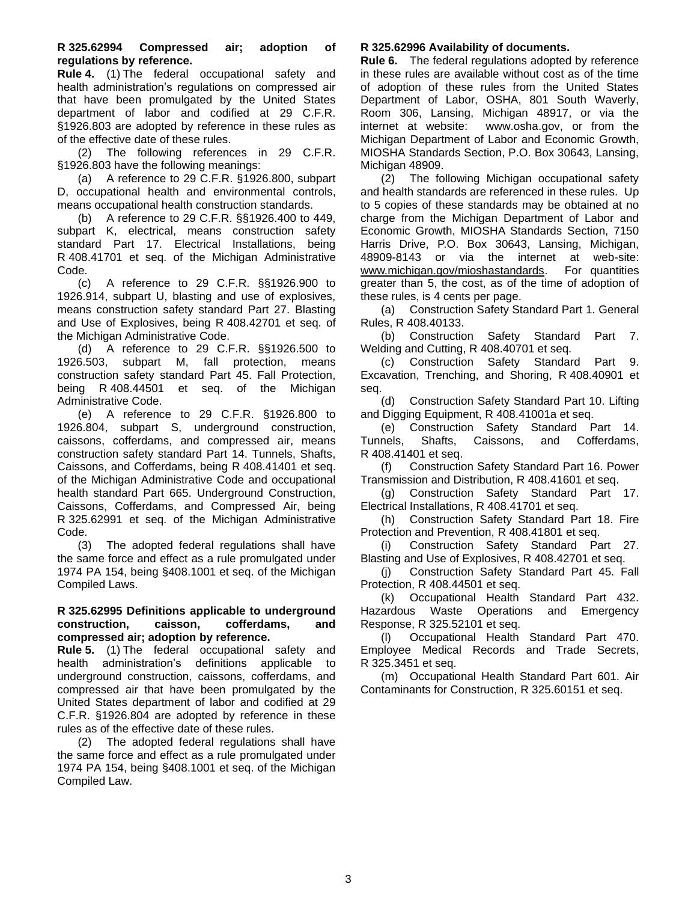**R 325.62994 Compressed air; adoption of regulations by reference.**

**Rule 4.** (1) The federal occupational safety and health administration's regulations on compressed air that have been promulgated by the United States department of labor and codified at 29 C.F.R. §1926.803 are adopted by reference in these rules as of the effective date of these rules.

(2) The following references in 29 C.F.R. §1926.803 have the following meanings:

(a) A reference to 29 C.F.R. §1926.800, subpart D, occupational health and environmental controls, means occupational health construction standards.

(b) A reference to 29 C.F.R. §§1926.400 to 449, subpart K, electrical, means construction safety standard Part 17. Electrical Installations, being R 408.41701 et seq. of the Michigan Administrative Code.

(c) A reference to 29 C.F.R. §§1926.900 to 1926.914, subpart U, blasting and use of explosives, means construction safety standard Part 27. Blasting and Use of Explosives, being R 408.42701 et seq. of the Michigan Administrative Code.

(d) A reference to 29 C.F.R. §§1926.500 to 1926.503, subpart M, fall protection, means construction safety standard Part 45. Fall Protection, being R 408.44501 et seq. of the Michigan Administrative Code.

(e) A reference to 29 C.F.R. §1926.800 to 1926.804, subpart S, underground construction, caissons, cofferdams, and compressed air, means construction safety standard Part 14. Tunnels, Shafts, Caissons, and Cofferdams, being R 408.41401 et seq. of the Michigan Administrative Code and occupational health standard Part 665. Underground Construction, Caissons, Cofferdams, and Compressed Air, being R 325.62991 et seq. of the Michigan Administrative Code.

(3) The adopted federal regulations shall have the same force and effect as a rule promulgated under 1974 PA 154, being §408.1001 et seq. of the Michigan Compiled Laws.

**R 325.62995 Definitions applicable to underground construction, caisson, cofferdams, and compressed air; adoption by reference.**

**Rule 5.** (1) The federal occupational safety and health administration's definitions applicable to underground construction, caissons, cofferdams, and compressed air that have been promulgated by the United States department of labor and codified at 29 C.F.R. §1926.804 are adopted by reference in these rules as of the effective date of these rules.

(2) The adopted federal regulations shall have the same force and effect as a rule promulgated under 1974 PA 154, being §408.1001 et seq. of the Michigan Compiled Law.

**R 325.62996 Availability of documents.**

**Rule 6.** The federal regulations adopted by reference in these rules are available without cost as of the time of adoption of these rules from the United States Department of Labor, OSHA, 801 South Waverly, Room 306, Lansing, Michigan 48917, or via the internet at website: www.osha.gov, or from the Michigan Department of Labor and Economic Growth, MIOSHA Standards Section, P.O. Box 30643, Lansing, Michigan 48909.

(2) The following Michigan occupational safety and health standards are referenced in these rules. Up to 5 copies of these standards may be obtained at no charge from the Michigan Department of Labor and Economic Growth, MIOSHA Standards Section, 7150 Harris Drive, P.O. Box 30643, Lansing, Michigan, 48909-8143 or via the internet at web-site: www.michigan.gov/mioshastandards. For quantities greater than 5, the cost, as of the time of adoption of these rules, is 4 cents per page.

(a) Construction Safety Standard Part 1. General Rules, R 408.40133.

(b) Construction Safety Standard Part 7. Welding and Cutting, R 408.40701 et seq.

(c) Construction Safety Standard Part 9. Excavation, Trenching, and Shoring, R 408.40901 et seq.

(d) Construction Safety Standard Part 10. Lifting and Digging Equipment, R 408.41001a et seq.

(e) Construction Safety Standard Part 14. Tunnels, Shafts, Caissons, and Cofferdams, R 408.41401 et seq.

(f) Construction Safety Standard Part 16. Power Transmission and Distribution, R 408.41601 et seq.

(g) Construction Safety Standard Part 17. Electrical Installations, R 408.41701 et seq.

(h) Construction Safety Standard Part 18. Fire Protection and Prevention, R 408.41801 et seq.

(i) Construction Safety Standard Part 27. Blasting and Use of Explosives, R 408.42701 et seq.

(j) Construction Safety Standard Part 45. Fall Protection, R 408.44501 et seq.

(k) Occupational Health Standard Part 432. Hazardous Waste Operations and Emergency Response, R 325.52101 et seq.

(l) Occupational Health Standard Part 470. Employee Medical Records and Trade Secrets, R 325.3451 et seq.

(m) Occupational Health Standard Part 601. Air Contaminants for Construction, R 325.60151 et seq.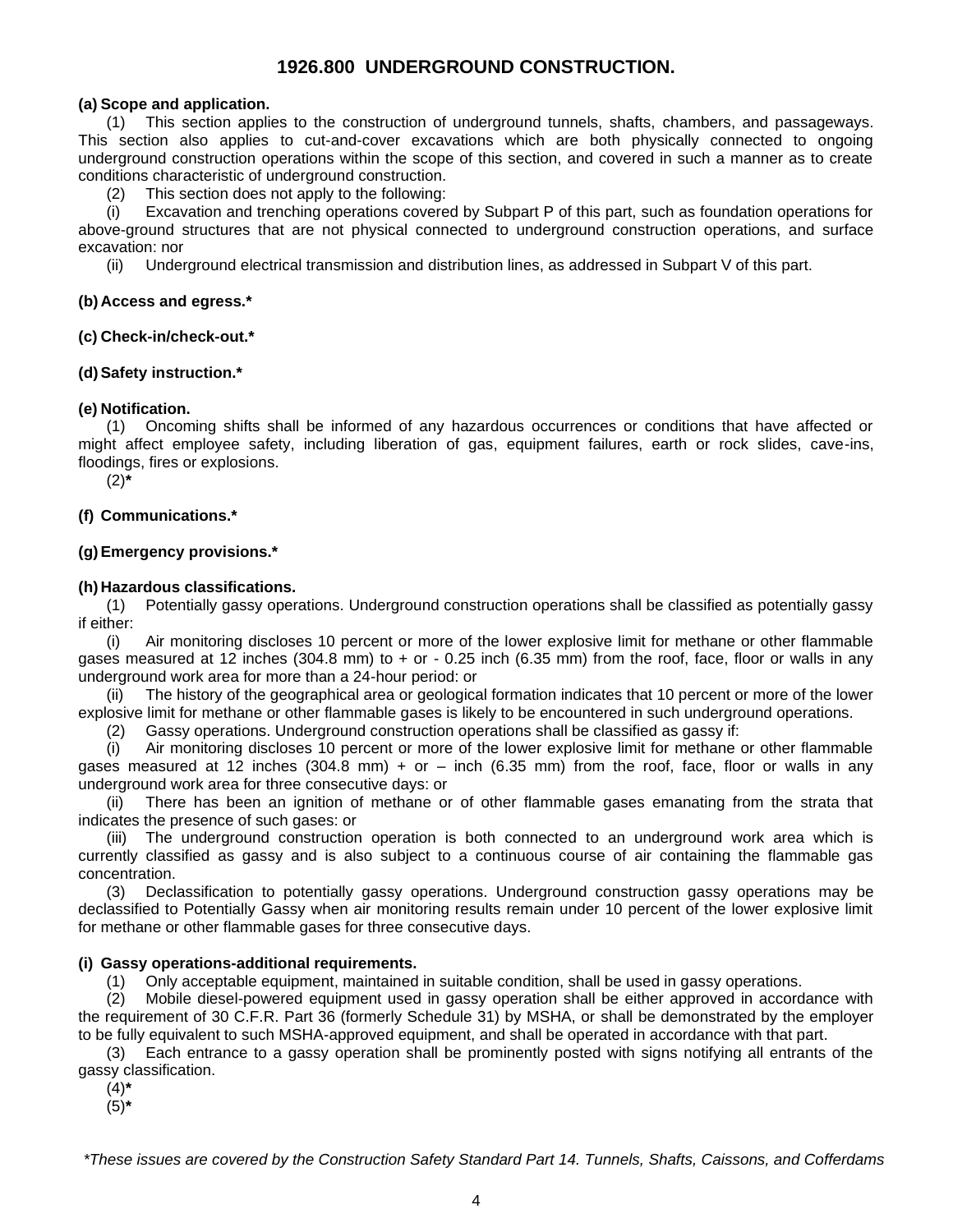# 1926.800 UNDERGROUND CONSTRUCTION.

**(a) Scope and application.**

(1) This section applies to the construction of underground tunnels, shafts, chambers, and passageways. This section also applies to cut-and-cover excavations which are both physically connected to ongoing underground construction operations within the scope of this section, and covered in such a manner as to create conditions characteristic of underground construction.

(2) This section does not apply to the following:

(i) Excavation and trenching operations covered by Subpart P of this part, such as foundation operations for above-ground structures that are not physical connected to underground construction operations, and surface excavation: nor

(ii) Underground electrical transmission and distribution lines, as addressed in Subpart V of this part.

**(b) Access and egress.***

**(c) Check-in/check-out.***

**(d) Safety instruction.***

**(e) Notification.**

(1) Oncoming shifts shall be informed of any hazardous occurrences or conditions that have affected or might affect employee safety, including liberation of gas, equipment failures, earth or rock slides, cave-ins, floodings, fires or explosions.

(2)*

**(f) Communications.***

**(g) Emergency provisions.***

**(h) Hazardous classifications.**

(1) Potentially gassy operations. Underground construction operations shall be classified as potentially gassy if either:

(i) Air monitoring discloses 10 percent or more of the lower explosive limit for methane or other flammable gases measured at 12 inches (304.8 mm) to + or - 0.25 inch (6.35 mm) from the roof, face, floor or walls in any underground work area for more than a 24-hour period: or

(ii) The history of the geographical area or geological formation indicates that 10 percent or more of the lower explosive limit for methane or other flammable gases is likely to be encountered in such underground operations.

(2) Gassy operations. Underground construction operations shall be classified as gassy if:

(i) Air monitoring discloses 10 percent or more of the lower explosive limit for methane or other flammable gases measured at 12 inches (304.8 mm) + or – inch (6.35 mm) from the roof, face, floor or walls in any underground work area for three consecutive days: or

(ii) There has been an ignition of methane or of other flammable gases emanating from the strata that indicates the presence of such gases: or

(iii) The underground construction operation is both connected to an underground work area which is currently classified as gassy and is also subject to a continuous course of air containing the flammable gas concentration.

(3) Declassification to potentially gassy operations. Underground construction gassy operations may be declassified to Potentially Gassy when air monitoring results remain under 10 percent of the lower explosive limit for methane or other flammable gases for three consecutive days.

**(i) Gassy operations-additional requirements.**

(1) Only acceptable equipment, maintained in suitable condition, shall be used in gassy operations.

(2) Mobile diesel-powered equipment used in gassy operation shall be either approved in accordance with the requirement of 30 C.F.R. Part 36 (formerly Schedule 31) by MSHA, or shall be demonstrated by the employer to be fully equivalent to such MSHA-approved equipment, and shall be operated in accordance with that part.

(3) Each entrance to a gassy operation shall be prominently posted with signs notifying all entrants of the gassy classification.

(4)*

(5)*

*\*These issues are covered by the Construction Safety Standard Part 14. Tunnels, Shafts, Caissons, and Cofferdams*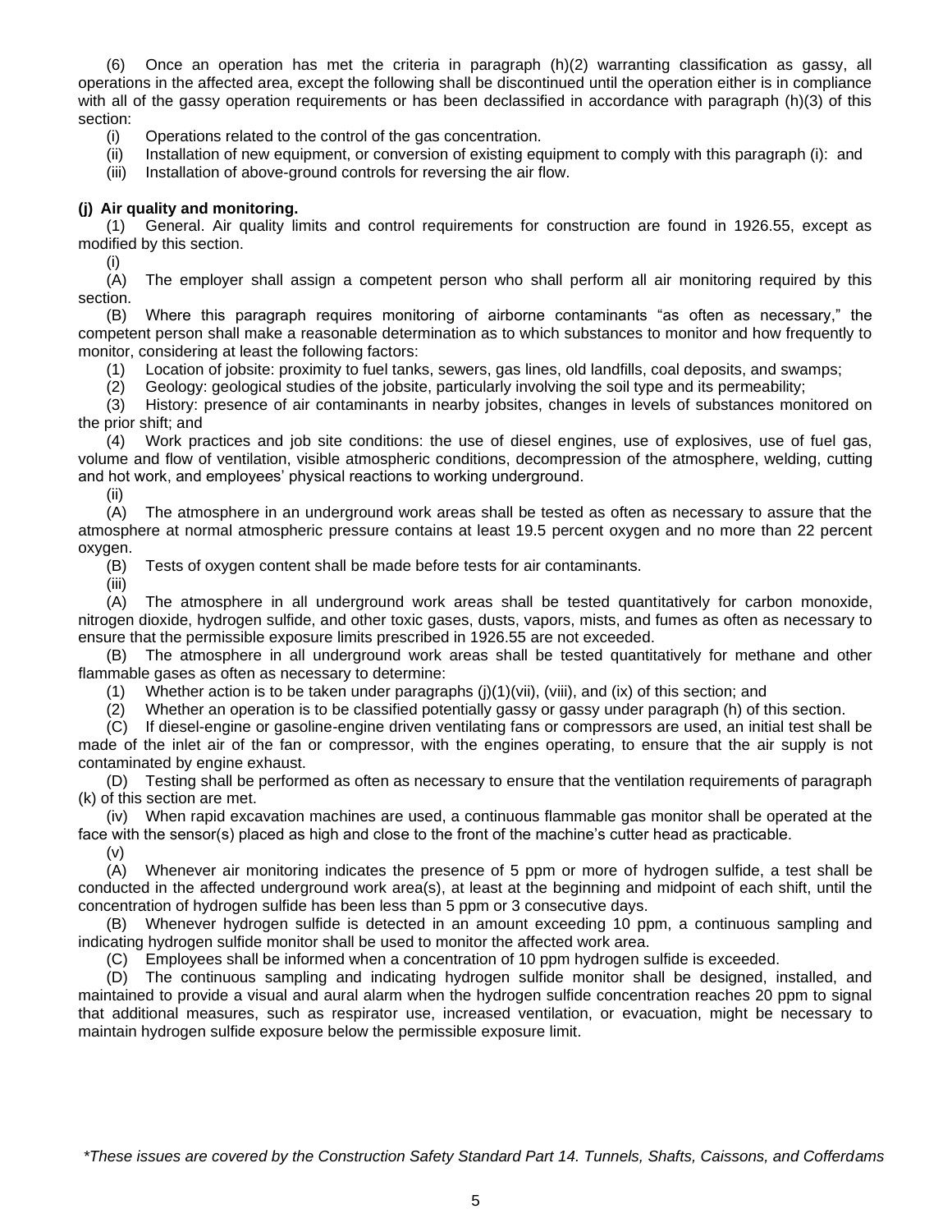(6) Once an operation has met the criteria in paragraph (h)(2) warranting classification as gassy, all operations in the affected area, except the following shall be discontinued until the operation either is in compliance with all of the gassy operation requirements or has been declassified in accordance with paragraph (h)(3) of this section:

(i) Operations related to the control of the gas concentration.

(ii) Installation of new equipment, or conversion of existing equipment to comply with this paragraph (i): and

(iii) Installation of above-ground controls for reversing the air flow.

**(j) Air quality and monitoring.**

(1) General. Air quality limits and control requirements for construction are found in 1926.55, except as modified by this section.

(i)

(A) The employer shall assign a competent person who shall perform all air monitoring required by this section.

(B) Where this paragraph requires monitoring of airborne contaminants "as often as necessary," the competent person shall make a reasonable determination as to which substances to monitor and how frequently to monitor, considering at least the following factors:

(1) Location of jobsite: proximity to fuel tanks, sewers, gas lines, old landfills, coal deposits, and swamps;

(2) Geology: geological studies of the jobsite, particularly involving the soil type and its permeability;

(3) History: presence of air contaminants in nearby jobsites, changes in levels of substances monitored on the prior shift; and

(4) Work practices and job site conditions: the use of diesel engines, use of explosives, use of fuel gas, volume and flow of ventilation, visible atmospheric conditions, decompression of the atmosphere, welding, cutting and hot work, and employees' physical reactions to working underground.

(ii)

(A) The atmosphere in an underground work areas shall be tested as often as necessary to assure that the atmosphere at normal atmospheric pressure contains at least 19.5 percent oxygen and no more than 22 percent oxygen.

(B) Tests of oxygen content shall be made before tests for air contaminants.

(iii)

(A) The atmosphere in all underground work areas shall be tested quantitatively for carbon monoxide, nitrogen dioxide, hydrogen sulfide, and other toxic gases, dusts, vapors, mists, and fumes as often as necessary to ensure that the permissible exposure limits prescribed in 1926.55 are not exceeded.

(B) The atmosphere in all underground work areas shall be tested quantitatively for methane and other flammable gases as often as necessary to determine:

(1) Whether action is to be taken under paragraphs (j)(1)(vii), (viii), and (ix) of this section; and

(2) Whether an operation is to be classified potentially gassy or gassy under paragraph (h) of this section.

(C) If diesel-engine or gasoline-engine driven ventilating fans or compressors are used, an initial test shall be made of the inlet air of the fan or compressor, with the engines operating, to ensure that the air supply is not contaminated by engine exhaust.

(D) Testing shall be performed as often as necessary to ensure that the ventilation requirements of paragraph (k) of this section are met.

(iv) When rapid excavation machines are used, a continuous flammable gas monitor shall be operated at the face with the sensor(s) placed as high and close to the front of the machine's cutter head as practicable.

(v)

(A) Whenever air monitoring indicates the presence of 5 ppm or more of hydrogen sulfide, a test shall be conducted in the affected underground work area(s), at least at the beginning and midpoint of each shift, until the concentration of hydrogen sulfide has been less than 5 ppm or 3 consecutive days.

(B) Whenever hydrogen sulfide is detected in an amount exceeding 10 ppm, a continuous sampling and indicating hydrogen sulfide monitor shall be used to monitor the affected work area.

(C) Employees shall be informed when a concentration of 10 ppm hydrogen sulfide is exceeded.

(D) The continuous sampling and indicating hydrogen sulfide monitor shall be designed, installed, and maintained to provide a visual and aural alarm when the hydrogen sulfide concentration reaches 20 ppm to signal that additional measures, such as respirator use, increased ventilation, or evacuation, might be necessary to maintain hydrogen sulfide exposure below the permissible exposure limit.

*\*These issues are covered by the Construction Safety Standard Part 14. Tunnels, Shafts, Caissons, and Cofferdams*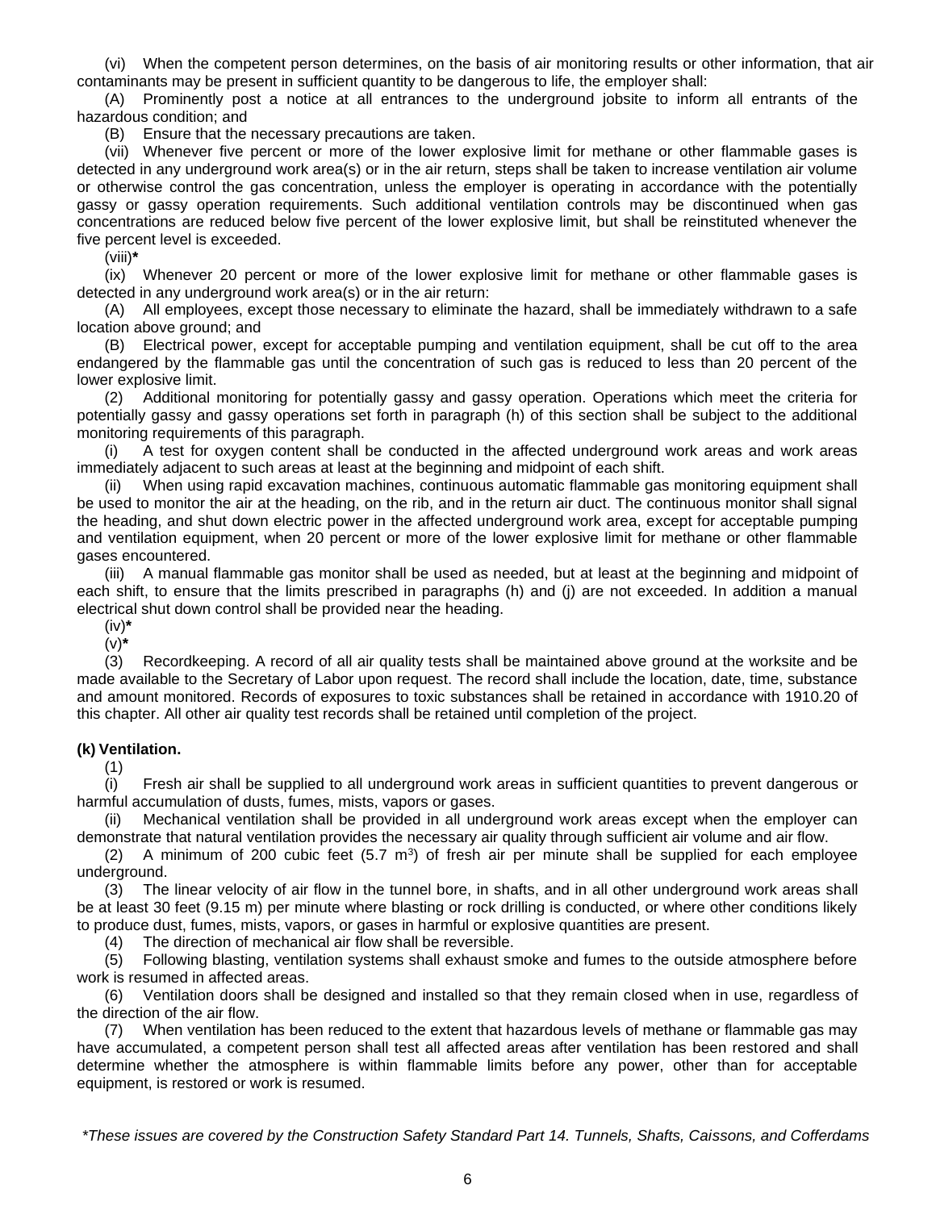(vi) When the competent person determines, on the basis of air monitoring results or other information, that air contaminants may be present in sufficient quantity to be dangerous to life, the employer shall:

(A) Prominently post a notice at all entrances to the underground jobsite to inform all entrants of the hazardous condition; and

(B) Ensure that the necessary precautions are taken.

(vii) Whenever five percent or more of the lower explosive limit for methane or other flammable gases is detected in any underground work area(s) or in the air return, steps shall be taken to increase ventilation air volume or otherwise control the gas concentration, unless the employer is operating in accordance with the potentially gassy or gassy operation requirements. Such additional ventilation controls may be discontinued when gas concentrations are reduced below five percent of the lower explosive limit, but shall be reinstituted whenever the five percent level is exceeded.

(viii)**\***

(ix) Whenever 20 percent or more of the lower explosive limit for methane or other flammable gases is detected in any underground work area(s) or in the air return:

(A) All employees, except those necessary to eliminate the hazard, shall be immediately withdrawn to a safe location above ground; and

(B) Electrical power, except for acceptable pumping and ventilation equipment, shall be cut off to the area endangered by the flammable gas until the concentration of such gas is reduced to less than 20 percent of the lower explosive limit.

(2) Additional monitoring for potentially gassy and gassy operation. Operations which meet the criteria for potentially gassy and gassy operations set forth in paragraph (h) of this section shall be subject to the additional monitoring requirements of this paragraph.

(i) A test for oxygen content shall be conducted in the affected underground work areas and work areas immediately adjacent to such areas at least at the beginning and midpoint of each shift.

(ii) When using rapid excavation machines, continuous automatic flammable gas monitoring equipment shall be used to monitor the air at the heading, on the rib, and in the return air duct. The continuous monitor shall signal the heading, and shut down electric power in the affected underground work area, except for acceptable pumping and ventilation equipment, when 20 percent or more of the lower explosive limit for methane or other flammable gases encountered.

(iii) A manual flammable gas monitor shall be used as needed, but at least at the beginning and midpoint of each shift, to ensure that the limits prescribed in paragraphs (h) and (j) are not exceeded. In addition a manual electrical shut down control shall be provided near the heading.

(iv)**\***

(v)**\***

(3) Recordkeeping. A record of all air quality tests shall be maintained above ground at the worksite and be made available to the Secretary of Labor upon request. The record shall include the location, date, time, substance and amount monitored. Records of exposures to toxic substances shall be retained in accordance with 1910.20 of this chapter. All other air quality test records shall be retained until completion of the project.

**(k) Ventilation.**

(1)

(i) Fresh air shall be supplied to all underground work areas in sufficient quantities to prevent dangerous or harmful accumulation of dusts, fumes, mists, vapors or gases.

(ii) Mechanical ventilation shall be provided in all underground work areas except when the employer can demonstrate that natural ventilation provides the necessary air quality through sufficient air volume and air flow.

(2) A minimum of 200 cubic feet (5.7 $m^3$) of fresh air per minute shall be supplied for each employee underground.

(3) The linear velocity of air flow in the tunnel bore, in shafts, and in all other underground work areas shall be at least 30 feet (9.15 m) per minute where blasting or rock drilling is conducted, or where other conditions likely to produce dust, fumes, mists, vapors, or gases in harmful or explosive quantities are present.

(4) The direction of mechanical air flow shall be reversible.

(5) Following blasting, ventilation systems shall exhaust smoke and fumes to the outside atmosphere before work is resumed in affected areas.

(6) Ventilation doors shall be designed and installed so that they remain closed when in use, regardless of the direction of the air flow.

(7) When ventilation has been reduced to the extent that hazardous levels of methane or flammable gas may have accumulated, a competent person shall test all affected areas after ventilation has been restored and shall determine whether the atmosphere is within flammable limits before any power, other than for acceptable equipment, is restored or work is resumed.

*\*These issues are covered by the Construction Safety Standard Part 14. Tunnels, Shafts, Caissons, and Cofferdams*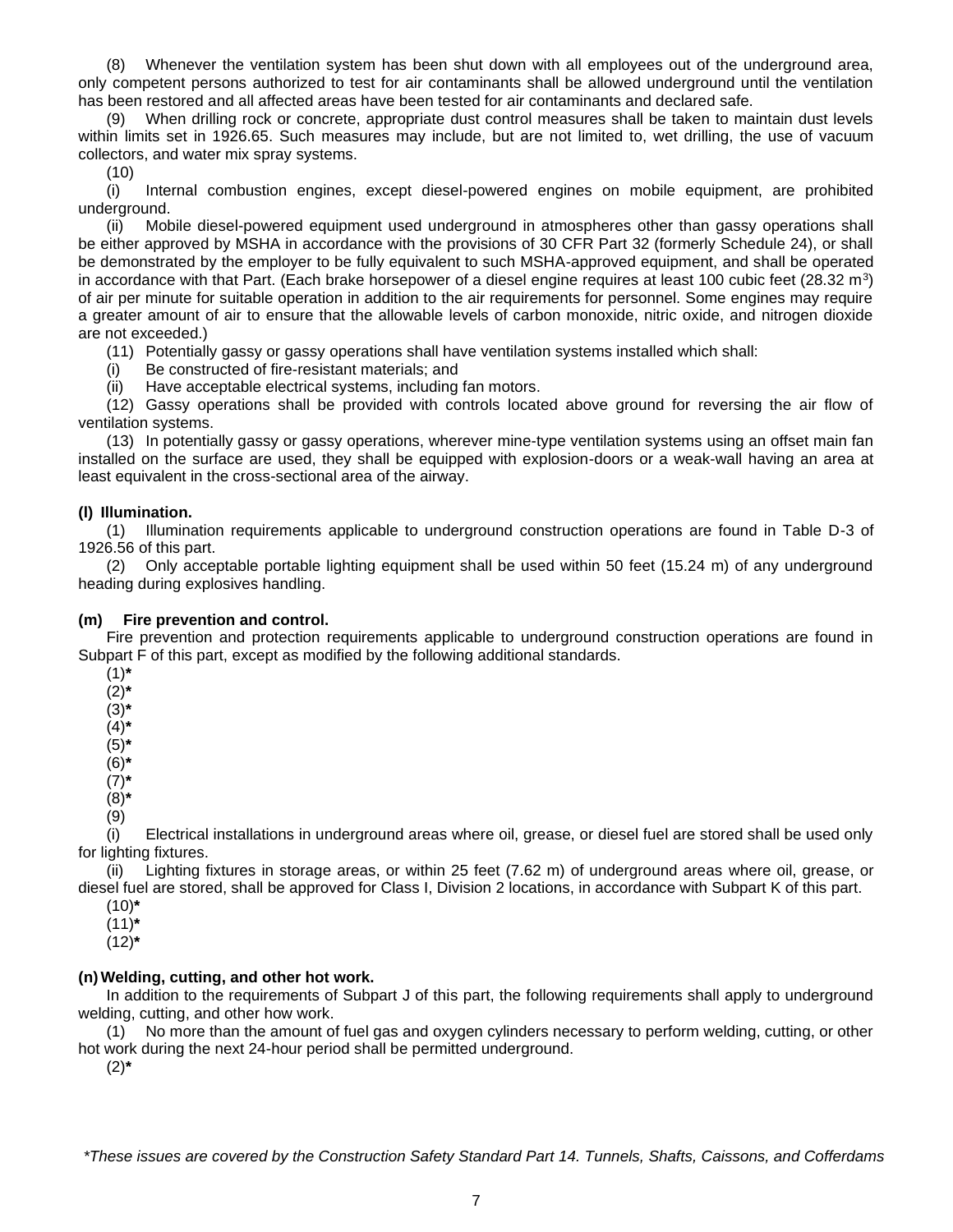(8) Whenever the ventilation system has been shut down with all employees out of the underground area, only competent persons authorized to test for air contaminants shall be allowed underground until the ventilation has been restored and all affected areas have been tested for air contaminants and declared safe.

(9) When drilling rock or concrete, appropriate dust control measures shall be taken to maintain dust levels within limits set in 1926.65. Such measures may include, but are not limited to, wet drilling, the use of vacuum collectors, and water mix spray systems.

(10)

(i) Internal combustion engines, except diesel-powered engines on mobile equipment, are prohibited underground.

(ii) Mobile diesel-powered equipment used underground in atmospheres other than gassy operations shall be either approved by MSHA in accordance with the provisions of 30 CFR Part 32 (formerly Schedule 24), or shall be demonstrated by the employer to be fully equivalent to such MSHA-approved equipment, and shall be operated in accordance with that Part. (Each brake horsepower of a diesel engine requires at least 100 cubic feet (28.32 $m^3$) of air per minute for suitable operation in addition to the air requirements for personnel. Some engines may require a greater amount of air to ensure that the allowable levels of carbon monoxide, nitric oxide, and nitrogen dioxide are not exceeded.)

(11) Potentially gassy or gassy operations shall have ventilation systems installed which shall:

(i) Be constructed of fire-resistant materials; and

(ii) Have acceptable electrical systems, including fan motors.

(12) Gassy operations shall be provided with controls located above ground for reversing the air flow of ventilation systems.

(13) In potentially gassy or gassy operations, wherever mine-type ventilation systems using an offset main fan installed on the surface are used, they shall be equipped with explosion-doors or a weak-wall having an area at least equivalent in the cross-sectional area of the airway.

**(l) Illumination.**

(1) Illumination requirements applicable to underground construction operations are found in Table D-3 of 1926.56 of this part.

(2) Only acceptable portable lighting equipment shall be used within 50 feet (15.24 m) of any underground heading during explosives handling.

**(m) Fire prevention and control.**

Fire prevention and protection requirements applicable to underground construction operations are found in Subpart F of this part, except as modified by the following additional standards.

(1)**\***

(2)**\***

(3)**\***

(4)**\***

(5)**\***

(6)**\***

(7)**\***

(8)**\***

(9)

(i) Electrical installations in underground areas where oil, grease, or diesel fuel are stored shall be used only for lighting fixtures.

(ii) Lighting fixtures in storage areas, or within 25 feet (7.62 m) of underground areas where oil, grease, or diesel fuel are stored, shall be approved for Class I, Division 2 locations, in accordance with Subpart K of this part.

(10)**\***

(11)**\***

(12)**\***

**(n) Welding, cutting, and other hot work.**

In addition to the requirements of Subpart J of this part, the following requirements shall apply to underground welding, cutting, and other how work.

(1) No more than the amount of fuel gas and oxygen cylinders necessary to perform welding, cutting, or other hot work during the next 24-hour period shall be permitted underground.

(2)**\***

*\*These issues are covered by the Construction Safety Standard Part 14. Tunnels, Shafts, Caissons, and Cofferdams*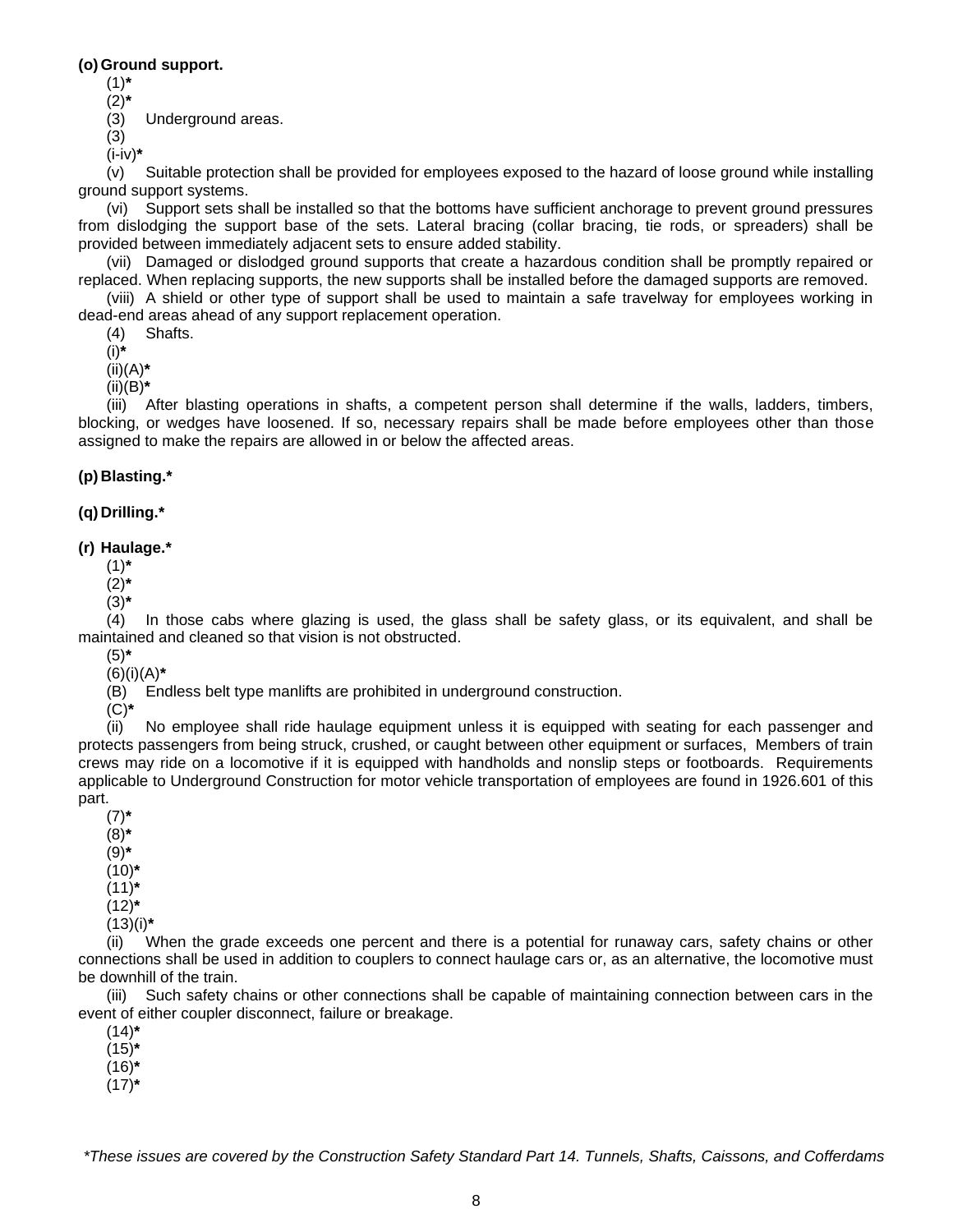**(o) Ground support.**

(1)*

(2)*

(3) Underground areas.

(3)

(i-iv)*

(v) Suitable protection shall be provided for employees exposed to the hazard of loose ground while installing ground support systems.

(vi) Support sets shall be installed so that the bottoms have sufficient anchorage to prevent ground pressures from dislodging the support base of the sets. Lateral bracing (collar bracing, tie rods, or spreaders) shall be provided between immediately adjacent sets to ensure added stability.

(vii) Damaged or dislodged ground supports that create a hazardous condition shall be promptly repaired or replaced. When replacing supports, the new supports shall be installed before the damaged supports are removed.

(viii) A shield or other type of support shall be used to maintain a safe travelway for employees working in dead-end areas ahead of any support replacement operation.

(4) Shafts.

(i)*

(ii)(A)*

(ii)(B)*

(iii) After blasting operations in shafts, a competent person shall determine if the walls, ladders, timbers, blocking, or wedges have loosened. If so, necessary repairs shall be made before employees other than those assigned to make the repairs are allowed in or below the affected areas.

**(p) Blasting.***

**(q) Drilling.***

**(r) Haulage.***

(1)*

(2)*

(3)*

(4) In those cabs where glazing is used, the glass shall be safety glass, or its equivalent, and shall be maintained and cleaned so that vision is not obstructed.

(5)*

(6)(i)(A)*

(B) Endless belt type manlifts are prohibited in underground construction.

(C)*

(ii) No employee shall ride haulage equipment unless it is equipped with seating for each passenger and protects passengers from being struck, crushed, or caught between other equipment or surfaces, Members of train crews may ride on a locomotive if it is equipped with handholds and nonslip steps or footboards. Requirements applicable to Underground Construction for motor vehicle transportation of employees are found in 1926.601 of this part.

(7)*

(8)*

(9)*

(10)*

(11)*

(12)*

(13)(i)*

(ii) When the grade exceeds one percent and there is a potential for runaway cars, safety chains or other connections shall be used in addition to couplers to connect haulage cars or, as an alternative, the locomotive must be downhill of the train.

(iii) Such safety chains or other connections shall be capable of maintaining connection between cars in the event of either coupler disconnect, failure or breakage.

(14)*

(15)*

(16)*

(17)*

*\*These issues are covered by the Construction Safety Standard Part 14. Tunnels, Shafts, Caissons, and Cofferdams*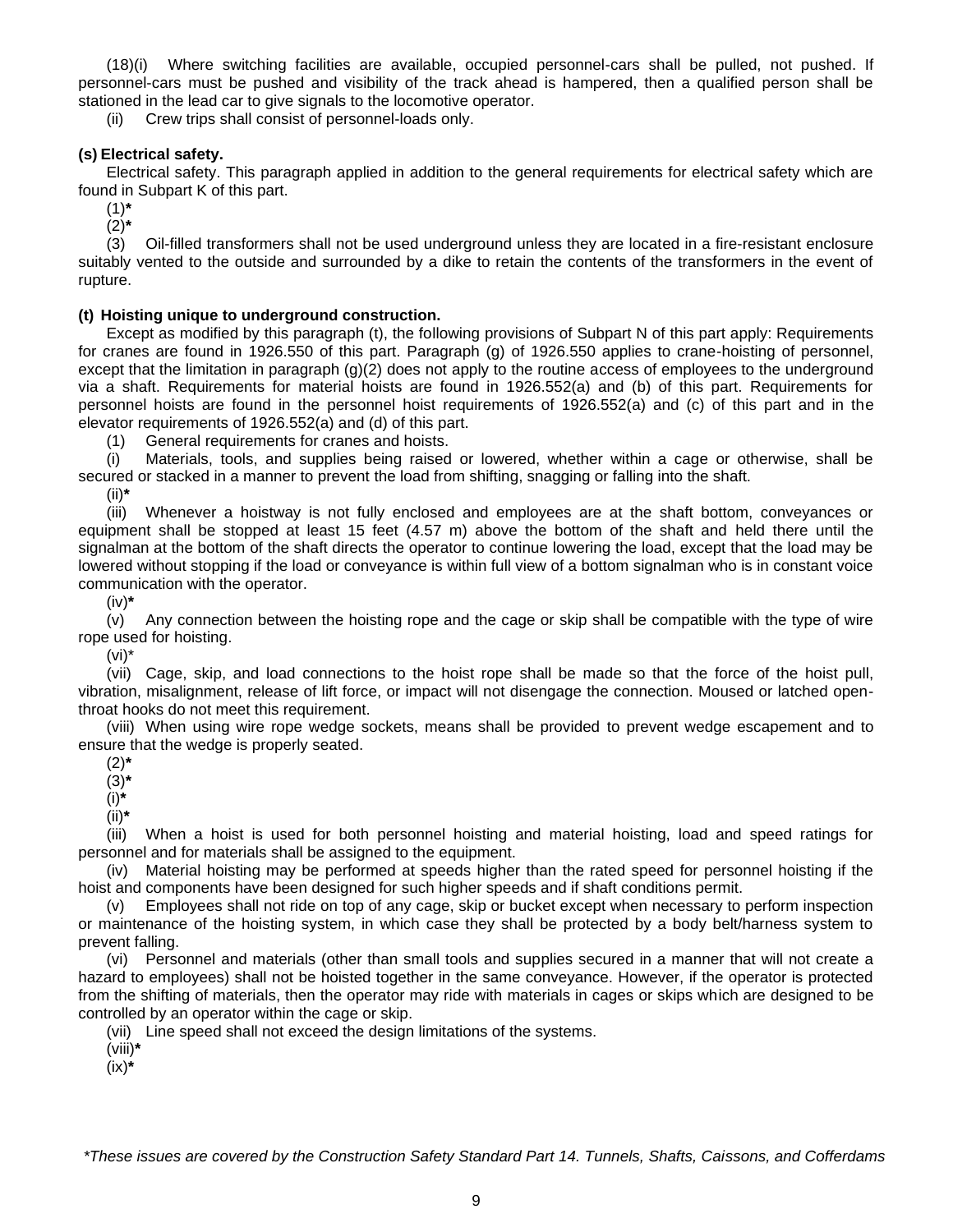(18)(i) Where switching facilities are available, occupied personnel-cars shall be pulled, not pushed. If personnel-cars must be pushed and visibility of the track ahead is hampered, then a qualified person shall be stationed in the lead car to give signals to the locomotive operator.

(ii) Crew trips shall consist of personnel-loads only.

**(s) Electrical safety.**

Electrical safety. This paragraph applied in addition to the general requirements for electrical safety which are found in Subpart K of this part.

(1)**\***

(2)**\***

(3) Oil-filled transformers shall not be used underground unless they are located in a fire-resistant enclosure suitably vented to the outside and surrounded by a dike to retain the contents of the transformers in the event of rupture.

**(t) Hoisting unique to underground construction.**

Except as modified by this paragraph (t), the following provisions of Subpart N of this part apply: Requirements for cranes are found in 1926.550 of this part. Paragraph (g) of 1926.550 applies to crane-hoisting of personnel, except that the limitation in paragraph (g)(2) does not apply to the routine access of employees to the underground via a shaft. Requirements for material hoists are found in 1926.552(a) and (b) of this part. Requirements for personnel hoists are found in the personnel hoist requirements of 1926.552(a) and (c) of this part and in the elevator requirements of 1926.552(a) and (d) of this part.

(1) General requirements for cranes and hoists.

(i) Materials, tools, and supplies being raised or lowered, whether within a cage or otherwise, shall be secured or stacked in a manner to prevent the load from shifting, snagging or falling into the shaft.

(ii)**\***

(iii) Whenever a hoistway is not fully enclosed and employees are at the shaft bottom, conveyances or equipment shall be stopped at least 15 feet (4.57 m) above the bottom of the shaft and held there until the signalman at the bottom of the shaft directs the operator to continue lowering the load, except that the load may be lowered without stopping if the load or conveyance is within full view of a bottom signalman who is in constant voice communication with the operator.

(iv)**\***

(v) Any connection between the hoisting rope and the cage or skip shall be compatible with the type of wire rope used for hoisting.

(vi)*

(vii) Cage, skip, and load connections to the hoist rope shall be made so that the force of the hoist pull, vibration, misalignment, release of lift force, or impact will not disengage the connection. Moused or latched open-throat hooks do not meet this requirement.

(viii) When using wire rope wedge sockets, means shall be provided to prevent wedge escapement and to ensure that the wedge is properly seated.

(2)**\***

(3)**\***

(i)**\***

(ii)**\***

(iii) When a hoist is used for both personnel hoisting and material hoisting, load and speed ratings for personnel and for materials shall be assigned to the equipment.

(iv) Material hoisting may be performed at speeds higher than the rated speed for personnel hoisting if the hoist and components have been designed for such higher speeds and if shaft conditions permit.

(v) Employees shall not ride on top of any cage, skip or bucket except when necessary to perform inspection or maintenance of the hoisting system, in which case they shall be protected by a body belt/harness system to prevent falling.

(vi) Personnel and materials (other than small tools and supplies secured in a manner that will not create a hazard to employees) shall not be hoisted together in the same conveyance. However, if the operator is protected from the shifting of materials, then the operator may ride with materials in cages or skips which are designed to be controlled by an operator within the cage or skip.

(vii) Line speed shall not exceed the design limitations of the systems.

(viii)**\***

(ix)**\***

*\*These issues are covered by the Construction Safety Standard Part 14. Tunnels, Shafts, Caissons, and Cofferdams*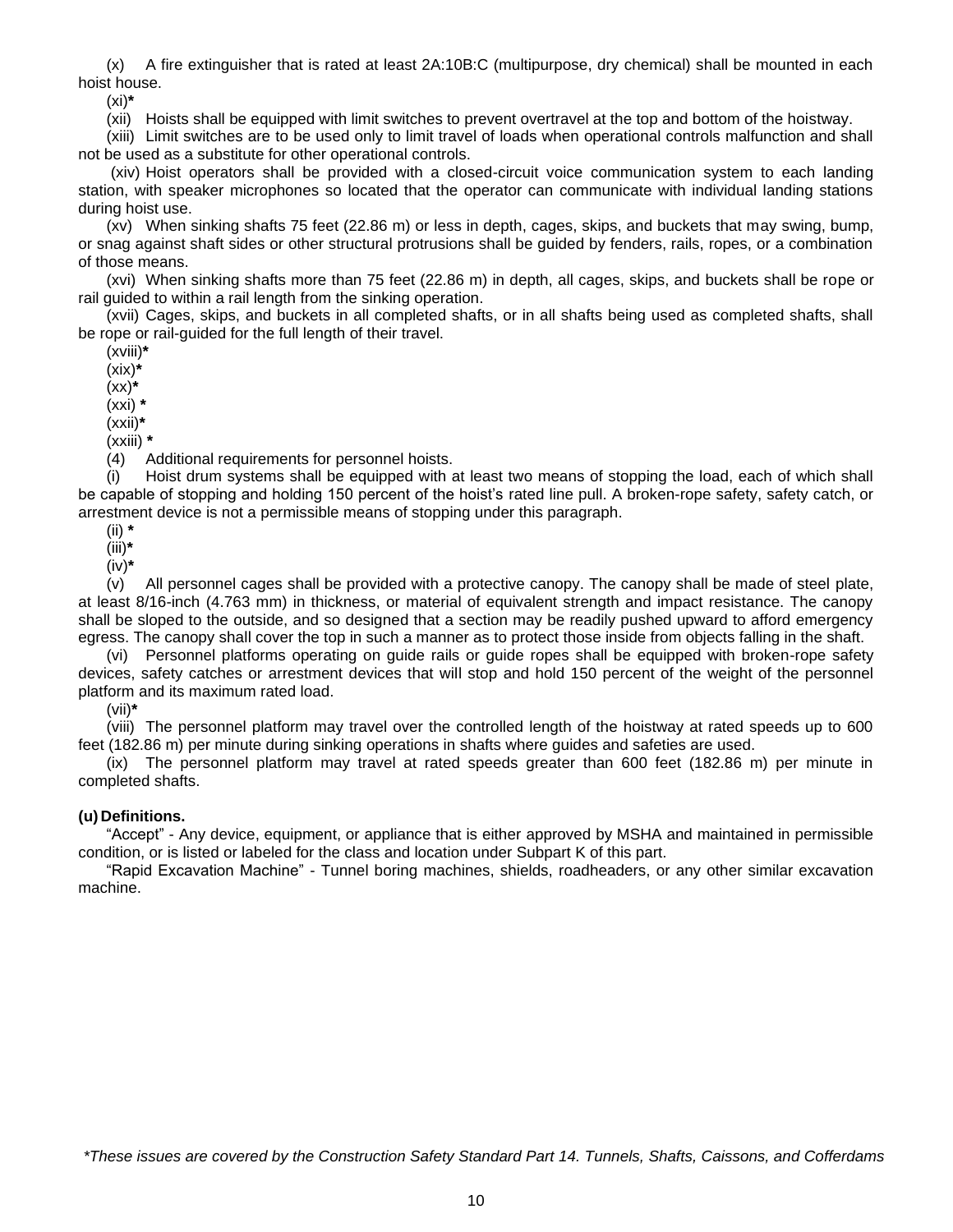(x) A fire extinguisher that is rated at least 2A:10B:C (multipurpose, dry chemical) shall be mounted in each hoist house.

(xi)**\***

(xii) Hoists shall be equipped with limit switches to prevent overtravel at the top and bottom of the hoistway.

(xiii) Limit switches are to be used only to limit travel of loads when operational controls malfunction and shall not be used as a substitute for other operational controls.

(xiv) Hoist operators shall be provided with a closed-circuit voice communication system to each landing station, with speaker microphones so located that the operator can communicate with individual landing stations during hoist use.

(xv) When sinking shafts 75 feet (22.86 m) or less in depth, cages, skips, and buckets that may swing, bump, or snag against shaft sides or other structural protrusions shall be guided by fenders, rails, ropes, or a combination of those means.

(xvi) When sinking shafts more than 75 feet (22.86 m) in depth, all cages, skips, and buckets shall be rope or rail guided to within a rail length from the sinking operation.

(xvii) Cages, skips, and buckets in all completed shafts, or in all shafts being used as completed shafts, shall be rope or rail-guided for the full length of their travel.

(xviii)**\***

(xix)**\***

(xx)**\***

(xxi) **\***

(xxii)**\***

(xxiii) **\***

(4) Additional requirements for personnel hoists.

(i) Hoist drum systems shall be equipped with at least two means of stopping the load, each of which shall be capable of stopping and holding 150 percent of the hoist's rated line pull. A broken-rope safety, safety catch, or arrestment device is not a permissible means of stopping under this paragraph.

(ii) **\***

(iii)**\***

(iv)**\***

(v) All personnel cages shall be provided with a protective canopy. The canopy shall be made of steel plate, at least 8/16-inch (4.763 mm) in thickness, or material of equivalent strength and impact resistance. The canopy shall be sloped to the outside, and so designed that a section may be readily pushed upward to afford emergency egress. The canopy shall cover the top in such a manner as to protect those inside from objects falling in the shaft.

(vi) Personnel platforms operating on guide rails or guide ropes shall be equipped with broken-rope safety devices, safety catches or arrestment devices that will stop and hold 150 percent of the weight of the personnel platform and its maximum rated load.

(vii)**\***

(viii) The personnel platform may travel over the controlled length of the hoistway at rated speeds up to 600 feet (182.86 m) per minute during sinking operations in shafts where guides and safeties are used.

(ix) The personnel platform may travel at rated speeds greater than 600 feet (182.86 m) per minute in completed shafts.

**(u) Definitions.**

"Accept" - Any device, equipment, or appliance that is either approved by MSHA and maintained in permissible condition, or is listed or labeled for the class and location under Subpart K of this part.

"Rapid Excavation Machine" - Tunnel boring machines, shields, roadheaders, or any other similar excavation machine.

*\*These issues are covered by the Construction Safety Standard Part 14. Tunnels, Shafts, Caissons, and Cofferdams*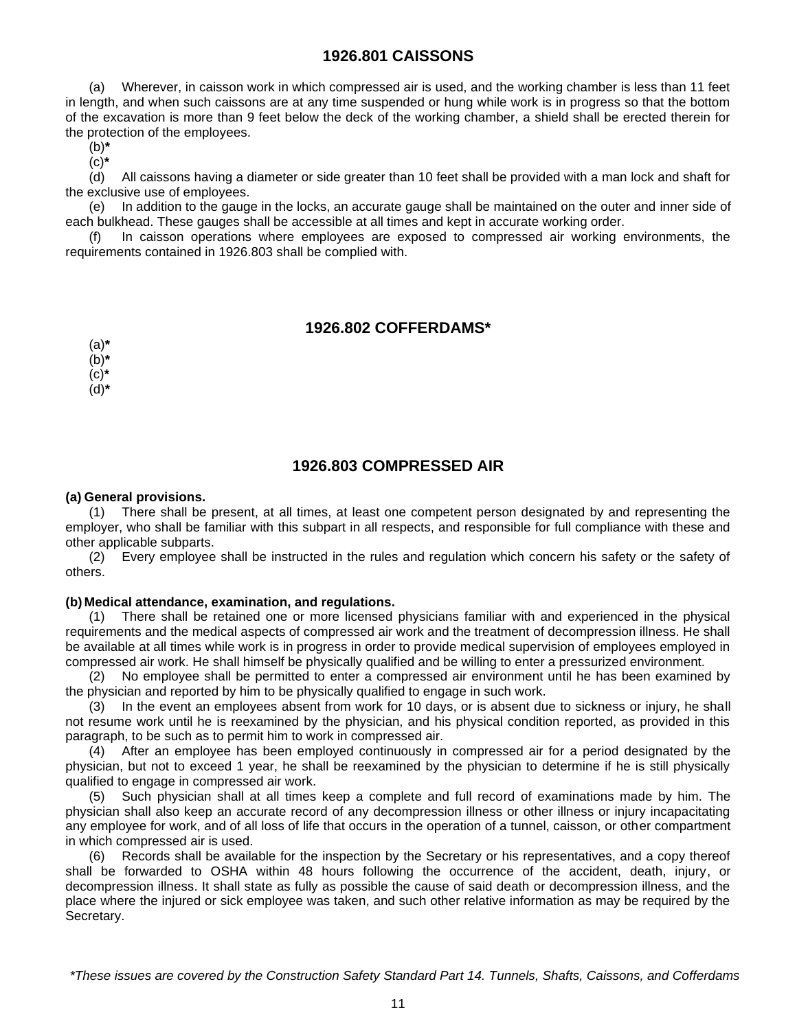## 1926.801 CAISSONS

(a) Wherever, in caisson work in which compressed air is used, and the working chamber is less than 11 feet in length, and when such caissons are at any time suspended or hung while work is in progress so that the bottom of the excavation is more than 9 feet below the deck of the working chamber, a shield shall be erected therein for the protection of the employees.

(b)**\***

(c)**\***

(d) All caissons having a diameter or side greater than 10 feet shall be provided with a man lock and shaft for the exclusive use of employees.

(e) In addition to the gauge in the locks, an accurate gauge shall be maintained on the outer and inner side of each bulkhead. These gauges shall be accessible at all times and kept in accurate working order.

(f) In caisson operations where employees are exposed to compressed air working environments, the requirements contained in 1926.803 shall be complied with.

## 1926.802 COFFERDAMS*

(a)**\***

(b)**\***

(c)**\***

(d)**\***

## 1926.803 COMPRESSED AIR

**(a) General provisions.**

(1) There shall be present, at all times, at least one competent person designated by and representing the employer, who shall be familiar with this subpart in all respects, and responsible for full compliance with these and other applicable subparts.

(2) Every employee shall be instructed in the rules and regulation which concern his safety or the safety of others.

**(b) Medical attendance, examination, and regulations.**

(1) There shall be retained one or more licensed physicians familiar with and experienced in the physical requirements and the medical aspects of compressed air work and the treatment of decompression illness. He shall be available at all times while work is in progress in order to provide medical supervision of employees employed in compressed air work. He shall himself be physically qualified and be willing to enter a pressurized environment.

(2) No employee shall be permitted to enter a compressed air environment until he has been examined by the physician and reported by him to be physically qualified to engage in such work.

(3) In the event an employees absent from work for 10 days, or is absent due to sickness or injury, he shall not resume work until he is reexamined by the physician, and his physical condition reported, as provided in this paragraph, to be such as to permit him to work in compressed air.

(4) After an employee has been employed continuously in compressed air for a period designated by the physician, but not to exceed 1 year, he shall be reexamined by the physician to determine if he is still physically qualified to engage in compressed air work.

(5) Such physician shall at all times keep a complete and full record of examinations made by him. The physician shall also keep an accurate record of any decompression illness or other illness or injury incapacitating any employee for work, and of all loss of life that occurs in the operation of a tunnel, caisson, or other compartment in which compressed air is used.

(6) Records shall be available for the inspection by the Secretary or his representatives, and a copy thereof shall be forwarded to OSHA within 48 hours following the occurrence of the accident, death, injury, or decompression illness. It shall state as fully as possible the cause of said death or decompression illness, and the place where the injured or sick employee was taken, and such other relative information as may be required by the Secretary.

*\*These issues are covered by the Construction Safety Standard Part 14. Tunnels, Shafts, Caissons, and Cofferdams*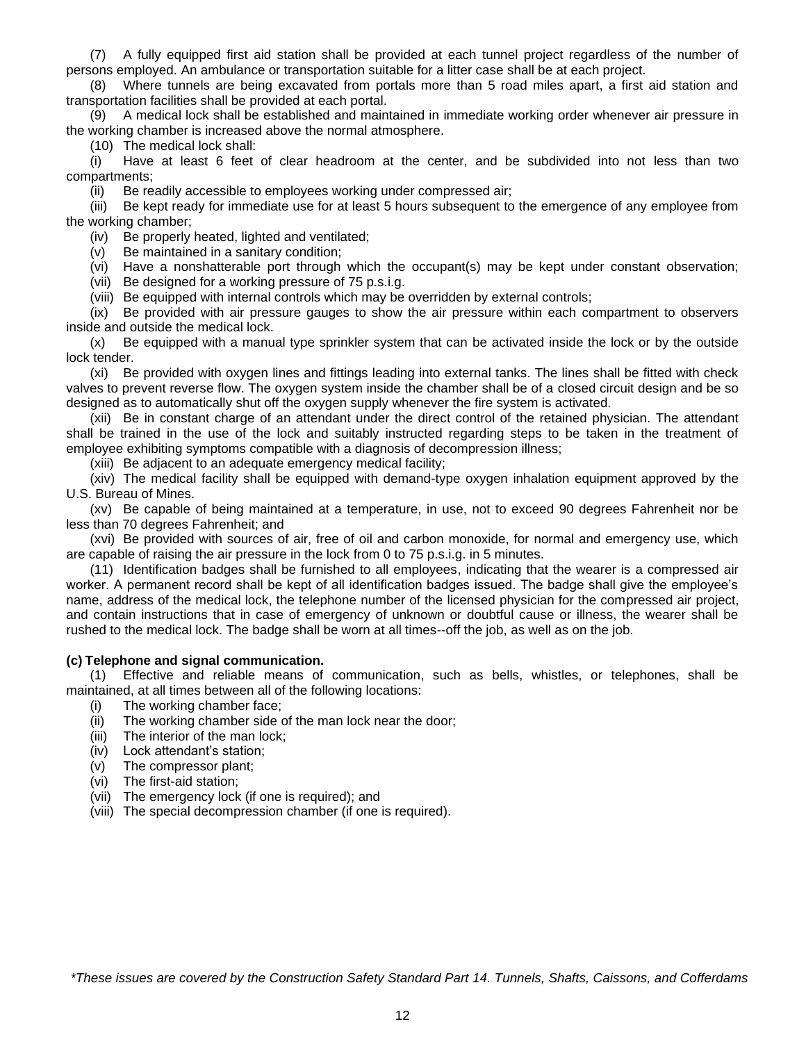(7) A fully equipped first aid station shall be provided at each tunnel project regardless of the number of persons employed. An ambulance or transportation suitable for a litter case shall be at each project.

(8) Where tunnels are being excavated from portals more than 5 road miles apart, a first aid station and transportation facilities shall be provided at each portal.

(9) A medical lock shall be established and maintained in immediate working order whenever air pressure in the working chamber is increased above the normal atmosphere.

(10) The medical lock shall:

(i) Have at least 6 feet of clear headroom at the center, and be subdivided into not less than two compartments;

(ii) Be readily accessible to employees working under compressed air;

(iii) Be kept ready for immediate use for at least 5 hours subsequent to the emergence of any employee from the working chamber;

(iv) Be properly heated, lighted and ventilated;

(v) Be maintained in a sanitary condition;

(vi) Have a nonshatterable port through which the occupant(s) may be kept under constant observation;

(vii) Be designed for a working pressure of 75 p.s.i.g.

(viii) Be equipped with internal controls which may be overridden by external controls;

(ix) Be provided with air pressure gauges to show the air pressure within each compartment to observers inside and outside the medical lock.

(x) Be equipped with a manual type sprinkler system that can be activated inside the lock or by the outside lock tender.

(xi) Be provided with oxygen lines and fittings leading into external tanks. The lines shall be fitted with check valves to prevent reverse flow. The oxygen system inside the chamber shall be of a closed circuit design and be so designed as to automatically shut off the oxygen supply whenever the fire system is activated.

(xii) Be in constant charge of an attendant under the direct control of the retained physician. The attendant shall be trained in the use of the lock and suitably instructed regarding steps to be taken in the treatment of employee exhibiting symptoms compatible with a diagnosis of decompression illness;

(xiii) Be adjacent to an adequate emergency medical facility;

(xiv) The medical facility shall be equipped with demand-type oxygen inhalation equipment approved by the U.S. Bureau of Mines.

(xv) Be capable of being maintained at a temperature, in use, not to exceed 90 degrees Fahrenheit nor be less than 70 degrees Fahrenheit; and

(xvi) Be provided with sources of air, free of oil and carbon monoxide, for normal and emergency use, which are capable of raising the air pressure in the lock from 0 to 75 p.s.i.g. in 5 minutes.

(11) Identification badges shall be furnished to all employees, indicating that the wearer is a compressed air worker. A permanent record shall be kept of all identification badges issued. The badge shall give the employee's name, address of the medical lock, the telephone number of the licensed physician for the compressed air project, and contain instructions that in case of emergency of unknown or doubtful cause or illness, the wearer shall be rushed to the medical lock. The badge shall be worn at all times--off the job, as well as on the job.

**(c) Telephone and signal communication.**

(1) Effective and reliable means of communication, such as bells, whistles, or telephones, shall be maintained, at all times between all of the following locations:

(i) The working chamber face;
(ii) The working chamber side of the man lock near the door;
(iii) The interior of the man lock;
(iv) Lock attendant's station;
(v) The compressor plant;
(vi) The first-aid station;
(vii) The emergency lock (if one is required); and
(viii) The special decompression chamber (if one is required).

*\*These issues are covered by the Construction Safety Standard Part 14. Tunnels, Shafts, Caissons, and Cofferdams*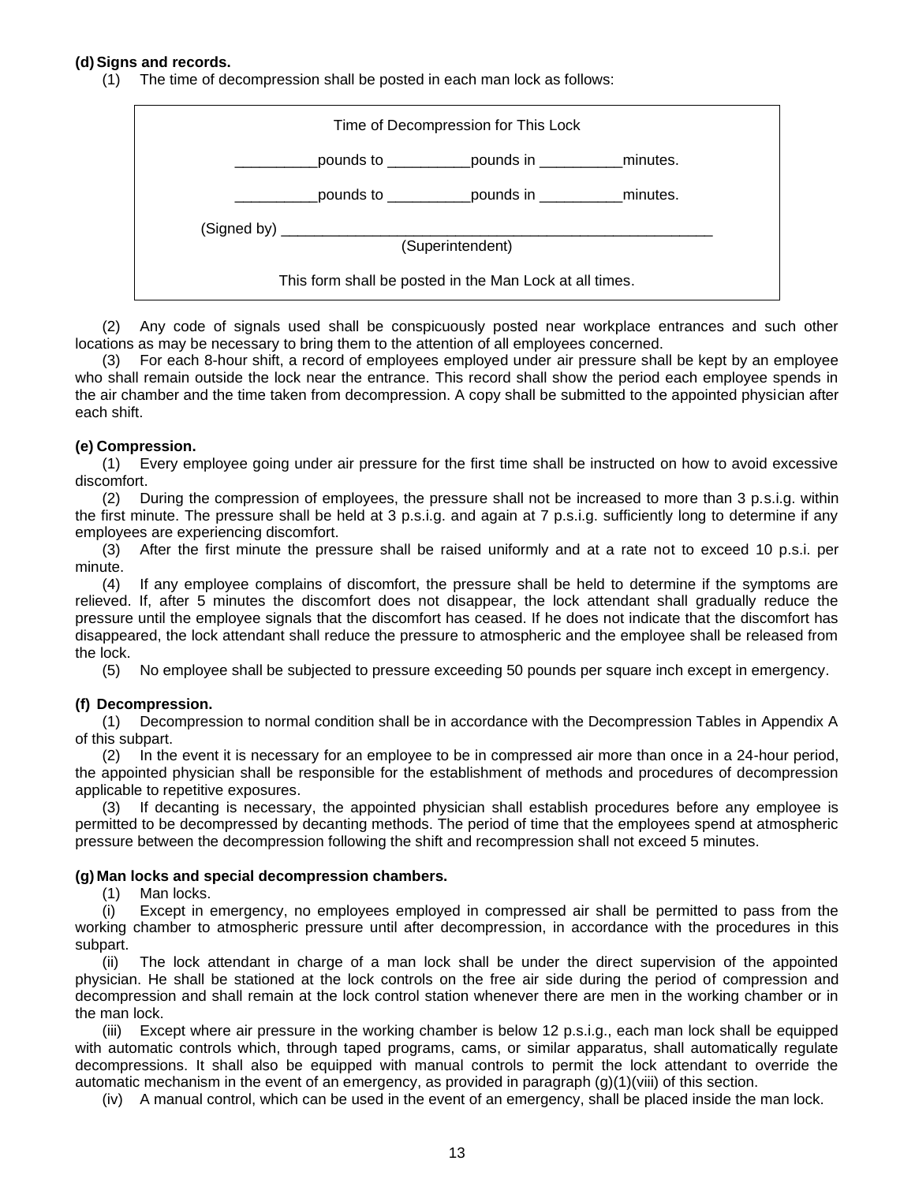**(d) Signs and records.**

(1) The time of decompression shall be posted in each man lock as follows:

> Time of Decompression for This Lock
>
> __________pounds to __________pounds in __________minutes.
>
> __________pounds to __________pounds in __________minutes.
>
> (Signed by) ____________________________________________________
> (Superintendent)
>
> This form shall be posted in the Man Lock at all times.

(2) Any code of signals used shall be conspicuously posted near workplace entrances and such other locations as may be necessary to bring them to the attention of all employees concerned.

(3) For each 8-hour shift, a record of employees employed under air pressure shall be kept by an employee who shall remain outside the lock near the entrance. This record shall show the period each employee spends in the air chamber and the time taken from decompression. A copy shall be submitted to the appointed physician after each shift.

**(e) Compression.**

(1) Every employee going under air pressure for the first time shall be instructed on how to avoid excessive discomfort.

(2) During the compression of employees, the pressure shall not be increased to more than 3 p.s.i.g. within the first minute. The pressure shall be held at 3 p.s.i.g. and again at 7 p.s.i.g. sufficiently long to determine if any employees are experiencing discomfort.

(3) After the first minute the pressure shall be raised uniformly and at a rate not to exceed 10 p.s.i. per minute.

(4) If any employee complains of discomfort, the pressure shall be held to determine if the symptoms are relieved. If, after 5 minutes the discomfort does not disappear, the lock attendant shall gradually reduce the pressure until the employee signals that the discomfort has ceased. If he does not indicate that the discomfort has disappeared, the lock attendant shall reduce the pressure to atmospheric and the employee shall be released from the lock.

(5) No employee shall be subjected to pressure exceeding 50 pounds per square inch except in emergency.

**(f) Decompression.**

(1) Decompression to normal condition shall be in accordance with the Decompression Tables in Appendix A of this subpart.

(2) In the event it is necessary for an employee to be in compressed air more than once in a 24-hour period, the appointed physician shall be responsible for the establishment of methods and procedures of decompression applicable to repetitive exposures.

(3) If decanting is necessary, the appointed physician shall establish procedures before any employee is permitted to be decompressed by decanting methods. The period of time that the employees spend at atmospheric pressure between the decompression following the shift and recompression shall not exceed 5 minutes.

**(g) Man locks and special decompression chambers.**

(1) Man locks.

(i) Except in emergency, no employees employed in compressed air shall be permitted to pass from the working chamber to atmospheric pressure until after decompression, in accordance with the procedures in this subpart.

(ii) The lock attendant in charge of a man lock shall be under the direct supervision of the appointed physician. He shall be stationed at the lock controls on the free air side during the period of compression and decompression and shall remain at the lock control station whenever there are men in the working chamber or in the man lock.

(iii) Except where air pressure in the working chamber is below 12 p.s.i.g., each man lock shall be equipped with automatic controls which, through taped programs, cams, or similar apparatus, shall automatically regulate decompressions. It shall also be equipped with manual controls to permit the lock attendant to override the automatic mechanism in the event of an emergency, as provided in paragraph (g)(1)(viii) of this section.

(iv) A manual control, which can be used in the event of an emergency, shall be placed inside the man lock.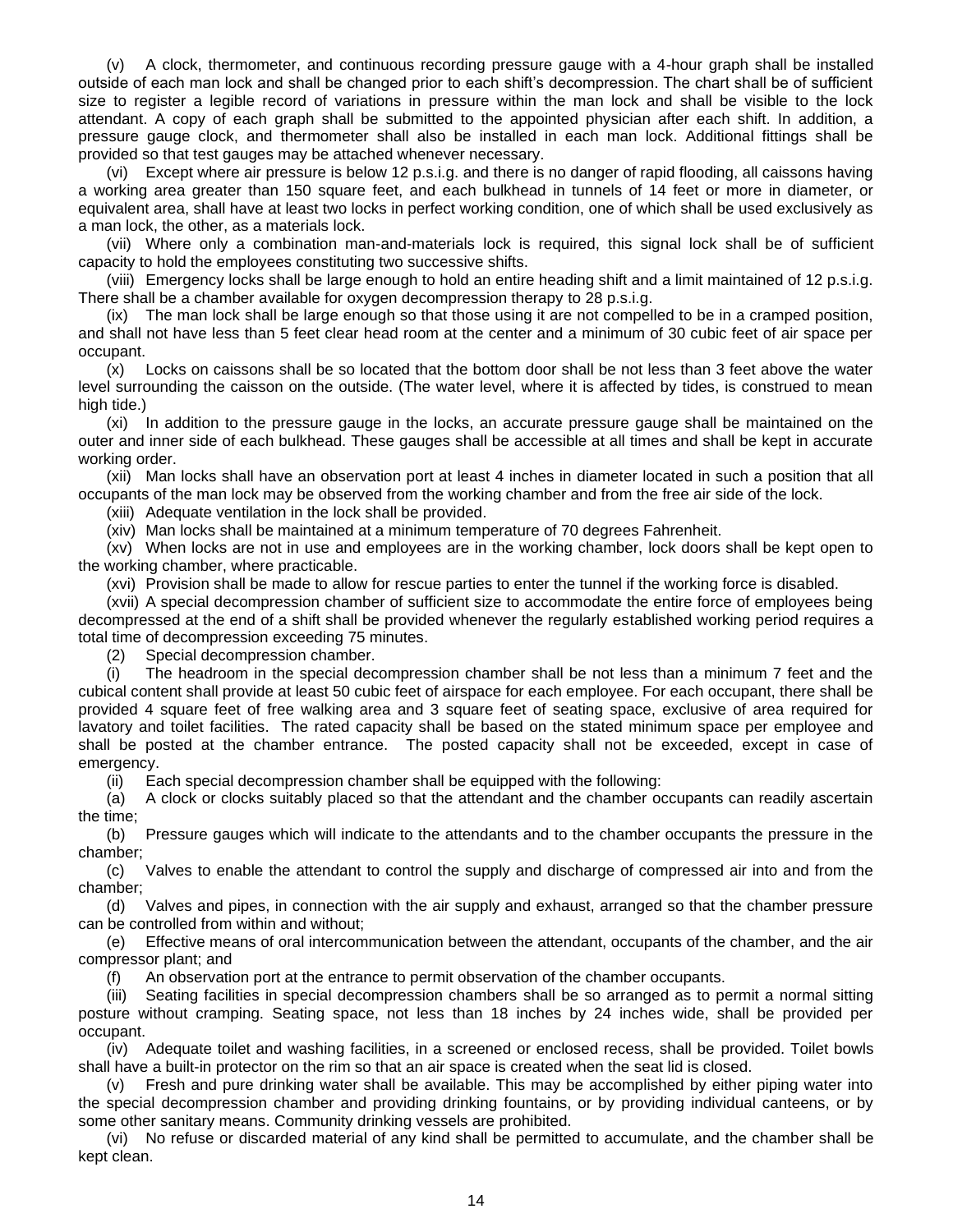(v) A clock, thermometer, and continuous recording pressure gauge with a 4-hour graph shall be installed outside of each man lock and shall be changed prior to each shift's decompression. The chart shall be of sufficient size to register a legible record of variations in pressure within the man lock and shall be visible to the lock attendant. A copy of each graph shall be submitted to the appointed physician after each shift. In addition, a pressure gauge clock, and thermometer shall also be installed in each man lock. Additional fittings shall be provided so that test gauges may be attached whenever necessary.

(vi) Except where air pressure is below 12 p.s.i.g. and there is no danger of rapid flooding, all caissons having a working area greater than 150 square feet, and each bulkhead in tunnels of 14 feet or more in diameter, or equivalent area, shall have at least two locks in perfect working condition, one of which shall be used exclusively as a man lock, the other, as a materials lock.

(vii) Where only a combination man-and-materials lock is required, this signal lock shall be of sufficient capacity to hold the employees constituting two successive shifts.

(viii) Emergency locks shall be large enough to hold an entire heading shift and a limit maintained of 12 p.s.i.g. There shall be a chamber available for oxygen decompression therapy to 28 p.s.i.g.

(ix) The man lock shall be large enough so that those using it are not compelled to be in a cramped position, and shall not have less than 5 feet clear head room at the center and a minimum of 30 cubic feet of air space per occupant.

(x) Locks on caissons shall be so located that the bottom door shall be not less than 3 feet above the water level surrounding the caisson on the outside. (The water level, where it is affected by tides, is construed to mean high tide.)

(xi) In addition to the pressure gauge in the locks, an accurate pressure gauge shall be maintained on the outer and inner side of each bulkhead. These gauges shall be accessible at all times and shall be kept in accurate working order.

(xii) Man locks shall have an observation port at least 4 inches in diameter located in such a position that all occupants of the man lock may be observed from the working chamber and from the free air side of the lock.

(xiii) Adequate ventilation in the lock shall be provided.

(xiv) Man locks shall be maintained at a minimum temperature of 70 degrees Fahrenheit.

(xv) When locks are not in use and employees are in the working chamber, lock doors shall be kept open to the working chamber, where practicable.

(xvi) Provision shall be made to allow for rescue parties to enter the tunnel if the working force is disabled.

(xvii) A special decompression chamber of sufficient size to accommodate the entire force of employees being decompressed at the end of a shift shall be provided whenever the regularly established working period requires a total time of decompression exceeding 75 minutes.

(2) Special decompression chamber.

(i) The headroom in the special decompression chamber shall be not less than a minimum 7 feet and the cubical content shall provide at least 50 cubic feet of airspace for each employee. For each occupant, there shall be provided 4 square feet of free walking area and 3 square feet of seating space, exclusive of area required for lavatory and toilet facilities. The rated capacity shall be based on the stated minimum space per employee and shall be posted at the chamber entrance. The posted capacity shall not be exceeded, except in case of emergency.

(ii) Each special decompression chamber shall be equipped with the following:

(a) A clock or clocks suitably placed so that the attendant and the chamber occupants can readily ascertain the time;

(b) Pressure gauges which will indicate to the attendants and to the chamber occupants the pressure in the chamber;

(c) Valves to enable the attendant to control the supply and discharge of compressed air into and from the chamber;

(d) Valves and pipes, in connection with the air supply and exhaust, arranged so that the chamber pressure can be controlled from within and without;

(e) Effective means of oral intercommunication between the attendant, occupants of the chamber, and the air compressor plant; and

(f) An observation port at the entrance to permit observation of the chamber occupants.

(iii) Seating facilities in special decompression chambers shall be so arranged as to permit a normal sitting posture without cramping. Seating space, not less than 18 inches by 24 inches wide, shall be provided per occupant.

(iv) Adequate toilet and washing facilities, in a screened or enclosed recess, shall be provided. Toilet bowls shall have a built-in protector on the rim so that an air space is created when the seat lid is closed.

(v) Fresh and pure drinking water shall be available. This may be accomplished by either piping water into the special decompression chamber and providing drinking fountains, or by providing individual canteens, or by some other sanitary means. Community drinking vessels are prohibited.

(vi) No refuse or discarded material of any kind shall be permitted to accumulate, and the chamber shall be kept clean.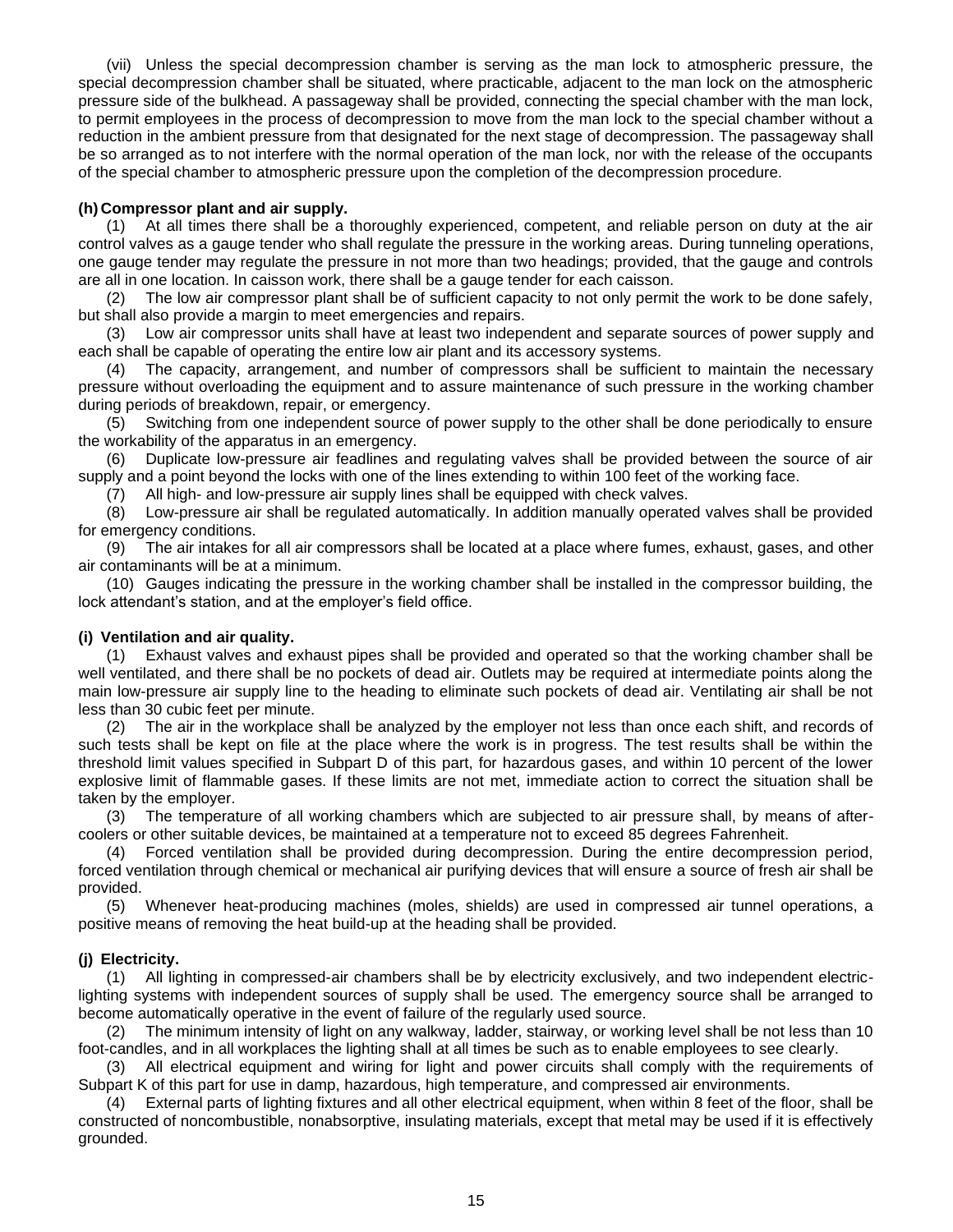(vii) Unless the special decompression chamber is serving as the man lock to atmospheric pressure, the special decompression chamber shall be situated, where practicable, adjacent to the man lock on the atmospheric pressure side of the bulkhead. A passageway shall be provided, connecting the special chamber with the man lock, to permit employees in the process of decompression to move from the man lock to the special chamber without a reduction in the ambient pressure from that designated for the next stage of decompression. The passageway shall be so arranged as to not interfere with the normal operation of the man lock, nor with the release of the occupants of the special chamber to atmospheric pressure upon the completion of the decompression procedure.

**(h) Compressor plant and air supply.**

(1) At all times there shall be a thoroughly experienced, competent, and reliable person on duty at the air control valves as a gauge tender who shall regulate the pressure in the working areas. During tunneling operations, one gauge tender may regulate the pressure in not more than two headings; provided, that the gauge and controls are all in one location. In caisson work, there shall be a gauge tender for each caisson.

(2) The low air compressor plant shall be of sufficient capacity to not only permit the work to be done safely, but shall also provide a margin to meet emergencies and repairs.

(3) Low air compressor units shall have at least two independent and separate sources of power supply and each shall be capable of operating the entire low air plant and its accessory systems.

(4) The capacity, arrangement, and number of compressors shall be sufficient to maintain the necessary pressure without overloading the equipment and to assure maintenance of such pressure in the working chamber during periods of breakdown, repair, or emergency.

(5) Switching from one independent source of power supply to the other shall be done periodically to ensure the workability of the apparatus in an emergency.

(6) Duplicate low-pressure air feedlines and regulating valves shall be provided between the source of air supply and a point beyond the locks with one of the lines extending to within 100 feet of the working face.

(7) All high- and low-pressure air supply lines shall be equipped with check valves.

(8) Low-pressure air shall be regulated automatically. In addition manually operated valves shall be provided for emergency conditions.

(9) The air intakes for all air compressors shall be located at a place where fumes, exhaust, gases, and other air contaminants will be at a minimum.

(10) Gauges indicating the pressure in the working chamber shall be installed in the compressor building, the lock attendant's station, and at the employer's field office.

**(i) Ventilation and air quality.**

(1) Exhaust valves and exhaust pipes shall be provided and operated so that the working chamber shall be well ventilated, and there shall be no pockets of dead air. Outlets may be required at intermediate points along the main low-pressure air supply line to the heading to eliminate such pockets of dead air. Ventilating air shall be not less than 30 cubic feet per minute.

(2) The air in the workplace shall be analyzed by the employer not less than once each shift, and records of such tests shall be kept on file at the place where the work is in progress. The test results shall be within the threshold limit values specified in Subpart D of this part, for hazardous gases, and within 10 percent of the lower explosive limit of flammable gases. If these limits are not met, immediate action to correct the situation shall be taken by the employer.

(3) The temperature of all working chambers which are subjected to air pressure shall, by means of after-coolers or other suitable devices, be maintained at a temperature not to exceed 85 degrees Fahrenheit.

(4) Forced ventilation shall be provided during decompression. During the entire decompression period, forced ventilation through chemical or mechanical air purifying devices that will ensure a source of fresh air shall be provided.

(5) Whenever heat-producing machines (moles, shields) are used in compressed air tunnel operations, a positive means of removing the heat build-up at the heading shall be provided.

**(j) Electricity.**

(1) All lighting in compressed-air chambers shall be by electricity exclusively, and two independent electric-lighting systems with independent sources of supply shall be used. The emergency source shall be arranged to become automatically operative in the event of failure of the regularly used source.

(2) The minimum intensity of light on any walkway, ladder, stairway, or working level shall be not less than 10 foot-candles, and in all workplaces the lighting shall at all times be such as to enable employees to see clearly.

(3) All electrical equipment and wiring for light and power circuits shall comply with the requirements of Subpart K of this part for use in damp, hazardous, high temperature, and compressed air environments.

(4) External parts of lighting fixtures and all other electrical equipment, when within 8 feet of the floor, shall be constructed of noncombustible, nonabsorptive, insulating materials, except that metal may be used if it is effectively grounded.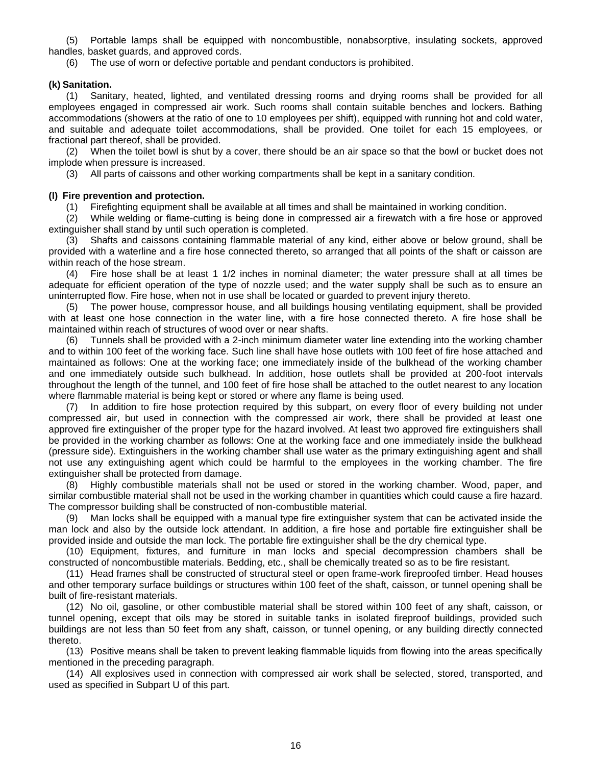(5) Portable lamps shall be equipped with noncombustible, nonabsorptive, insulating sockets, approved handles, basket guards, and approved cords.

(6) The use of worn or defective portable and pendant conductors is prohibited.

**(k) Sanitation.**

(1) Sanitary, heated, lighted, and ventilated dressing rooms and drying rooms shall be provided for all employees engaged in compressed air work. Such rooms shall contain suitable benches and lockers. Bathing accommodations (showers at the ratio of one to 10 employees per shift), equipped with running hot and cold water, and suitable and adequate toilet accommodations, shall be provided. One toilet for each 15 employees, or fractional part thereof, shall be provided.

(2) When the toilet bowl is shut by a cover, there should be an air space so that the bowl or bucket does not implode when pressure is increased.

(3) All parts of caissons and other working compartments shall be kept in a sanitary condition.

**(l) Fire prevention and protection.**

(1) Firefighting equipment shall be available at all times and shall be maintained in working condition.

(2) While welding or flame-cutting is being done in compressed air a firewatch with a fire hose or approved extinguisher shall stand by until such operation is completed.

(3) Shafts and caissons containing flammable material of any kind, either above or below ground, shall be provided with a waterline and a fire hose connected thereto, so arranged that all points of the shaft or caisson are within reach of the hose stream.

(4) Fire hose shall be at least 1 1/2 inches in nominal diameter; the water pressure shall at all times be adequate for efficient operation of the type of nozzle used; and the water supply shall be such as to ensure an uninterrupted flow. Fire hose, when not in use shall be located or guarded to prevent injury thereto.

(5) The power house, compressor house, and all buildings housing ventilating equipment, shall be provided with at least one hose connection in the water line, with a fire hose connected thereto. A fire hose shall be maintained within reach of structures of wood over or near shafts.

(6) Tunnels shall be provided with a 2-inch minimum diameter water line extending into the working chamber and to within 100 feet of the working face. Such line shall have hose outlets with 100 feet of fire hose attached and maintained as follows: One at the working face; one immediately inside of the bulkhead of the working chamber and one immediately outside such bulkhead. In addition, hose outlets shall be provided at 200-foot intervals throughout the length of the tunnel, and 100 feet of fire hose shall be attached to the outlet nearest to any location where flammable material is being kept or stored or where any flame is being used.

(7) In addition to fire hose protection required by this subpart, on every floor of every building not under compressed air, but used in connection with the compressed air work, there shall be provided at least one approved fire extinguisher of the proper type for the hazard involved. At least two approved fire extinguishers shall be provided in the working chamber as follows: One at the working face and one immediately inside the bulkhead (pressure side). Extinguishers in the working chamber shall use water as the primary extinguishing agent and shall not use any extinguishing agent which could be harmful to the employees in the working chamber. The fire extinguisher shall be protected from damage.

(8) Highly combustible materials shall not be used or stored in the working chamber. Wood, paper, and similar combustible material shall not be used in the working chamber in quantities which could cause a fire hazard. The compressor building shall be constructed of non-combustible material.

(9) Man locks shall be equipped with a manual type fire extinguisher system that can be activated inside the man lock and also by the outside lock attendant. In addition, a fire hose and portable fire extinguisher shall be provided inside and outside the man lock. The portable fire extinguisher shall be the dry chemical type.

(10) Equipment, fixtures, and furniture in man locks and special decompression chambers shall be constructed of noncombustible materials. Bedding, etc., shall be chemically treated so as to be fire resistant.

(11) Head frames shall be constructed of structural steel or open frame-work fireproofed timber. Head houses and other temporary surface buildings or structures within 100 feet of the shaft, caisson, or tunnel opening shall be built of fire-resistant materials.

(12) No oil, gasoline, or other combustible material shall be stored within 100 feet of any shaft, caisson, or tunnel opening, except that oils may be stored in suitable tanks in isolated fireproof buildings, provided such buildings are not less than 50 feet from any shaft, caisson, or tunnel opening, or any building directly connected thereto.

(13) Positive means shall be taken to prevent leaking flammable liquids from flowing into the areas specifically mentioned in the preceding paragraph.

(14) All explosives used in connection with compressed air work shall be selected, stored, transported, and used as specified in Subpart U of this part.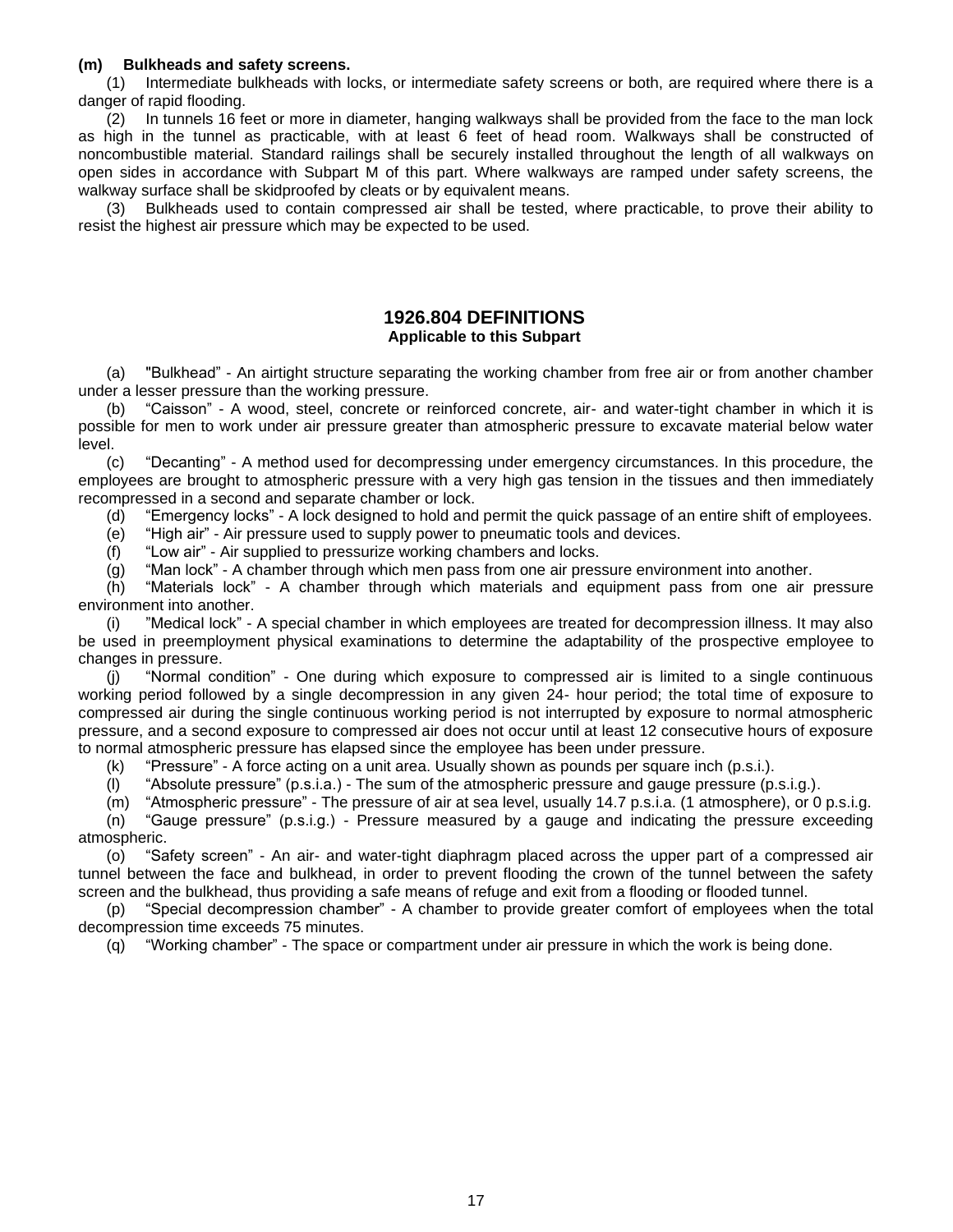**(m) Bulkheads and safety screens.**

(1) Intermediate bulkheads with locks, or intermediate safety screens or both, are required where there is a danger of rapid flooding.

(2) In tunnels 16 feet or more in diameter, hanging walkways shall be provided from the face to the man lock as high in the tunnel as practicable, with at least 6 feet of head room. Walkways shall be constructed of noncombustible material. Standard railings shall be securely installed throughout the length of all walkways on open sides in accordance with Subpart M of this part. Where walkways are ramped under safety screens, the walkway surface shall be skidproofed by cleats or by equivalent means.

(3) Bulkheads used to contain compressed air shall be tested, where practicable, to prove their ability to resist the highest air pressure which may be expected to be used.

## 1926.804 DEFINITIONS

**Applicable to this Subpart**

(a) "Bulkhead" - An airtight structure separating the working chamber from free air or from another chamber under a lesser pressure than the working pressure.

(b) "Caisson" - A wood, steel, concrete or reinforced concrete, air- and water-tight chamber in which it is possible for men to work under air pressure greater than atmospheric pressure to excavate material below water level.

(c) "Decanting" - A method used for decompressing under emergency circumstances. In this procedure, the employees are brought to atmospheric pressure with a very high gas tension in the tissues and then immediately recompressed in a second and separate chamber or lock.

(d) "Emergency locks" - A lock designed to hold and permit the quick passage of an entire shift of employees.

(e) "High air" - Air pressure used to supply power to pneumatic tools and devices.

(f) "Low air" - Air supplied to pressurize working chambers and locks.

(g) "Man lock" - A chamber through which men pass from one air pressure environment into another.

(h) "Materials lock" - A chamber through which materials and equipment pass from one air pressure environment into another.

(i) "Medical lock" - A special chamber in which employees are treated for decompression illness. It may also be used in preemployment physical examinations to determine the adaptability of the prospective employee to changes in pressure.

(j) "Normal condition" - One during which exposure to compressed air is limited to a single continuous working period followed by a single decompression in any given 24- hour period; the total time of exposure to compressed air during the single continuous working period is not interrupted by exposure to normal atmospheric pressure, and a second exposure to compressed air does not occur until at least 12 consecutive hours of exposure to normal atmospheric pressure has elapsed since the employee has been under pressure.

(k) "Pressure" - A force acting on a unit area. Usually shown as pounds per square inch (p.s.i.).

(l) "Absolute pressure" (p.s.i.a.) - The sum of the atmospheric pressure and gauge pressure (p.s.i.g.).

(m) "Atmospheric pressure" - The pressure of air at sea level, usually 14.7 p.s.i.a. (1 atmosphere), or 0 p.s.i.g.

(n) "Gauge pressure" (p.s.i.g.) - Pressure measured by a gauge and indicating the pressure exceeding atmospheric.

(o) "Safety screen" - An air- and water-tight diaphragm placed across the upper part of a compressed air tunnel between the face and bulkhead, in order to prevent flooding the crown of the tunnel between the safety screen and the bulkhead, thus providing a safe means of refuge and exit from a flooding or flooded tunnel.

(p) "Special decompression chamber" - A chamber to provide greater comfort of employees when the total decompression time exceeds 75 minutes.

(q) "Working chamber" - The space or compartment under air pressure in which the work is being done.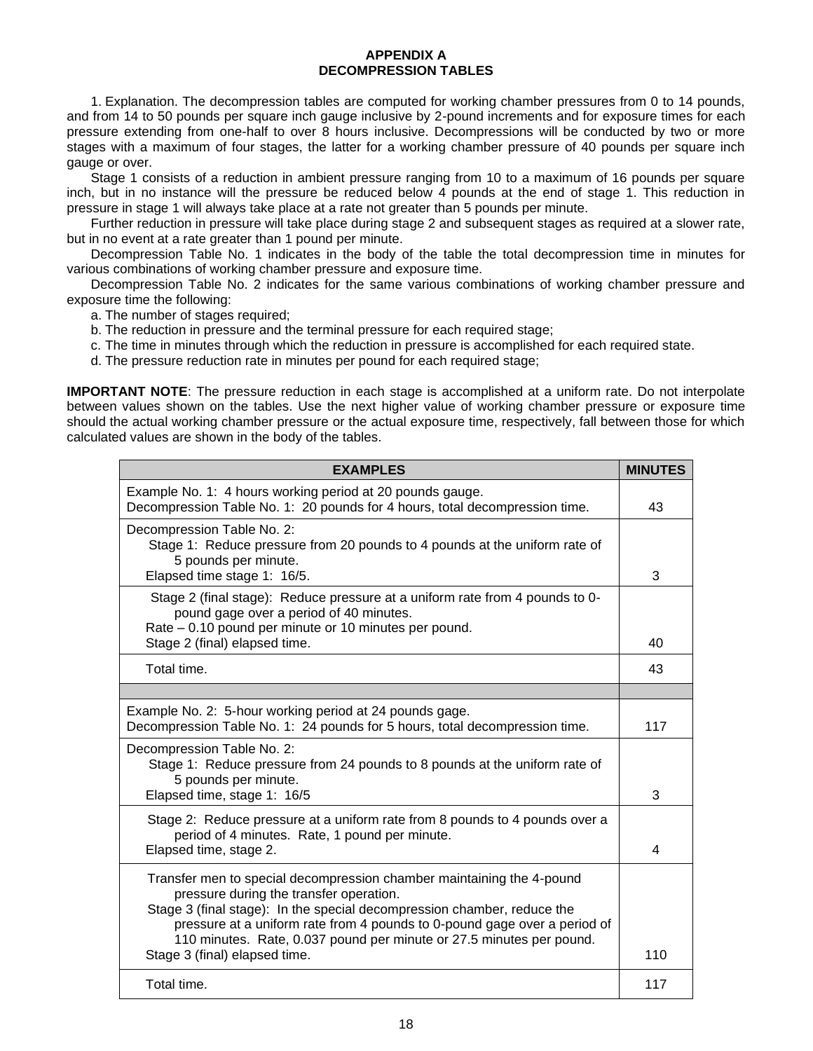# APPENDIX A
# DECOMPRESSION TABLES

1. Explanation. The decompression tables are computed for working chamber pressures from 0 to 14 pounds, and from 14 to 50 pounds per square inch gauge inclusive by 2-pound increments and for exposure times for each pressure extending from one-half to over 8 hours inclusive. Decompressions will be conducted by two or more stages with a maximum of four stages, the latter for a working chamber pressure of 40 pounds per square inch gauge or over.

Stage 1 consists of a reduction in ambient pressure ranging from 10 to a maximum of 16 pounds per square inch, but in no instance will the pressure be reduced below 4 pounds at the end of stage 1. This reduction in pressure in stage 1 will always take place at a rate not greater than 5 pounds per minute.

Further reduction in pressure will take place during stage 2 and subsequent stages as required at a slower rate, but in no event at a rate greater than 1 pound per minute.

Decompression Table No. 1 indicates in the body of the table the total decompression time in minutes for various combinations of working chamber pressure and exposure time.

Decompression Table No. 2 indicates for the same various combinations of working chamber pressure and exposure time the following:

a. The number of stages required;

b. The reduction in pressure and the terminal pressure for each required stage;

c. The time in minutes through which the reduction in pressure is accomplished for each required state.

d. The pressure reduction rate in minutes per pound for each required stage;

**IMPORTANT NOTE**: The pressure reduction in each stage is accomplished at a uniform rate. Do not interpolate between values shown on the tables. Use the next higher value of working chamber pressure or exposure time should the actual working chamber pressure or the actual exposure time, respectively, fall between those for which calculated values are shown in the body of the tables.

| EXAMPLES | MINUTES |
|---|---|
| Example No. 1: 4 hours working period at 20 pounds gauge.<br>Decompression Table No. 1: 20 pounds for 4 hours, total decompression time. | 43 |
| Decompression Table No. 2:<br>Stage 1: Reduce pressure from 20 pounds to 4 pounds at the uniform rate of 5 pounds per minute.<br>Elapsed time stage 1: 16/5. | 3 |
| Stage 2 (final stage): Reduce pressure at a uniform rate from 4 pounds to 0-pound gage over a period of 40 minutes.<br>Rate – 0.10 pound per minute or 10 minutes per pound.<br>Stage 2 (final) elapsed time. | 40 |
| Total time. | 43 |
| | |
| Example No. 2: 5-hour working period at 24 pounds gage.<br>Decompression Table No. 1: 24 pounds for 5 hours, total decompression time. | 117 |
| Decompression Table No. 2:<br>Stage 1: Reduce pressure from 24 pounds to 8 pounds at the uniform rate of 5 pounds per minute.<br>Elapsed time, stage 1: 16/5 | 3 |
| Stage 2: Reduce pressure at a uniform rate from 8 pounds to 4 pounds over a period of 4 minutes. Rate, 1 pound per minute.<br>Elapsed time, stage 2. | 4 |
| Transfer men to special decompression chamber maintaining the 4-pound pressure during the transfer operation.<br>Stage 3 (final stage): In the special decompression chamber, reduce the pressure at a uniform rate from 4 pounds to 0-pound gage over a period of 110 minutes. Rate, 0.037 pound per minute or 27.5 minutes per pound.<br>Stage 3 (final) elapsed time. | 110 |
| Total time. | 117 |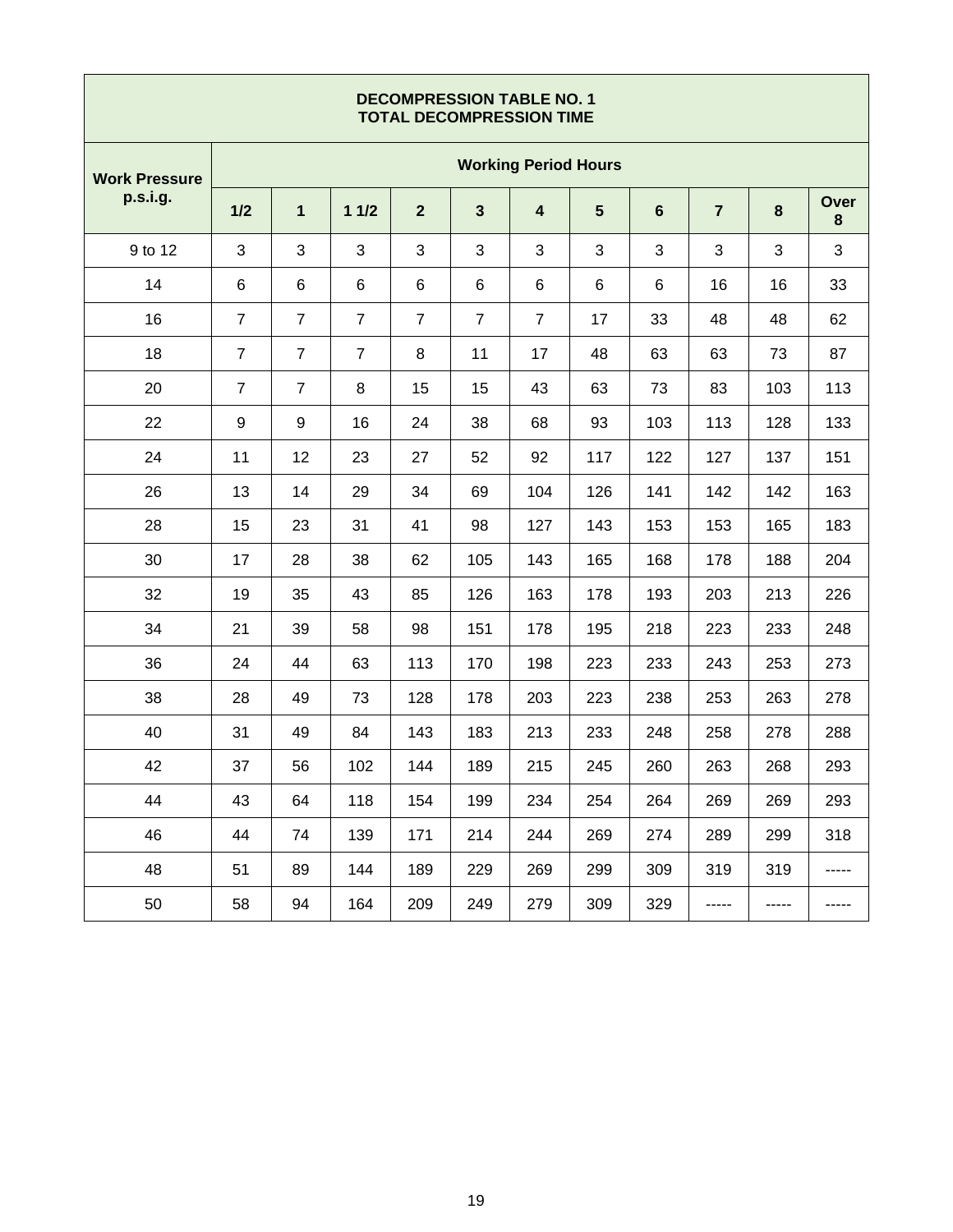| DECOMPRESSION TABLE NO. 1<br>TOTAL DECOMPRESSION TIME | | | | | | | | | | | |
|---|---|---|---|---|---|---|---|---|---|---|---|
| **Work Pressure p.s.i.g.** | **Working Period Hours** | | | | | | | | | | |
| | **1/2** | **1** | **1 1/2** | **2** | **3** | **4** | **5** | **6** | **7** | **8** | **Over 8** |
| 9 to 12 | 3 | 3 | 3 | 3 | 3 | 3 | 3 | 3 | 3 | 3 | 3 |
| 14 | 6 | 6 | 6 | 6 | 6 | 6 | 6 | 6 | 16 | 16 | 33 |
| 16 | 7 | 7 | 7 | 7 | 7 | 7 | 17 | 33 | 48 | 48 | 62 |
| 18 | 7 | 7 | 7 | 8 | 11 | 17 | 48 | 63 | 63 | 73 | 87 |
| 20 | 7 | 7 | 8 | 15 | 15 | 43 | 63 | 73 | 83 | 103 | 113 |
| 22 | 9 | 9 | 16 | 24 | 38 | 68 | 93 | 103 | 113 | 128 | 133 |
| 24 | 11 | 12 | 23 | 27 | 52 | 92 | 117 | 122 | 127 | 137 | 151 |
| 26 | 13 | 14 | 29 | 34 | 69 | 104 | 126 | 141 | 142 | 142 | 163 |
| 28 | 15 | 23 | 31 | 41 | 98 | 127 | 143 | 153 | 153 | 165 | 183 |
| 30 | 17 | 28 | 38 | 62 | 105 | 143 | 165 | 168 | 178 | 188 | 204 |
| 32 | 19 | 35 | 43 | 85 | 126 | 163 | 178 | 193 | 203 | 213 | 226 |
| 34 | 21 | 39 | 58 | 98 | 151 | 178 | 195 | 218 | 223 | 233 | 248 |
| 36 | 24 | 44 | 63 | 113 | 170 | 198 | 223 | 233 | 243 | 253 | 273 |
| 38 | 28 | 49 | 73 | 128 | 178 | 203 | 223 | 238 | 253 | 263 | 278 |
| 40 | 31 | 49 | 84 | 143 | 183 | 213 | 233 | 248 | 258 | 278 | 288 |
| 42 | 37 | 56 | 102 | 144 | 189 | 215 | 245 | 260 | 263 | 268 | 293 |
| 44 | 43 | 64 | 118 | 154 | 199 | 234 | 254 | 264 | 269 | 269 | 293 |
| 46 | 44 | 74 | 139 | 171 | 214 | 244 | 269 | 274 | 289 | 299 | 318 |
| 48 | 51 | 89 | 144 | 189 | 229 | 269 | 299 | 309 | 319 | 319 | ----- |
| 50 | 58 | 94 | 164 | 209 | 249 | 279 | 309 | 329 | ----- | ----- | ----- |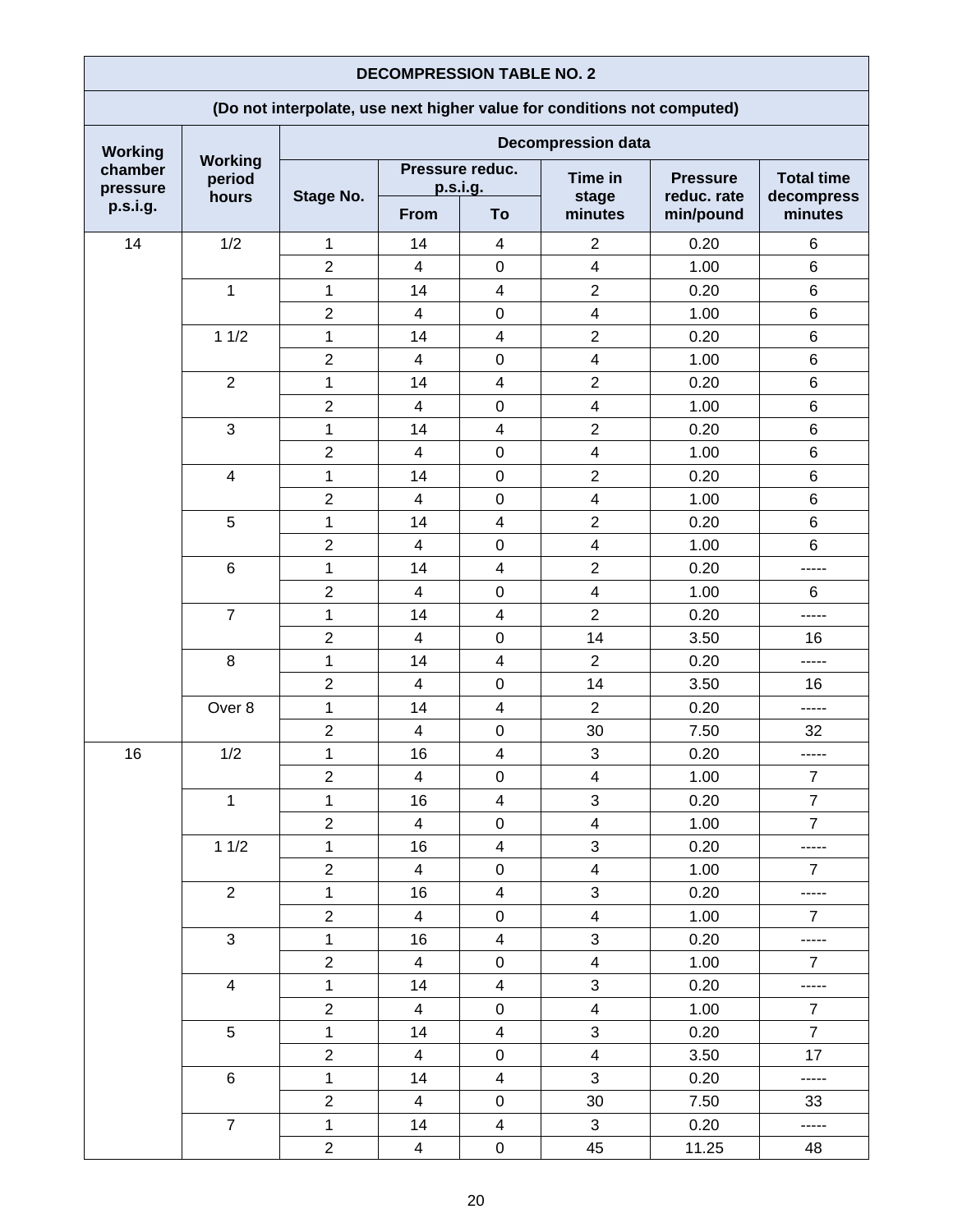| DECOMPRESSION TABLE NO. 2 | | | | | | | |
|---|---|---|---|---|---|---|---|
| (Do not interpolate, use next higher value for conditions not computed) | | | | | | | |
| Working chamber pressure p.s.i.g. | Working period hours | Decompression data | | | | | |
| | | Stage No. | Pressure reduc. p.s.i.g. | | Time in stage minutes | Pressure reduc. rate min/pound | Total time decompress minutes |
| | | | From | To | | | |
| 14 | 1/2 | 1 | 14 | 4 | 2 | 0.20 | 6 |
| | | 2 | 4 | 0 | 4 | 1.00 | 6 |
| | 1 | 1 | 14 | 4 | 2 | 0.20 | 6 |
| | | 2 | 4 | 0 | 4 | 1.00 | 6 |
| | 1 1/2 | 1 | 14 | 4 | 2 | 0.20 | 6 |
| | | 2 | 4 | 0 | 4 | 1.00 | 6 |
| | 2 | 1 | 14 | 4 | 2 | 0.20 | 6 |
| | | 2 | 4 | 0 | 4 | 1.00 | 6 |
| | 3 | 1 | 14 | 4 | 2 | 0.20 | 6 |
| | | 2 | 4 | 0 | 4 | 1.00 | 6 |
| | 4 | 1 | 14 | 0 | 2 | 0.20 | 6 |
| | | 2 | 4 | 0 | 4 | 1.00 | 6 |
| | 5 | 1 | 14 | 4 | 2 | 0.20 | 6 |
| | | 2 | 4 | 0 | 4 | 1.00 | 6 |
| | 6 | 1 | 14 | 4 | 2 | 0.20 | ----- |
| | | 2 | 4 | 0 | 4 | 1.00 | 6 |
| | 7 | 1 | 14 | 4 | 2 | 0.20 | ----- |
| | | 2 | 4 | 0 | 14 | 3.50 | 16 |
| | 8 | 1 | 14 | 4 | 2 | 0.20 | ----- |
| | | 2 | 4 | 0 | 14 | 3.50 | 16 |
| | Over 8 | 1 | 14 | 4 | 2 | 0.20 | ----- |
| | | 2 | 4 | 0 | 30 | 7.50 | 32 |
| 16 | 1/2 | 1 | 16 | 4 | 3 | 0.20 | ----- |
| | | 2 | 4 | 0 | 4 | 1.00 | 7 |
| | 1 | 1 | 16 | 4 | 3 | 0.20 | 7 |
| | | 2 | 4 | 0 | 4 | 1.00 | 7 |
| | 1 1/2 | 1 | 16 | 4 | 3 | 0.20 | ----- |
| | | 2 | 4 | 0 | 4 | 1.00 | 7 |
| | 2 | 1 | 16 | 4 | 3 | 0.20 | ----- |
| | | 2 | 4 | 0 | 4 | 1.00 | 7 |
| | 3 | 1 | 16 | 4 | 3 | 0.20 | ----- |
| | | 2 | 4 | 0 | 4 | 1.00 | 7 |
| | 4 | 1 | 14 | 4 | 3 | 0.20 | ----- |
| | | 2 | 4 | 0 | 4 | 1.00 | 7 |
| | 5 | 1 | 14 | 4 | 3 | 0.20 | 7 |
| | | 2 | 4 | 0 | 4 | 3.50 | 17 |
| | 6 | 1 | 14 | 4 | 3 | 0.20 | ----- |
| | | 2 | 4 | 0 | 30 | 7.50 | 33 |
| | 7 | 1 | 14 | 4 | 3 | 0.20 | ----- |
| | | 2 | 4 | 0 | 45 | 11.25 | 48 |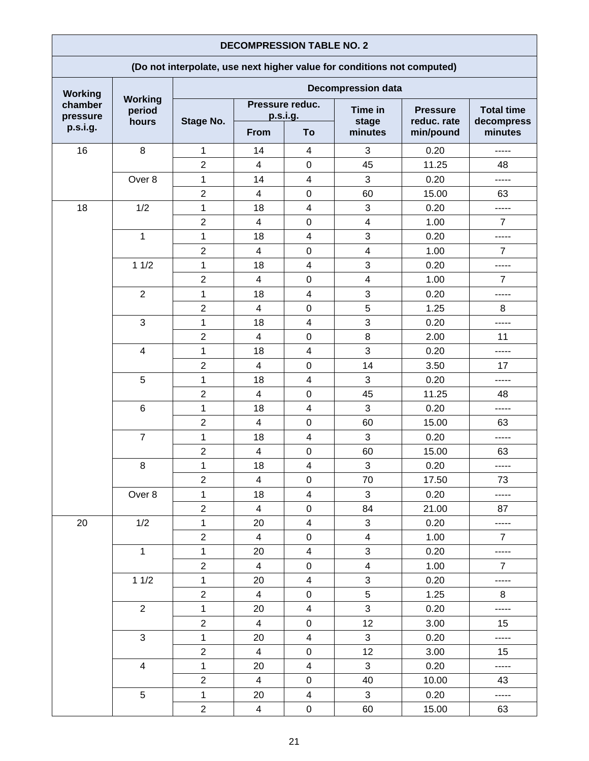| DECOMPRESSION TABLE NO. 2 | | | | | | | |
|---|---|---|---|---|---|---|---|
| (Do not interpolate, use next higher value for conditions not computed) | | | | | | | |
| Working chamber pressure p.s.i.g. | Working period hours | Decompression data | | | | | |
| | | Stage No. | Pressure reduc. p.s.i.g. | | Time in stage minutes | Pressure reduc. rate min/pound | Total time decompress minutes |
| | | | From | To | | | |
| 16 | 8 | 1 | 14 | 4 | 3 | 0.20 | ----- |
| | | 2 | 4 | 0 | 45 | 11.25 | 48 |
| | Over 8 | 1 | 14 | 4 | 3 | 0.20 | ----- |
| | | 2 | 4 | 0 | 60 | 15.00 | 63 |
| 18 | 1/2 | 1 | 18 | 4 | 3 | 0.20 | ----- |
| | | 2 | 4 | 0 | 4 | 1.00 | 7 |
| | 1 | 1 | 18 | 4 | 3 | 0.20 | ----- |
| | | 2 | 4 | 0 | 4 | 1.00 | 7 |
| | 1 1/2 | 1 | 18 | 4 | 3 | 0.20 | ----- |
| | | 2 | 4 | 0 | 4 | 1.00 | 7 |
| | 2 | 1 | 18 | 4 | 3 | 0.20 | ----- |
| | | 2 | 4 | 0 | 5 | 1.25 | 8 |
| | 3 | 1 | 18 | 4 | 3 | 0.20 | ----- |
| | | 2 | 4 | 0 | 8 | 2.00 | 11 |
| | 4 | 1 | 18 | 4 | 3 | 0.20 | ----- |
| | | 2 | 4 | 0 | 14 | 3.50 | 17 |
| | 5 | 1 | 18 | 4 | 3 | 0.20 | ----- |
| | | 2 | 4 | 0 | 45 | 11.25 | 48 |
| | 6 | 1 | 18 | 4 | 3 | 0.20 | ----- |
| | | 2 | 4 | 0 | 60 | 15.00 | 63 |
| | 7 | 1 | 18 | 4 | 3 | 0.20 | ----- |
| | | 2 | 4 | 0 | 60 | 15.00 | 63 |
| | 8 | 1 | 18 | 4 | 3 | 0.20 | ----- |
| | | 2 | 4 | 0 | 70 | 17.50 | 73 |
| | Over 8 | 1 | 18 | 4 | 3 | 0.20 | ----- |
| | | 2 | 4 | 0 | 84 | 21.00 | 87 |
| 20 | 1/2 | 1 | 20 | 4 | 3 | 0.20 | ----- |
| | | 2 | 4 | 0 | 4 | 1.00 | 7 |
| | 1 | 1 | 20 | 4 | 3 | 0.20 | ----- |
| | | 2 | 4 | 0 | 4 | 1.00 | 7 |
| | 1 1/2 | 1 | 20 | 4 | 3 | 0.20 | ----- |
| | | 2 | 4 | 0 | 5 | 1.25 | 8 |
| | 2 | 1 | 20 | 4 | 3 | 0.20 | ----- |
| | | 2 | 4 | 0 | 12 | 3.00 | 15 |
| | 3 | 1 | 20 | 4 | 3 | 0.20 | ----- |
| | | 2 | 4 | 0 | 12 | 3.00 | 15 |
| | 4 | 1 | 20 | 4 | 3 | 0.20 | ----- |
| | | 2 | 4 | 0 | 40 | 10.00 | 43 |
| | 5 | 1 | 20 | 4 | 3 | 0.20 | ----- |
| | | 2 | 4 | 0 | 60 | 15.00 | 63 |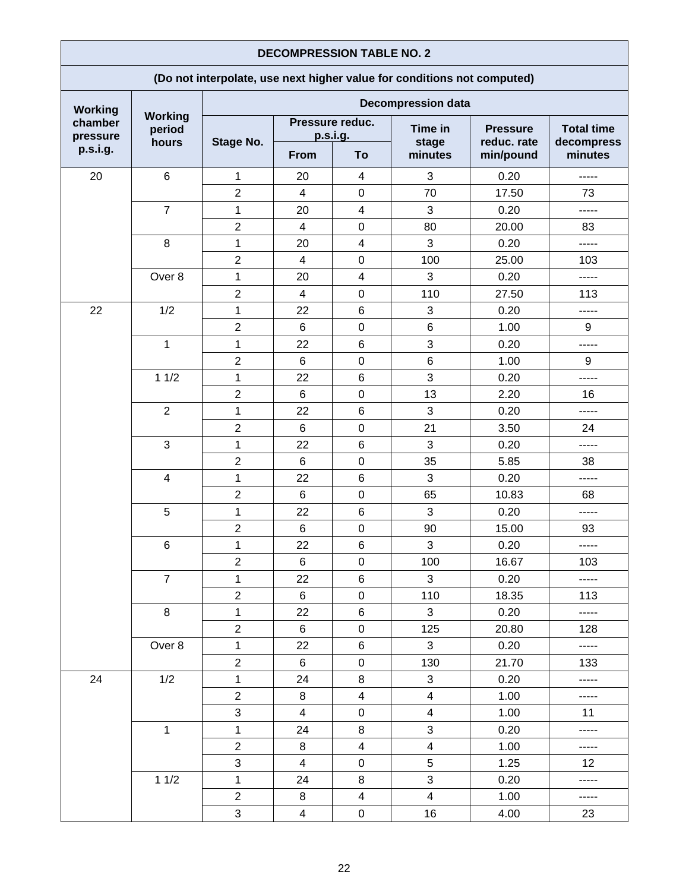| DECOMPRESSION TABLE NO. 2 | | | | | | | |
|---|---|---|---|---|---|---|---|
| (Do not interpolate, use next higher value for conditions not computed) | | | | | | | |
| Working chamber pressure p.s.i.g. | Working period hours | Decompression data | | | | | |
| | | Stage No. | Pressure reduc. p.s.i.g. | | Time in stage minutes | Pressure reduc. rate min/pound | Total time decompress minutes |
| | | | From | To | | | |
| 20 | 6 | 1 | 20 | 4 | 3 | 0.20 | ----- |
| | | 2 | 4 | 0 | 70 | 17.50 | 73 |
| | 7 | 1 | 20 | 4 | 3 | 0.20 | ----- |
| | | 2 | 4 | 0 | 80 | 20.00 | 83 |
| | 8 | 1 | 20 | 4 | 3 | 0.20 | ----- |
| | | 2 | 4 | 0 | 100 | 25.00 | 103 |
| | Over 8 | 1 | 20 | 4 | 3 | 0.20 | ----- |
| | | 2 | 4 | 0 | 110 | 27.50 | 113 |
| 22 | 1/2 | 1 | 22 | 6 | 3 | 0.20 | ----- |
| | | 2 | 6 | 0 | 6 | 1.00 | 9 |
| | 1 | 1 | 22 | 6 | 3 | 0.20 | ----- |
| | | 2 | 6 | 0 | 6 | 1.00 | 9 |
| | 1 1/2 | 1 | 22 | 6 | 3 | 0.20 | ----- |
| | | 2 | 6 | 0 | 13 | 2.20 | 16 |
| | 2 | 1 | 22 | 6 | 3 | 0.20 | ----- |
| | | 2 | 6 | 0 | 21 | 3.50 | 24 |
| | 3 | 1 | 22 | 6 | 3 | 0.20 | ----- |
| | | 2 | 6 | 0 | 35 | 5.85 | 38 |
| | 4 | 1 | 22 | 6 | 3 | 0.20 | ----- |
| | | 2 | 6 | 0 | 65 | 10.83 | 68 |
| | 5 | 1 | 22 | 6 | 3 | 0.20 | ----- |
| | | 2 | 6 | 0 | 90 | 15.00 | 93 |
| | 6 | 1 | 22 | 6 | 3 | 0.20 | ----- |
| | | 2 | 6 | 0 | 100 | 16.67 | 103 |
| | 7 | 1 | 22 | 6 | 3 | 0.20 | ----- |
| | | 2 | 6 | 0 | 110 | 18.35 | 113 |
| | 8 | 1 | 22 | 6 | 3 | 0.20 | ----- |
| | | 2 | 6 | 0 | 125 | 20.80 | 128 |
| | Over 8 | 1 | 22 | 6 | 3 | 0.20 | ----- |
| | | 2 | 6 | 0 | 130 | 21.70 | 133 |
| 24 | 1/2 | 1 | 24 | 8 | 3 | 0.20 | ----- |
| | | 2 | 8 | 4 | 4 | 1.00 | ----- |
| | | 3 | 4 | 0 | 4 | 1.00 | 11 |
| | 1 | 1 | 24 | 8 | 3 | 0.20 | ----- |
| | | 2 | 8 | 4 | 4 | 1.00 | ----- |
| | | 3 | 4 | 0 | 5 | 1.25 | 12 |
| | 1 1/2 | 1 | 24 | 8 | 3 | 0.20 | ----- |
| | | 2 | 8 | 4 | 4 | 1.00 | ----- |
| | | 3 | 4 | 0 | 16 | 4.00 | 23 |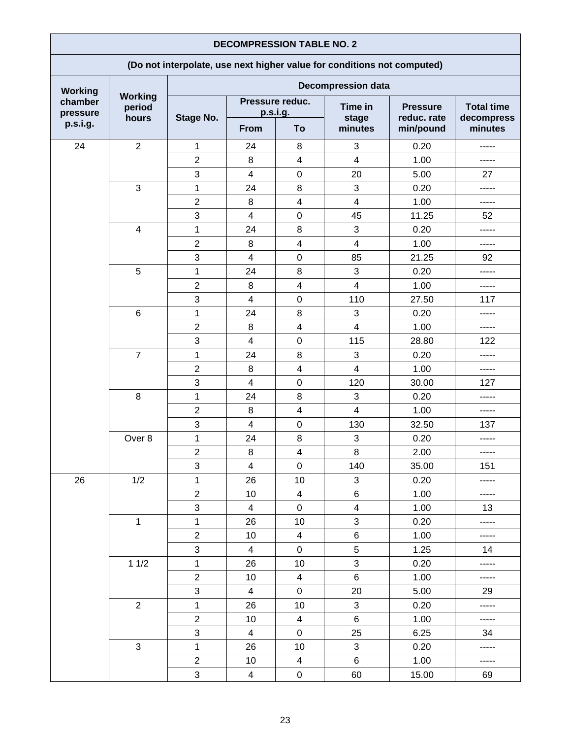| DECOMPRESSION TABLE NO. 2 | | | | | | | |
|---|---|---|---|---|---|---|---|
| (Do not interpolate, use next higher value for conditions not computed) | | | | | | | |
| Working chamber pressure p.s.i.g. | Working period hours | Decompression data | | | | | |
| | | Stage No. | Pressure reduc. p.s.i.g. | | Time in stage minutes | Pressure reduc. rate min/pound | Total time decompress minutes |
| | | | From | To | | | |
| 24 | 2 | 1 | 24 | 8 | 3 | 0.20 | ----- |
| | | 2 | 8 | 4 | 4 | 1.00 | ----- |
| | | 3 | 4 | 0 | 20 | 5.00 | 27 |
| | 3 | 1 | 24 | 8 | 3 | 0.20 | ----- |
| | | 2 | 8 | 4 | 4 | 1.00 | ----- |
| | | 3 | 4 | 0 | 45 | 11.25 | 52 |
| | 4 | 1 | 24 | 8 | 3 | 0.20 | ----- |
| | | 2 | 8 | 4 | 4 | 1.00 | ----- |
| | | 3 | 4 | 0 | 85 | 21.25 | 92 |
| | 5 | 1 | 24 | 8 | 3 | 0.20 | ----- |
| | | 2 | 8 | 4 | 4 | 1.00 | ----- |
| | | 3 | 4 | 0 | 110 | 27.50 | 117 |
| | 6 | 1 | 24 | 8 | 3 | 0.20 | ----- |
| | | 2 | 8 | 4 | 4 | 1.00 | ----- |
| | | 3 | 4 | 0 | 115 | 28.80 | 122 |
| | 7 | 1 | 24 | 8 | 3 | 0.20 | ----- |
| | | 2 | 8 | 4 | 4 | 1.00 | ----- |
| | | 3 | 4 | 0 | 120 | 30.00 | 127 |
| | 8 | 1 | 24 | 8 | 3 | 0.20 | ----- |
| | | 2 | 8 | 4 | 4 | 1.00 | ----- |
| | | 3 | 4 | 0 | 130 | 32.50 | 137 |
| | Over 8 | 1 | 24 | 8 | 3 | 0.20 | ----- |
| | | 2 | 8 | 4 | 8 | 2.00 | ----- |
| | | 3 | 4 | 0 | 140 | 35.00 | 151 |
| 26 | 1/2 | 1 | 26 | 10 | 3 | 0.20 | ----- |
| | | 2 | 10 | 4 | 6 | 1.00 | ----- |
| | | 3 | 4 | 0 | 4 | 1.00 | 13 |
| | 1 | 1 | 26 | 10 | 3 | 0.20 | ----- |
| | | 2 | 10 | 4 | 6 | 1.00 | ----- |
| | | 3 | 4 | 0 | 5 | 1.25 | 14 |
| | 1 1/2 | 1 | 26 | 10 | 3 | 0.20 | ----- |
| | | 2 | 10 | 4 | 6 | 1.00 | ----- |
| | | 3 | 4 | 0 | 20 | 5.00 | 29 |
| | 2 | 1 | 26 | 10 | 3 | 0.20 | ----- |
| | | 2 | 10 | 4 | 6 | 1.00 | ----- |
| | | 3 | 4 | 0 | 25 | 6.25 | 34 |
| | 3 | 1 | 26 | 10 | 3 | 0.20 | ----- |
| | | 2 | 10 | 4 | 6 | 1.00 | ----- |
| | | 3 | 4 | 0 | 60 | 15.00 | 69 |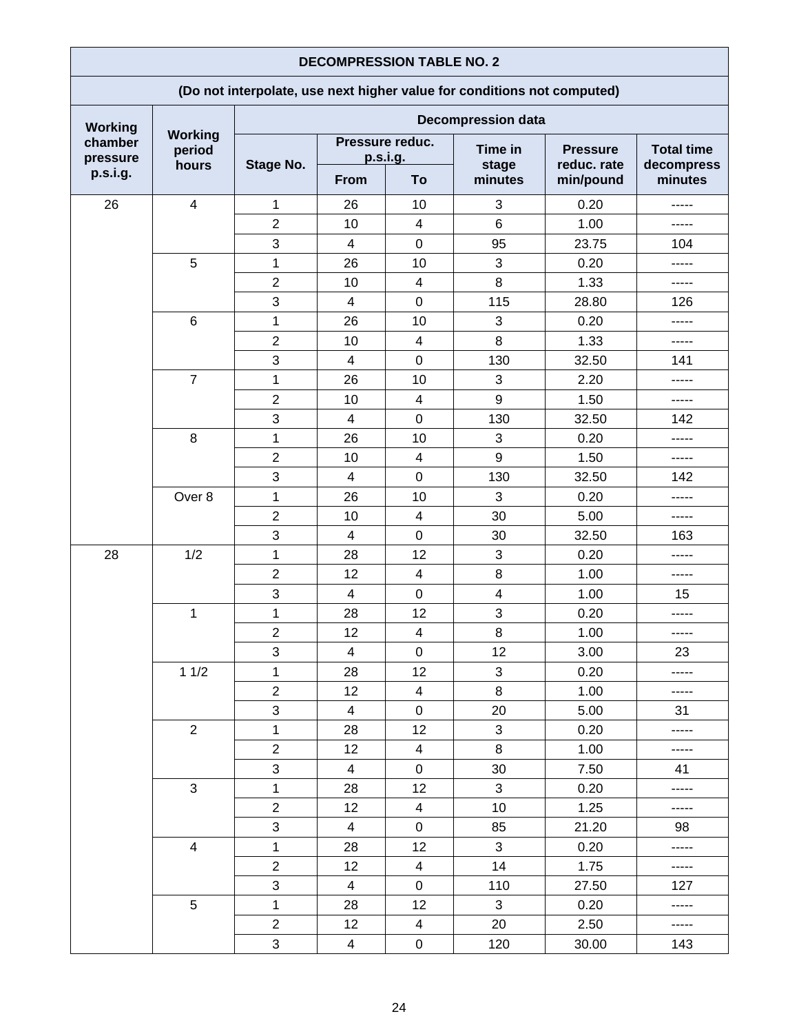| DECOMPRESSION TABLE NO. 2 | | | | | | | |
|---|---|---|---|---|---|---|---|
| (Do not interpolate, use next higher value for conditions not computed) | | | | | | | |
| Working chamber pressure p.s.i.g. | Working period hours | Decompression data | | | | | |
| | | Stage No. | Pressure reduc. p.s.i.g. | | Time in stage minutes | Pressure reduc. rate min/pound | Total time decompress minutes |
| | | | From | To | | | |
| 26 | 4 | 1 | 26 | 10 | 3 | 0.20 | ----- |
| | | 2 | 10 | 4 | 6 | 1.00 | ----- |
| | | 3 | 4 | 0 | 95 | 23.75 | 104 |
| | 5 | 1 | 26 | 10 | 3 | 0.20 | ----- |
| | | 2 | 10 | 4 | 8 | 1.33 | ----- |
| | | 3 | 4 | 0 | 115 | 28.80 | 126 |
| | 6 | 1 | 26 | 10 | 3 | 0.20 | ----- |
| | | 2 | 10 | 4 | 8 | 1.33 | ----- |
| | | 3 | 4 | 0 | 130 | 32.50 | 141 |
| | 7 | 1 | 26 | 10 | 3 | 2.20 | ----- |
| | | 2 | 10 | 4 | 9 | 1.50 | ----- |
| | | 3 | 4 | 0 | 130 | 32.50 | 142 |
| | 8 | 1 | 26 | 10 | 3 | 0.20 | ----- |
| | | 2 | 10 | 4 | 9 | 1.50 | ----- |
| | | 3 | 4 | 0 | 130 | 32.50 | 142 |
| | Over 8 | 1 | 26 | 10 | 3 | 0.20 | ----- |
| | | 2 | 10 | 4 | 30 | 5.00 | ----- |
| | | 3 | 4 | 0 | 30 | 32.50 | 163 |
| 28 | 1/2 | 1 | 28 | 12 | 3 | 0.20 | ----- |
| | | 2 | 12 | 4 | 8 | 1.00 | ----- |
| | | 3 | 4 | 0 | 4 | 1.00 | 15 |
| | 1 | 1 | 28 | 12 | 3 | 0.20 | ----- |
| | | 2 | 12 | 4 | 8 | 1.00 | ----- |
| | | 3 | 4 | 0 | 12 | 3.00 | 23 |
| | 1 1/2 | 1 | 28 | 12 | 3 | 0.20 | ----- |
| | | 2 | 12 | 4 | 8 | 1.00 | ----- |
| | | 3 | 4 | 0 | 20 | 5.00 | 31 |
| | 2 | 1 | 28 | 12 | 3 | 0.20 | ----- |
| | | 2 | 12 | 4 | 8 | 1.00 | ----- |
| | | 3 | 4 | 0 | 30 | 7.50 | 41 |
| | 3 | 1 | 28 | 12 | 3 | 0.20 | ----- |
| | | 2 | 12 | 4 | 10 | 1.25 | ----- |
| | | 3 | 4 | 0 | 85 | 21.20 | 98 |
| | 4 | 1 | 28 | 12 | 3 | 0.20 | ----- |
| | | 2 | 12 | 4 | 14 | 1.75 | ----- |
| | | 3 | 4 | 0 | 110 | 27.50 | 127 |
| | 5 | 1 | 28 | 12 | 3 | 0.20 | ----- |
| | | 2 | 12 | 4 | 20 | 2.50 | ----- |
| | | 3 | 4 | 0 | 120 | 30.00 | 143 |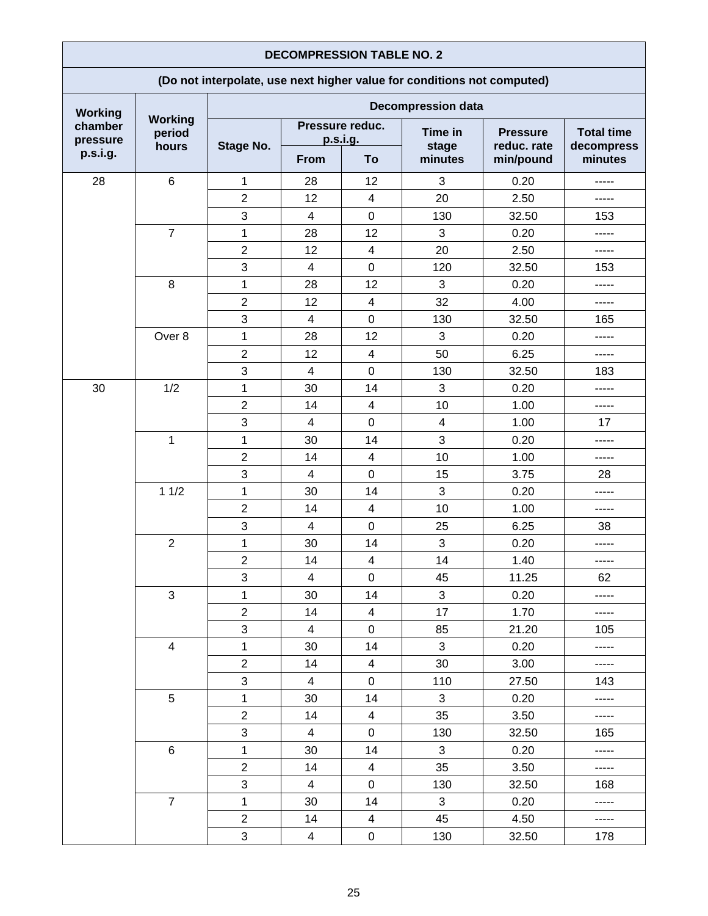| DECOMPRESSION TABLE NO. 2 | | | | | | | |
|---|---|---|---|---|---|---|---|
| (Do not interpolate, use next higher value for conditions not computed) | | | | | | | |
| Working chamber pressure p.s.i.g. | Working period hours | Decompression data | | | | | |
| | | Stage No. | Pressure reduc. p.s.i.g. | | Time in stage minutes | Pressure reduc. rate min/pound | Total time decompress minutes |
| | | | From | To | | | |
| 28 | 6 | 1 | 28 | 12 | 3 | 0.20 | ----- |
| | | 2 | 12 | 4 | 20 | 2.50 | ----- |
| | | 3 | 4 | 0 | 130 | 32.50 | 153 |
| | 7 | 1 | 28 | 12 | 3 | 0.20 | ----- |
| | | 2 | 12 | 4 | 20 | 2.50 | ----- |
| | | 3 | 4 | 0 | 120 | 32.50 | 153 |
| | 8 | 1 | 28 | 12 | 3 | 0.20 | ----- |
| | | 2 | 12 | 4 | 32 | 4.00 | ----- |
| | | 3 | 4 | 0 | 130 | 32.50 | 165 |
| | Over 8 | 1 | 28 | 12 | 3 | 0.20 | ----- |
| | | 2 | 12 | 4 | 50 | 6.25 | ----- |
| | | 3 | 4 | 0 | 130 | 32.50 | 183 |
| 30 | 1/2 | 1 | 30 | 14 | 3 | 0.20 | ----- |
| | | 2 | 14 | 4 | 10 | 1.00 | ----- |
| | | 3 | 4 | 0 | 4 | 1.00 | 17 |
| | 1 | 1 | 30 | 14 | 3 | 0.20 | ----- |
| | | 2 | 14 | 4 | 10 | 1.00 | ----- |
| | | 3 | 4 | 0 | 15 | 3.75 | 28 |
| | 1 1/2 | 1 | 30 | 14 | 3 | 0.20 | ----- |
| | | 2 | 14 | 4 | 10 | 1.00 | ----- |
| | | 3 | 4 | 0 | 25 | 6.25 | 38 |
| | 2 | 1 | 30 | 14 | 3 | 0.20 | ----- |
| | | 2 | 14 | 4 | 14 | 1.40 | ----- |
| | | 3 | 4 | 0 | 45 | 11.25 | 62 |
| | 3 | 1 | 30 | 14 | 3 | 0.20 | ----- |
| | | 2 | 14 | 4 | 17 | 1.70 | ----- |
| | | 3 | 4 | 0 | 85 | 21.20 | 105 |
| | 4 | 1 | 30 | 14 | 3 | 0.20 | ----- |
| | | 2 | 14 | 4 | 30 | 3.00 | ----- |
| | | 3 | 4 | 0 | 110 | 27.50 | 143 |
| | 5 | 1 | 30 | 14 | 3 | 0.20 | ----- |
| | | 2 | 14 | 4 | 35 | 3.50 | ----- |
| | | 3 | 4 | 0 | 130 | 32.50 | 165 |
| | 6 | 1 | 30 | 14 | 3 | 0.20 | ----- |
| | | 2 | 14 | 4 | 35 | 3.50 | ----- |
| | | 3 | 4 | 0 | 130 | 32.50 | 168 |
| | 7 | 1 | 30 | 14 | 3 | 0.20 | ----- |
| | | 2 | 14 | 4 | 45 | 4.50 | ----- |
| | | 3 | 4 | 0 | 130 | 32.50 | 178 |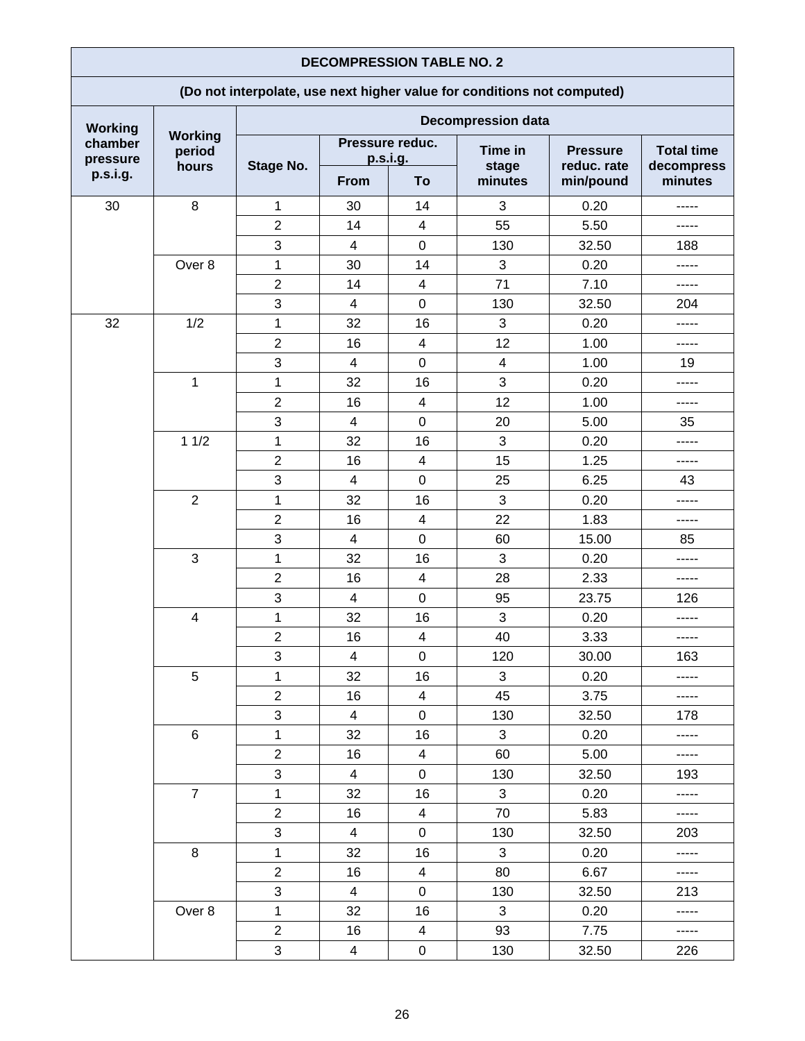| DECOMPRESSION TABLE NO. 2 | | | | | | | |
|---|---|---|---|---|---|---|---|
| (Do not interpolate, use next higher value for conditions not computed) | | | | | | | |
| Working chamber pressure p.s.i.g. | Working period hours | Decompression data | | | | | |
| | | Stage No. | Pressure reduc. p.s.i.g. | | Time in stage minutes | Pressure reduc. rate min/pound | Total time decompress minutes |
| | | | From | To | | | |
| 30 | 8 | 1 | 30 | 14 | 3 | 0.20 | ----- |
| | | 2 | 14 | 4 | 55 | 5.50 | ----- |
| | | 3 | 4 | 0 | 130 | 32.50 | 188 |
| | Over 8 | 1 | 30 | 14 | 3 | 0.20 | ----- |
| | | 2 | 14 | 4 | 71 | 7.10 | ----- |
| | | 3 | 4 | 0 | 130 | 32.50 | 204 |
| 32 | 1/2 | 1 | 32 | 16 | 3 | 0.20 | ----- |
| | | 2 | 16 | 4 | 12 | 1.00 | ----- |
| | | 3 | 4 | 0 | 4 | 1.00 | 19 |
| | 1 | 1 | 32 | 16 | 3 | 0.20 | ----- |
| | | 2 | 16 | 4 | 12 | 1.00 | ----- |
| | | 3 | 4 | 0 | 20 | 5.00 | 35 |
| | 1 1/2 | 1 | 32 | 16 | 3 | 0.20 | ----- |
| | | 2 | 16 | 4 | 15 | 1.25 | ----- |
| | | 3 | 4 | 0 | 25 | 6.25 | 43 |
| | 2 | 1 | 32 | 16 | 3 | 0.20 | ----- |
| | | 2 | 16 | 4 | 22 | 1.83 | ----- |
| | | 3 | 4 | 0 | 60 | 15.00 | 85 |
| | 3 | 1 | 32 | 16 | 3 | 0.20 | ----- |
| | | 2 | 16 | 4 | 28 | 2.33 | ----- |
| | | 3 | 4 | 0 | 95 | 23.75 | 126 |
| | 4 | 1 | 32 | 16 | 3 | 0.20 | ----- |
| | | 2 | 16 | 4 | 40 | 3.33 | ----- |
| | | 3 | 4 | 0 | 120 | 30.00 | 163 |
| | 5 | 1 | 32 | 16 | 3 | 0.20 | ----- |
| | | 2 | 16 | 4 | 45 | 3.75 | ----- |
| | | 3 | 4 | 0 | 130 | 32.50 | 178 |
| | 6 | 1 | 32 | 16 | 3 | 0.20 | ----- |
| | | 2 | 16 | 4 | 60 | 5.00 | ----- |
| | | 3 | 4 | 0 | 130 | 32.50 | 193 |
| | 7 | 1 | 32 | 16 | 3 | 0.20 | ----- |
| | | 2 | 16 | 4 | 70 | 5.83 | ----- |
| | | 3 | 4 | 0 | 130 | 32.50 | 203 |
| | 8 | 1 | 32 | 16 | 3 | 0.20 | ----- |
| | | 2 | 16 | 4 | 80 | 6.67 | ----- |
| | | 3 | 4 | 0 | 130 | 32.50 | 213 |
| | Over 8 | 1 | 32 | 16 | 3 | 0.20 | ----- |
| | | 2 | 16 | 4 | 93 | 7.75 | ----- |
| | | 3 | 4 | 0 | 130 | 32.50 | 226 |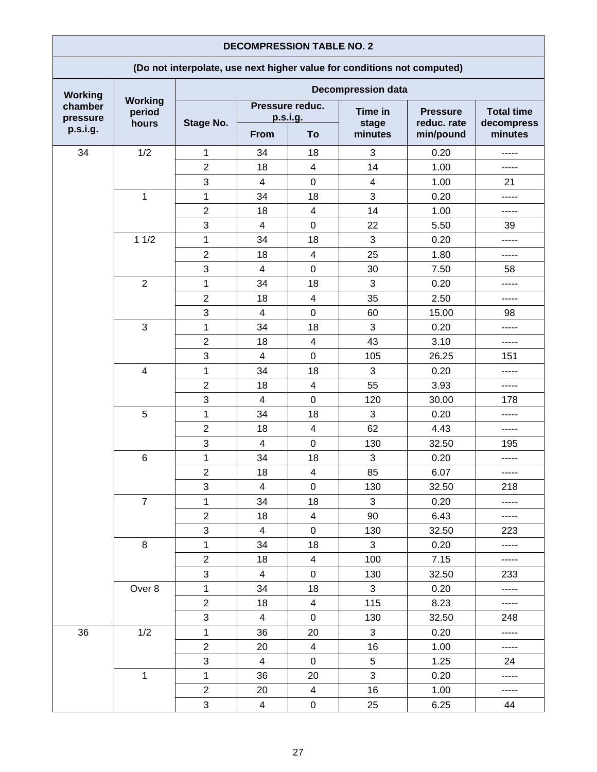| DECOMPRESSION TABLE NO. 2 | | | | | | | |
|---|---|---|---|---|---|---|---|
| (Do not interpolate, use next higher value for conditions not computed) | | | | | | | |
| Working chamber pressure p.s.i.g. | Working period hours | Decompression data | | | | | |
| | | Stage No. | Pressure reduc. p.s.i.g. | | Time in stage minutes | Pressure reduc. rate min/pound | Total time decompress minutes |
| | | | From | To | | | |
| 34 | 1/2 | 1 | 34 | 18 | 3 | 0.20 | ----- |
| | | 2 | 18 | 4 | 14 | 1.00 | ----- |
| | | 3 | 4 | 0 | 4 | 1.00 | 21 |
| | 1 | 1 | 34 | 18 | 3 | 0.20 | ----- |
| | | 2 | 18 | 4 | 14 | 1.00 | ----- |
| | | 3 | 4 | 0 | 22 | 5.50 | 39 |
| | 1 1/2 | 1 | 34 | 18 | 3 | 0.20 | ----- |
| | | 2 | 18 | 4 | 25 | 1.80 | ----- |
| | | 3 | 4 | 0 | 30 | 7.50 | 58 |
| | 2 | 1 | 34 | 18 | 3 | 0.20 | ----- |
| | | 2 | 18 | 4 | 35 | 2.50 | ----- |
| | | 3 | 4 | 0 | 60 | 15.00 | 98 |
| | 3 | 1 | 34 | 18 | 3 | 0.20 | ----- |
| | | 2 | 18 | 4 | 43 | 3.10 | ----- |
| | | 3 | 4 | 0 | 105 | 26.25 | 151 |
| | 4 | 1 | 34 | 18 | 3 | 0.20 | ----- |
| | | 2 | 18 | 4 | 55 | 3.93 | ----- |
| | | 3 | 4 | 0 | 120 | 30.00 | 178 |
| | 5 | 1 | 34 | 18 | 3 | 0.20 | ----- |
| | | 2 | 18 | 4 | 62 | 4.43 | ----- |
| | | 3 | 4 | 0 | 130 | 32.50 | 195 |
| | 6 | 1 | 34 | 18 | 3 | 0.20 | ----- |
| | | 2 | 18 | 4 | 85 | 6.07 | ----- |
| | | 3 | 4 | 0 | 130 | 32.50 | 218 |
| | 7 | 1 | 34 | 18 | 3 | 0.20 | ----- |
| | | 2 | 18 | 4 | 90 | 6.43 | ----- |
| | | 3 | 4 | 0 | 130 | 32.50 | 223 |
| | 8 | 1 | 34 | 18 | 3 | 0.20 | ----- |
| | | 2 | 18 | 4 | 100 | 7.15 | ----- |
| | | 3 | 4 | 0 | 130 | 32.50 | 233 |
| | Over 8 | 1 | 34 | 18 | 3 | 0.20 | ----- |
| | | 2 | 18 | 4 | 115 | 8.23 | ----- |
| | | 3 | 4 | 0 | 130 | 32.50 | 248 |
| 36 | 1/2 | 1 | 36 | 20 | 3 | 0.20 | ----- |
| | | 2 | 20 | 4 | 16 | 1.00 | ----- |
| | | 3 | 4 | 0 | 5 | 1.25 | 24 |
| | 1 | 1 | 36 | 20 | 3 | 0.20 | ----- |
| | | 2 | 20 | 4 | 16 | 1.00 | ----- |
| | | 3 | 4 | 0 | 25 | 6.25 | 44 |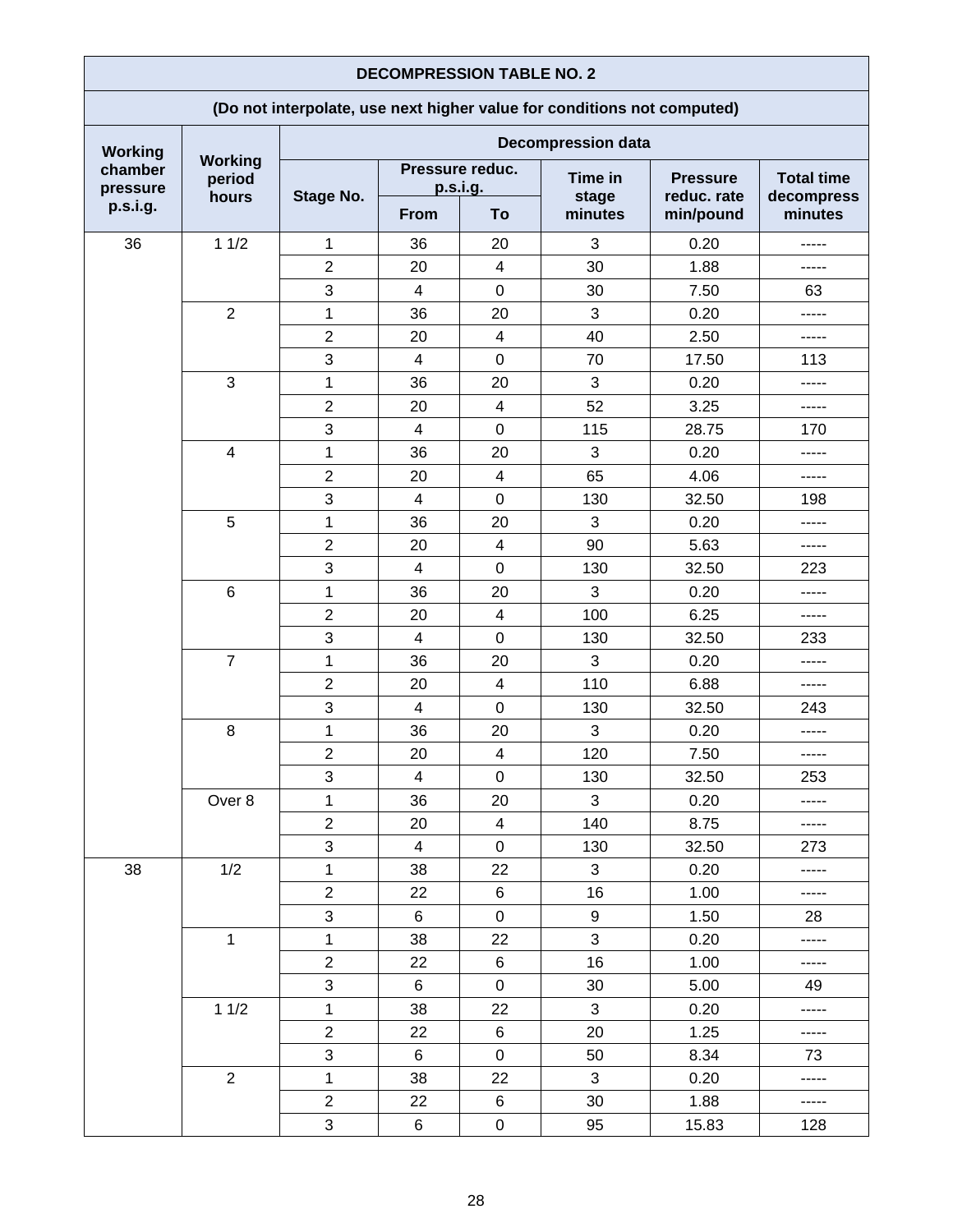| DECOMPRESSION TABLE NO. 2 | | | | | | | |
|---|---|---|---|---|---|---|---|
| (Do not interpolate, use next higher value for conditions not computed) | | | | | | | |
| Working chamber pressure p.s.i.g. | Working period hours | Decompression data | | | | | |
| | | Stage No. | Pressure reduc. p.s.i.g. | | Time in stage minutes | Pressure reduc. rate min/pound | Total time decompress minutes |
| | | | From | To | | | |
| 36 | 1 1/2 | 1 | 36 | 20 | 3 | 0.20 | ----- |
| | | 2 | 20 | 4 | 30 | 1.88 | ----- |
| | | 3 | 4 | 0 | 30 | 7.50 | 63 |
| | 2 | 1 | 36 | 20 | 3 | 0.20 | ----- |
| | | 2 | 20 | 4 | 40 | 2.50 | ----- |
| | | 3 | 4 | 0 | 70 | 17.50 | 113 |
| | 3 | 1 | 36 | 20 | 3 | 0.20 | ----- |
| | | 2 | 20 | 4 | 52 | 3.25 | ----- |
| | | 3 | 4 | 0 | 115 | 28.75 | 170 |
| | 4 | 1 | 36 | 20 | 3 | 0.20 | ----- |
| | | 2 | 20 | 4 | 65 | 4.06 | ----- |
| | | 3 | 4 | 0 | 130 | 32.50 | 198 |
| | 5 | 1 | 36 | 20 | 3 | 0.20 | ----- |
| | | 2 | 20 | 4 | 90 | 5.63 | ----- |
| | | 3 | 4 | 0 | 130 | 32.50 | 223 |
| | 6 | 1 | 36 | 20 | 3 | 0.20 | ----- |
| | | 2 | 20 | 4 | 100 | 6.25 | ----- |
| | | 3 | 4 | 0 | 130 | 32.50 | 233 |
| | 7 | 1 | 36 | 20 | 3 | 0.20 | ----- |
| | | 2 | 20 | 4 | 110 | 6.88 | ----- |
| | | 3 | 4 | 0 | 130 | 32.50 | 243 |
| | 8 | 1 | 36 | 20 | 3 | 0.20 | ----- |
| | | 2 | 20 | 4 | 120 | 7.50 | ----- |
| | | 3 | 4 | 0 | 130 | 32.50 | 253 |
| | Over 8 | 1 | 36 | 20 | 3 | 0.20 | ----- |
| | | 2 | 20 | 4 | 140 | 8.75 | ----- |
| | | 3 | 4 | 0 | 130 | 32.50 | 273 |
| 38 | 1/2 | 1 | 38 | 22 | 3 | 0.20 | ----- |
| | | 2 | 22 | 6 | 16 | 1.00 | ----- |
| | | 3 | 6 | 0 | 9 | 1.50 | 28 |
| | 1 | 1 | 38 | 22 | 3 | 0.20 | ----- |
| | | 2 | 22 | 6 | 16 | 1.00 | ----- |
| | | 3 | 6 | 0 | 30 | 5.00 | 49 |
| | 1 1/2 | 1 | 38 | 22 | 3 | 0.20 | ----- |
| | | 2 | 22 | 6 | 20 | 1.25 | ----- |
| | | 3 | 6 | 0 | 50 | 8.34 | 73 |
| | 2 | 1 | 38 | 22 | 3 | 0.20 | ----- |
| | | 2 | 22 | 6 | 30 | 1.88 | ----- |
| | | 3 | 6 | 0 | 95 | 15.83 | 128 |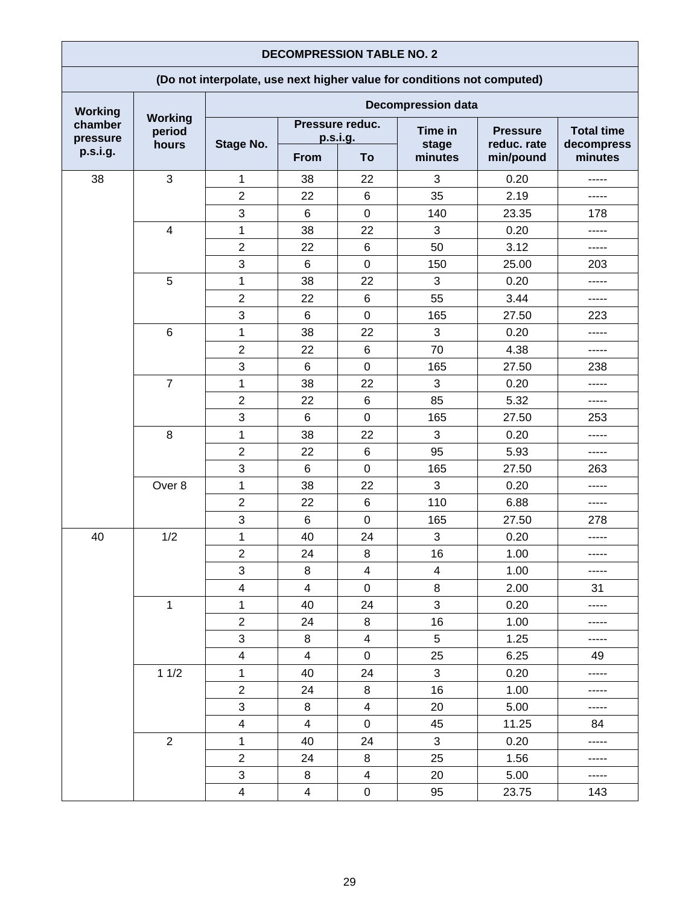| DECOMPRESSION TABLE NO. 2 | | | | | | | |
|---|---|---|---|---|---|---|---|
| (Do not interpolate, use next higher value for conditions not computed) | | | | | | | |
| Working chamber pressure p.s.i.g. | Working period hours | Decompression data | | | | | |
| | | Stage No. | Pressure reduc. p.s.i.g. | | Time in stage minutes | Pressure reduc. rate min/pound | Total time decompress minutes |
| | | | From | To | | | |
| 38 | 3 | 1 | 38 | 22 | 3 | 0.20 | ----- |
| | | 2 | 22 | 6 | 35 | 2.19 | ----- |
| | | 3 | 6 | 0 | 140 | 23.35 | 178 |
| | 4 | 1 | 38 | 22 | 3 | 0.20 | ----- |
| | | 2 | 22 | 6 | 50 | 3.12 | ----- |
| | | 3 | 6 | 0 | 150 | 25.00 | 203 |
| | 5 | 1 | 38 | 22 | 3 | 0.20 | ----- |
| | | 2 | 22 | 6 | 55 | 3.44 | ----- |
| | | 3 | 6 | 0 | 165 | 27.50 | 223 |
| | 6 | 1 | 38 | 22 | 3 | 0.20 | ----- |
| | | 2 | 22 | 6 | 70 | 4.38 | ----- |
| | | 3 | 6 | 0 | 165 | 27.50 | 238 |
| | 7 | 1 | 38 | 22 | 3 | 0.20 | ----- |
| | | 2 | 22 | 6 | 85 | 5.32 | ----- |
| | | 3 | 6 | 0 | 165 | 27.50 | 253 |
| | 8 | 1 | 38 | 22 | 3 | 0.20 | ----- |
| | | 2 | 22 | 6 | 95 | 5.93 | ----- |
| | | 3 | 6 | 0 | 165 | 27.50 | 263 |
| | Over 8 | 1 | 38 | 22 | 3 | 0.20 | ----- |
| | | 2 | 22 | 6 | 110 | 6.88 | ----- |
| | | 3 | 6 | 0 | 165 | 27.50 | 278 |
| 40 | 1/2 | 1 | 40 | 24 | 3 | 0.20 | ----- |
| | | 2 | 24 | 8 | 16 | 1.00 | ----- |
| | | 3 | 8 | 4 | 4 | 1.00 | ----- |
| | | 4 | 4 | 0 | 8 | 2.00 | 31 |
| | 1 | 1 | 40 | 24 | 3 | 0.20 | ----- |
| | | 2 | 24 | 8 | 16 | 1.00 | ----- |
| | | 3 | 8 | 4 | 5 | 1.25 | ----- |
| | | 4 | 4 | 0 | 25 | 6.25 | 49 |
| | 1 1/2 | 1 | 40 | 24 | 3 | 0.20 | ----- |
| | | 2 | 24 | 8 | 16 | 1.00 | ----- |
| | | 3 | 8 | 4 | 20 | 5.00 | ----- |
| | | 4 | 4 | 0 | 45 | 11.25 | 84 |
| | 2 | 1 | 40 | 24 | 3 | 0.20 | ----- |
| | | 2 | 24 | 8 | 25 | 1.56 | ----- |
| | | 3 | 8 | 4 | 20 | 5.00 | ----- |
| | | 4 | 4 | 0 | 95 | 23.75 | 143 |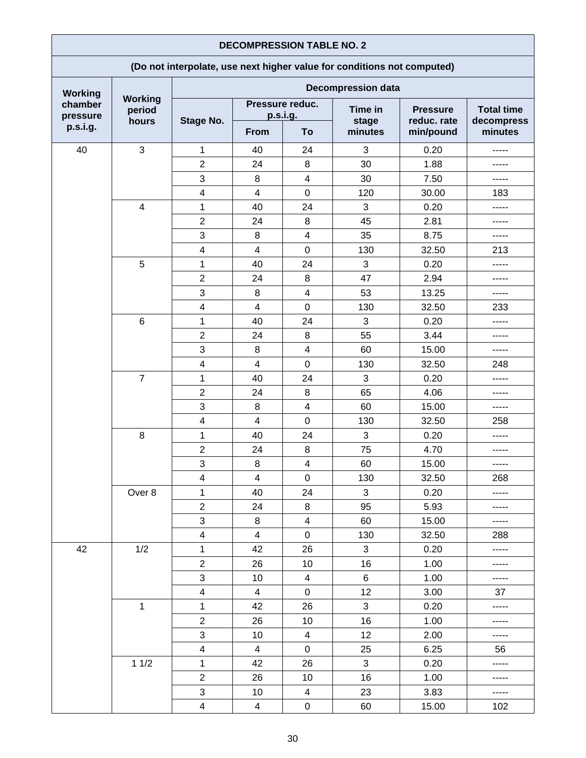| DECOMPRESSION TABLE NO. 2 | | | | | | | |
|---|---|---|---|---|---|---|---|
| (Do not interpolate, use next higher value for conditions not computed) | | | | | | | |
| Working chamber pressure p.s.i.g. | Working period hours | Decompression data | | | | | |
| | | Stage No. | Pressure reduc. p.s.i.g. | | Time in stage minutes | Pressure reduc. rate min/pound | Total time decompress minutes |
| | | | From | To | | | |
| 40 | 3 | 1 | 40 | 24 | 3 | 0.20 | ----- |
| | | 2 | 24 | 8 | 30 | 1.88 | ----- |
| | | 3 | 8 | 4 | 30 | 7.50 | ----- |
| | | 4 | 4 | 0 | 120 | 30.00 | 183 |
| | 4 | 1 | 40 | 24 | 3 | 0.20 | ----- |
| | | 2 | 24 | 8 | 45 | 2.81 | ----- |
| | | 3 | 8 | 4 | 35 | 8.75 | ----- |
| | | 4 | 4 | 0 | 130 | 32.50 | 213 |
| | 5 | 1 | 40 | 24 | 3 | 0.20 | ----- |
| | | 2 | 24 | 8 | 47 | 2.94 | ----- |
| | | 3 | 8 | 4 | 53 | 13.25 | ----- |
| | | 4 | 4 | 0 | 130 | 32.50 | 233 |
| | 6 | 1 | 40 | 24 | 3 | 0.20 | ----- |
| | | 2 | 24 | 8 | 55 | 3.44 | ----- |
| | | 3 | 8 | 4 | 60 | 15.00 | ----- |
| | | 4 | 4 | 0 | 130 | 32.50 | 248 |
| | 7 | 1 | 40 | 24 | 3 | 0.20 | ----- |
| | | 2 | 24 | 8 | 65 | 4.06 | ----- |
| | | 3 | 8 | 4 | 60 | 15.00 | ----- |
| | | 4 | 4 | 0 | 130 | 32.50 | 258 |
| | 8 | 1 | 40 | 24 | 3 | 0.20 | ----- |
| | | 2 | 24 | 8 | 75 | 4.70 | ----- |
| | | 3 | 8 | 4 | 60 | 15.00 | ----- |
| | | 4 | 4 | 0 | 130 | 32.50 | 268 |
| | Over 8 | 1 | 40 | 24 | 3 | 0.20 | ----- |
| | | 2 | 24 | 8 | 95 | 5.93 | ----- |
| | | 3 | 8 | 4 | 60 | 15.00 | ----- |
| | | 4 | 4 | 0 | 130 | 32.50 | 288 |
| 42 | 1/2 | 1 | 42 | 26 | 3 | 0.20 | ----- |
| | | 2 | 26 | 10 | 16 | 1.00 | ----- |
| | | 3 | 10 | 4 | 6 | 1.00 | ----- |
| | | 4 | 4 | 0 | 12 | 3.00 | 37 |
| | 1 | 1 | 42 | 26 | 3 | 0.20 | ----- |
| | | 2 | 26 | 10 | 16 | 1.00 | ----- |
| | | 3 | 10 | 4 | 12 | 2.00 | ----- |
| | | 4 | 4 | 0 | 25 | 6.25 | 56 |
| | 1 1/2 | 1 | 42 | 26 | 3 | 0.20 | ----- |
| | | 2 | 26 | 10 | 16 | 1.00 | ----- |
| | | 3 | 10 | 4 | 23 | 3.83 | ----- |
| | | 4 | 4 | 0 | 60 | 15.00 | 102 |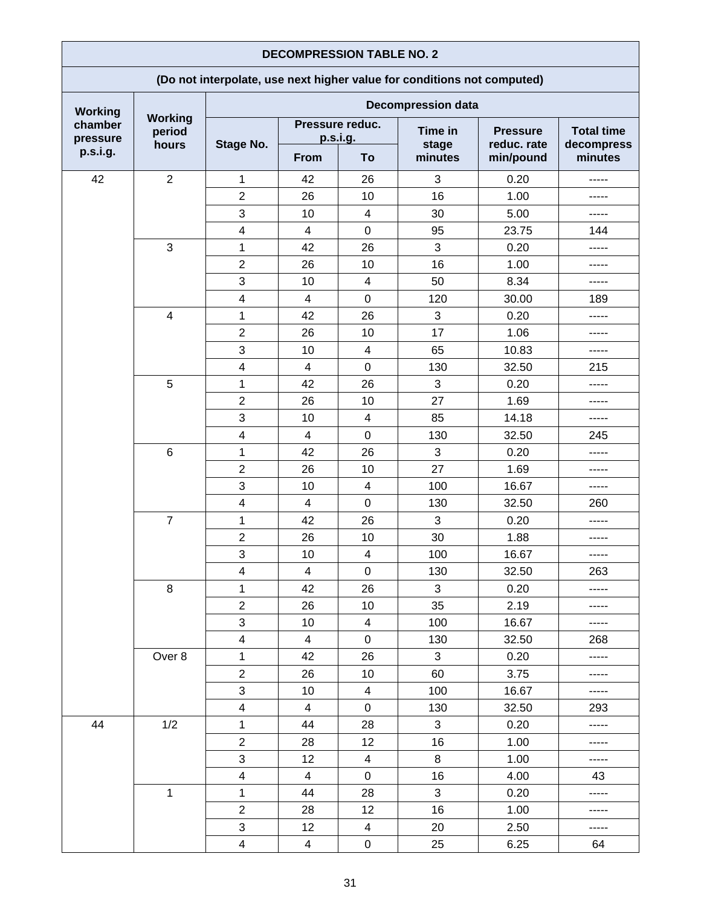| DECOMPRESSION TABLE NO. 2 | | | | | | | |
|---|---|---|---|---|---|---|---|
| (Do not interpolate, use next higher value for conditions not computed) | | | | | | | |
| Working chamber pressure p.s.i.g. | Working period hours | Decompression data | | | | | |
| | | Stage No. | Pressure reduc. p.s.i.g. | | Time in stage minutes | Pressure reduc. rate min/pound | Total time decompress minutes |
| | | | From | To | | | |
| 42 | 2 | 1 | 42 | 26 | 3 | 0.20 | ----- |
| | | 2 | 26 | 10 | 16 | 1.00 | ----- |
| | | 3 | 10 | 4 | 30 | 5.00 | ----- |
| | | 4 | 4 | 0 | 95 | 23.75 | 144 |
| | 3 | 1 | 42 | 26 | 3 | 0.20 | ----- |
| | | 2 | 26 | 10 | 16 | 1.00 | ----- |
| | | 3 | 10 | 4 | 50 | 8.34 | ----- |
| | | 4 | 4 | 0 | 120 | 30.00 | 189 |
| | 4 | 1 | 42 | 26 | 3 | 0.20 | ----- |
| | | 2 | 26 | 10 | 17 | 1.06 | ----- |
| | | 3 | 10 | 4 | 65 | 10.83 | ----- |
| | | 4 | 4 | 0 | 130 | 32.50 | 215 |
| | 5 | 1 | 42 | 26 | 3 | 0.20 | ----- |
| | | 2 | 26 | 10 | 27 | 1.69 | ----- |
| | | 3 | 10 | 4 | 85 | 14.18 | ----- |
| | | 4 | 4 | 0 | 130 | 32.50 | 245 |
| | 6 | 1 | 42 | 26 | 3 | 0.20 | ----- |
| | | 2 | 26 | 10 | 27 | 1.69 | ----- |
| | | 3 | 10 | 4 | 100 | 16.67 | ----- |
| | | 4 | 4 | 0 | 130 | 32.50 | 260 |
| | 7 | 1 | 42 | 26 | 3 | 0.20 | ----- |
| | | 2 | 26 | 10 | 30 | 1.88 | ----- |
| | | 3 | 10 | 4 | 100 | 16.67 | ----- |
| | | 4 | 4 | 0 | 130 | 32.50 | 263 |
| | 8 | 1 | 42 | 26 | 3 | 0.20 | ----- |
| | | 2 | 26 | 10 | 35 | 2.19 | ----- |
| | | 3 | 10 | 4 | 100 | 16.67 | ----- |
| | | 4 | 4 | 0 | 130 | 32.50 | 268 |
| | Over 8 | 1 | 42 | 26 | 3 | 0.20 | ----- |
| | | 2 | 26 | 10 | 60 | 3.75 | ----- |
| | | 3 | 10 | 4 | 100 | 16.67 | ----- |
| | | 4 | 4 | 0 | 130 | 32.50 | 293 |
| 44 | 1/2 | 1 | 44 | 28 | 3 | 0.20 | ----- |
| | | 2 | 28 | 12 | 16 | 1.00 | ----- |
| | | 3 | 12 | 4 | 8 | 1.00 | ----- |
| | | 4 | 4 | 0 | 16 | 4.00 | 43 |
| | 1 | 1 | 44 | 28 | 3 | 0.20 | ----- |
| | | 2 | 28 | 12 | 16 | 1.00 | ----- |
| | | 3 | 12 | 4 | 20 | 2.50 | ----- |
| | | 4 | 4 | 0 | 25 | 6.25 | 64 |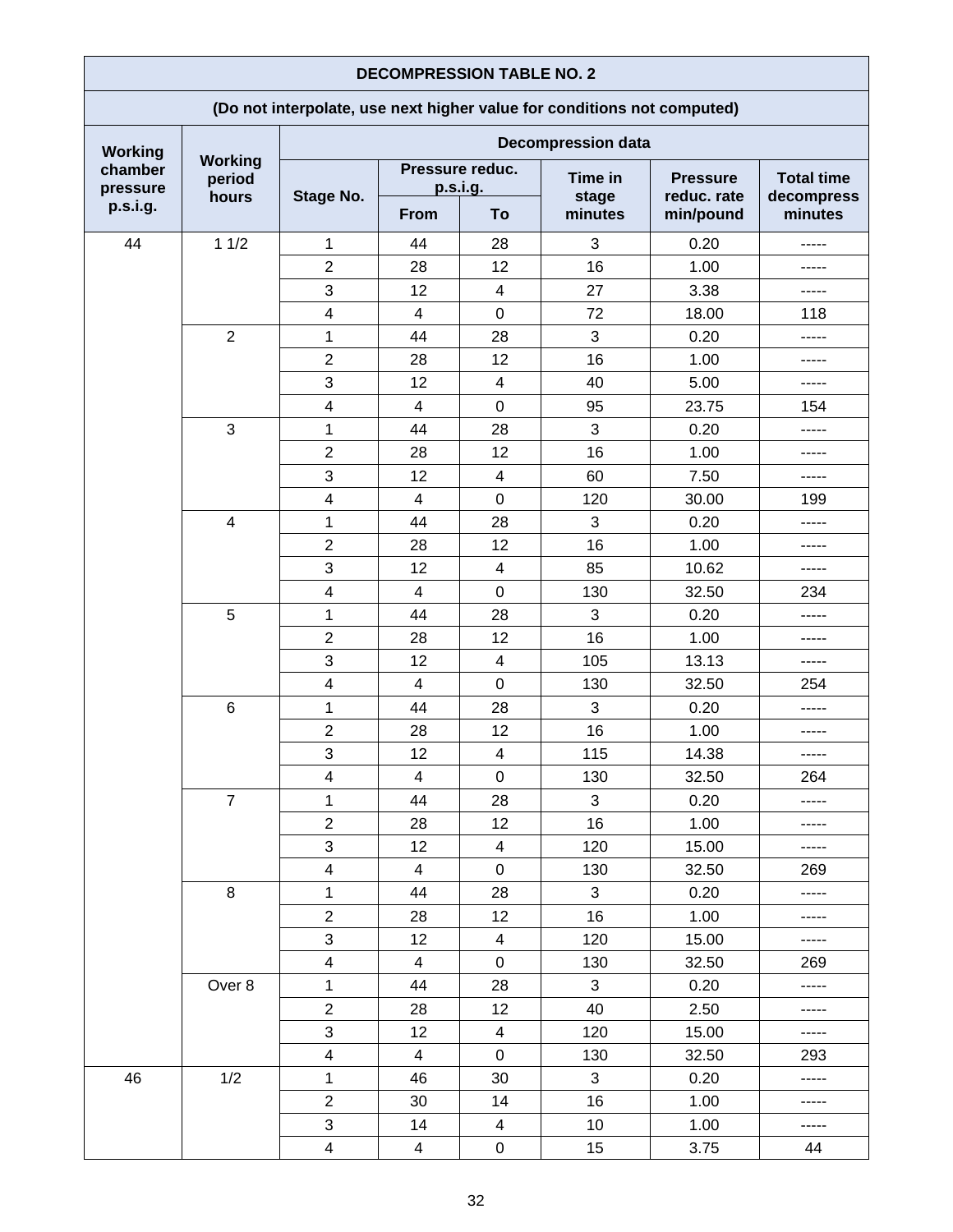| DECOMPRESSION TABLE NO. 2 | | | | | | | |
|---|---|---|---|---|---|---|---|
| (Do not interpolate, use next higher value for conditions not computed) | | | | | | | |
| Working chamber pressure p.s.i.g. | Working period hours | Decompression data | | | | | |
| | | Stage No. | Pressure reduc. p.s.i.g. | | Time in stage minutes | Pressure reduc. rate min/pound | Total time decompress minutes |
| | | | From | To | | | |
| 44 | 1 1/2 | 1 | 44 | 28 | 3 | 0.20 | ----- |
| | | 2 | 28 | 12 | 16 | 1.00 | ----- |
| | | 3 | 12 | 4 | 27 | 3.38 | ----- |
| | | 4 | 4 | 0 | 72 | 18.00 | 118 |
| | 2 | 1 | 44 | 28 | 3 | 0.20 | ----- |
| | | 2 | 28 | 12 | 16 | 1.00 | ----- |
| | | 3 | 12 | 4 | 40 | 5.00 | ----- |
| | | 4 | 4 | 0 | 95 | 23.75 | 154 |
| | 3 | 1 | 44 | 28 | 3 | 0.20 | ----- |
| | | 2 | 28 | 12 | 16 | 1.00 | ----- |
| | | 3 | 12 | 4 | 60 | 7.50 | ----- |
| | | 4 | 4 | 0 | 120 | 30.00 | 199 |
| | 4 | 1 | 44 | 28 | 3 | 0.20 | ----- |
| | | 2 | 28 | 12 | 16 | 1.00 | ----- |
| | | 3 | 12 | 4 | 85 | 10.62 | ----- |
| | | 4 | 4 | 0 | 130 | 32.50 | 234 |
| | 5 | 1 | 44 | 28 | 3 | 0.20 | ----- |
| | | 2 | 28 | 12 | 16 | 1.00 | ----- |
| | | 3 | 12 | 4 | 105 | 13.13 | ----- |
| | | 4 | 4 | 0 | 130 | 32.50 | 254 |
| | 6 | 1 | 44 | 28 | 3 | 0.20 | ----- |
| | | 2 | 28 | 12 | 16 | 1.00 | ----- |
| | | 3 | 12 | 4 | 115 | 14.38 | ----- |
| | | 4 | 4 | 0 | 130 | 32.50 | 264 |
| | 7 | 1 | 44 | 28 | 3 | 0.20 | ----- |
| | | 2 | 28 | 12 | 16 | 1.00 | ----- |
| | | 3 | 12 | 4 | 120 | 15.00 | ----- |
| | | 4 | 4 | 0 | 130 | 32.50 | 269 |
| | 8 | 1 | 44 | 28 | 3 | 0.20 | ----- |
| | | 2 | 28 | 12 | 16 | 1.00 | ----- |
| | | 3 | 12 | 4 | 120 | 15.00 | ----- |
| | | 4 | 4 | 0 | 130 | 32.50 | 269 |
| | Over 8 | 1 | 44 | 28 | 3 | 0.20 | ----- |
| | | 2 | 28 | 12 | 40 | 2.50 | ----- |
| | | 3 | 12 | 4 | 120 | 15.00 | ----- |
| | | 4 | 4 | 0 | 130 | 32.50 | 293 |
| 46 | 1/2 | 1 | 46 | 30 | 3 | 0.20 | ----- |
| | | 2 | 30 | 14 | 16 | 1.00 | ----- |
| | | 3 | 14 | 4 | 10 | 1.00 | ----- |
| | | 4 | 4 | 0 | 15 | 3.75 | 44 |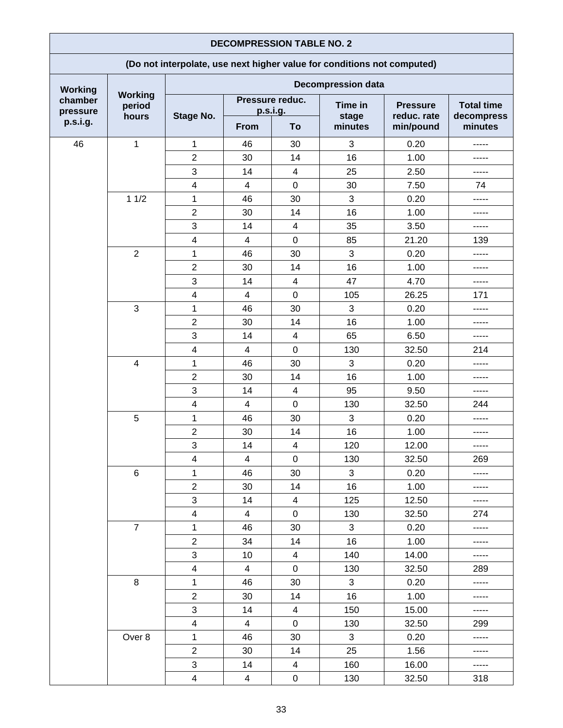| DECOMPRESSION TABLE NO. 2 | | | | | | | |
|---|---|---|---|---|---|---|---|
| (Do not interpolate, use next higher value for conditions not computed) | | | | | | | |
| Working chamber pressure p.s.i.g. | Working period hours | Decompression data | | | | | |
| | | Stage No. | Pressure reduc. p.s.i.g. | | Time in stage minutes | Pressure reduc. rate min/pound | Total time decompress minutes |
| | | | From | To | | | |
| 46 | 1 | 1 | 46 | 30 | 3 | 0.20 | ----- |
| | | 2 | 30 | 14 | 16 | 1.00 | ----- |
| | | 3 | 14 | 4 | 25 | 2.50 | ----- |
| | | 4 | 4 | 0 | 30 | 7.50 | 74 |
| | 1 1/2 | 1 | 46 | 30 | 3 | 0.20 | ----- |
| | | 2 | 30 | 14 | 16 | 1.00 | ----- |
| | | 3 | 14 | 4 | 35 | 3.50 | ----- |
| | | 4 | 4 | 0 | 85 | 21.20 | 139 |
| | 2 | 1 | 46 | 30 | 3 | 0.20 | ----- |
| | | 2 | 30 | 14 | 16 | 1.00 | ----- |
| | | 3 | 14 | 4 | 47 | 4.70 | ----- |
| | | 4 | 4 | 0 | 105 | 26.25 | 171 |
| | 3 | 1 | 46 | 30 | 3 | 0.20 | ----- |
| | | 2 | 30 | 14 | 16 | 1.00 | ----- |
| | | 3 | 14 | 4 | 65 | 6.50 | ----- |
| | | 4 | 4 | 0 | 130 | 32.50 | 214 |
| | 4 | 1 | 46 | 30 | 3 | 0.20 | ----- |
| | | 2 | 30 | 14 | 16 | 1.00 | ----- |
| | | 3 | 14 | 4 | 95 | 9.50 | ----- |
| | | 4 | 4 | 0 | 130 | 32.50 | 244 |
| | 5 | 1 | 46 | 30 | 3 | 0.20 | ----- |
| | | 2 | 30 | 14 | 16 | 1.00 | ----- |
| | | 3 | 14 | 4 | 120 | 12.00 | ----- |
| | | 4 | 4 | 0 | 130 | 32.50 | 269 |
| | 6 | 1 | 46 | 30 | 3 | 0.20 | ----- |
| | | 2 | 30 | 14 | 16 | 1.00 | ----- |
| | | 3 | 14 | 4 | 125 | 12.50 | ----- |
| | | 4 | 4 | 0 | 130 | 32.50 | 274 |
| | 7 | 1 | 46 | 30 | 3 | 0.20 | ----- |
| | | 2 | 34 | 14 | 16 | 1.00 | ----- |
| | | 3 | 10 | 4 | 140 | 14.00 | ----- |
| | | 4 | 4 | 0 | 130 | 32.50 | 289 |
| | 8 | 1 | 46 | 30 | 3 | 0.20 | ----- |
| | | 2 | 30 | 14 | 16 | 1.00 | ----- |
| | | 3 | 14 | 4 | 150 | 15.00 | ----- |
| | | 4 | 4 | 0 | 130 | 32.50 | 299 |
| | Over 8 | 1 | 46 | 30 | 3 | 0.20 | ----- |
| | | 2 | 30 | 14 | 25 | 1.56 | ----- |
| | | 3 | 14 | 4 | 160 | 16.00 | ----- |
| | | 4 | 4 | 0 | 130 | 32.50 | 318 |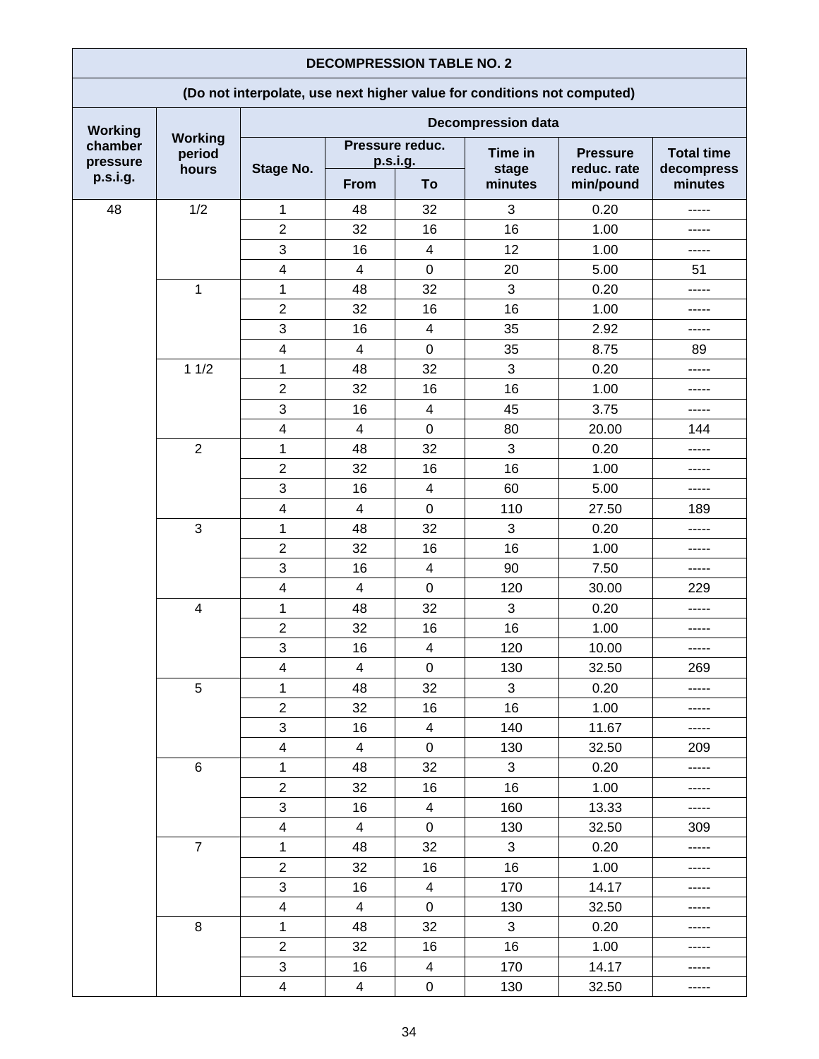| DECOMPRESSION TABLE NO. 2 | | | | | | | |
|---|---|---|---|---|---|---|---|
| (Do not interpolate, use next higher value for conditions not computed) | | | | | | | |
| Working chamber pressure p.s.i.g. | Working period hours | Decompression data | | | | | |
| | | Stage No. | Pressure reduc. p.s.i.g. | | Time in stage minutes | Pressure reduc. rate min/pound | Total time decompress minutes |
| | | | From | To | | | |
| 48 | 1/2 | 1 | 48 | 32 | 3 | 0.20 | ----- |
| | | 2 | 32 | 16 | 16 | 1.00 | ----- |
| | | 3 | 16 | 4 | 12 | 1.00 | ----- |
| | | 4 | 4 | 0 | 20 | 5.00 | 51 |
| | 1 | 1 | 48 | 32 | 3 | 0.20 | ----- |
| | | 2 | 32 | 16 | 16 | 1.00 | ----- |
| | | 3 | 16 | 4 | 35 | 2.92 | ----- |
| | | 4 | 4 | 0 | 35 | 8.75 | 89 |
| | 1 1/2 | 1 | 48 | 32 | 3 | 0.20 | ----- |
| | | 2 | 32 | 16 | 16 | 1.00 | ----- |
| | | 3 | 16 | 4 | 45 | 3.75 | ----- |
| | | 4 | 4 | 0 | 80 | 20.00 | 144 |
| | 2 | 1 | 48 | 32 | 3 | 0.20 | ----- |
| | | 2 | 32 | 16 | 16 | 1.00 | ----- |
| | | 3 | 16 | 4 | 60 | 5.00 | ----- |
| | | 4 | 4 | 0 | 110 | 27.50 | 189 |
| | 3 | 1 | 48 | 32 | 3 | 0.20 | ----- |
| | | 2 | 32 | 16 | 16 | 1.00 | ----- |
| | | 3 | 16 | 4 | 90 | 7.50 | ----- |
| | | 4 | 4 | 0 | 120 | 30.00 | 229 |
| | 4 | 1 | 48 | 32 | 3 | 0.20 | ----- |
| | | 2 | 32 | 16 | 16 | 1.00 | ----- |
| | | 3 | 16 | 4 | 120 | 10.00 | ----- |
| | | 4 | 4 | 0 | 130 | 32.50 | 269 |
| | 5 | 1 | 48 | 32 | 3 | 0.20 | ----- |
| | | 2 | 32 | 16 | 16 | 1.00 | ----- |
| | | 3 | 16 | 4 | 140 | 11.67 | ----- |
| | | 4 | 4 | 0 | 130 | 32.50 | 209 |
| | 6 | 1 | 48 | 32 | 3 | 0.20 | ----- |
| | | 2 | 32 | 16 | 16 | 1.00 | ----- |
| | | 3 | 16 | 4 | 160 | 13.33 | ----- |
| | | 4 | 4 | 0 | 130 | 32.50 | 309 |
| | 7 | 1 | 48 | 32 | 3 | 0.20 | ----- |
| | | 2 | 32 | 16 | 16 | 1.00 | ----- |
| | | 3 | 16 | 4 | 170 | 14.17 | ----- |
| | | 4 | 4 | 0 | 130 | 32.50 | ----- |
| | 8 | 1 | 48 | 32 | 3 | 0.20 | ----- |
| | | 2 | 32 | 16 | 16 | 1.00 | ----- |
| | | 3 | 16 | 4 | 170 | 14.17 | ----- |
| | | 4 | 4 | 0 | 130 | 32.50 | ----- |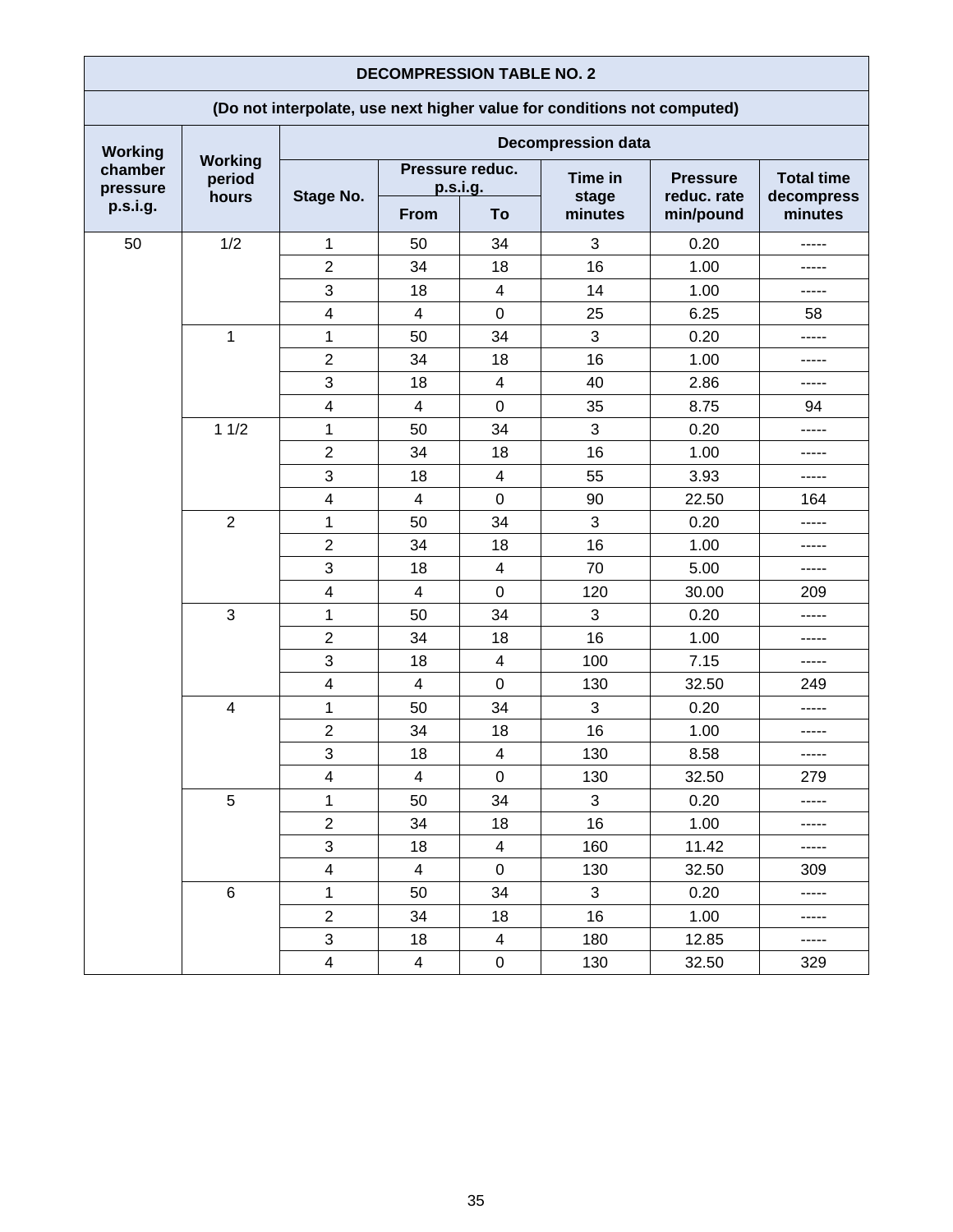| DECOMPRESSION TABLE NO. 2 | | | | | | | |
|---|---|---|---|---|---|---|---|
| (Do not interpolate, use next higher value for conditions not computed) | | | | | | | |
| Working chamber pressure p.s.i.g. | Working period hours | Decompression data | | | | | |
| | | Stage No. | Pressure reduc. p.s.i.g. | | Time in stage minutes | Pressure reduc. rate min/pound | Total time decompress minutes |
| | | | From | To | | | |
| 50 | 1/2 | 1 | 50 | 34 | 3 | 0.20 | ----- |
| | | 2 | 34 | 18 | 16 | 1.00 | ----- |
| | | 3 | 18 | 4 | 14 | 1.00 | ----- |
| | | 4 | 4 | 0 | 25 | 6.25 | 58 |
| | 1 | 1 | 50 | 34 | 3 | 0.20 | ----- |
| | | 2 | 34 | 18 | 16 | 1.00 | ----- |
| | | 3 | 18 | 4 | 40 | 2.86 | ----- |
| | | 4 | 4 | 0 | 35 | 8.75 | 94 |
| | 1 1/2 | 1 | 50 | 34 | 3 | 0.20 | ----- |
| | | 2 | 34 | 18 | 16 | 1.00 | ----- |
| | | 3 | 18 | 4 | 55 | 3.93 | ----- |
| | | 4 | 4 | 0 | 90 | 22.50 | 164 |
| | 2 | 1 | 50 | 34 | 3 | 0.20 | ----- |
| | | 2 | 34 | 18 | 16 | 1.00 | ----- |
| | | 3 | 18 | 4 | 70 | 5.00 | ----- |
| | | 4 | 4 | 0 | 120 | 30.00 | 209 |
| | 3 | 1 | 50 | 34 | 3 | 0.20 | ----- |
| | | 2 | 34 | 18 | 16 | 1.00 | ----- |
| | | 3 | 18 | 4 | 100 | 7.15 | ----- |
| | | 4 | 4 | 0 | 130 | 32.50 | 249 |
| | 4 | 1 | 50 | 34 | 3 | 0.20 | ----- |
| | | 2 | 34 | 18 | 16 | 1.00 | ----- |
| | | 3 | 18 | 4 | 130 | 8.58 | ----- |
| | | 4 | 4 | 0 | 130 | 32.50 | 279 |
| | 5 | 1 | 50 | 34 | 3 | 0.20 | ----- |
| | | 2 | 34 | 18 | 16 | 1.00 | ----- |
| | | 3 | 18 | 4 | 160 | 11.42 | ----- |
| | | 4 | 4 | 0 | 130 | 32.50 | 309 |
| | 6 | 1 | 50 | 34 | 3 | 0.20 | ----- |
| | | 2 | 34 | 18 | 16 | 1.00 | ----- |
| | | 3 | 18 | 4 | 180 | 12.85 | ----- |
| | | 4 | 4 | 0 | 130 | 32.50 | 329 |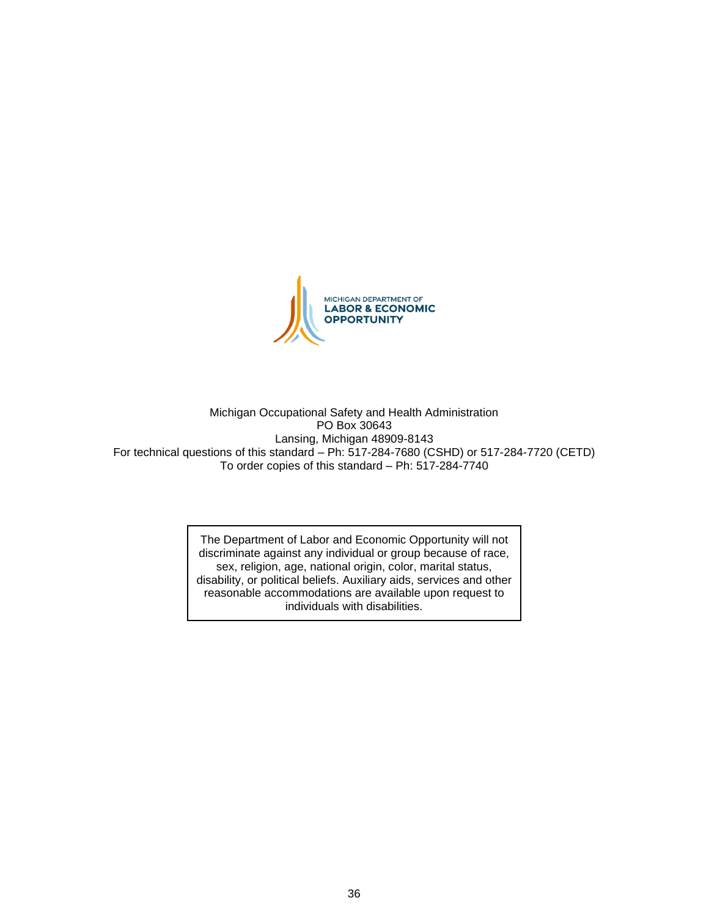MICHIGAN DEPARTMENT OF
LABOR & ECONOMIC
OPPORTUNITY

Michigan Occupational Safety and Health Administration
PO Box 30643
Lansing, Michigan 48909-8143
For technical questions of this standard – Ph: 517-284-7680 (CSHD) or 517-284-7720 (CETD)
To order copies of this standard – Ph: 517-284-7740

The Department of Labor and Economic Opportunity will not discriminate against any individual or group because of race, sex, religion, age, national origin, color, marital status, disability, or political beliefs. Auxiliary aids, services and other reasonable accommodations are available upon request to individuals with disabilities.